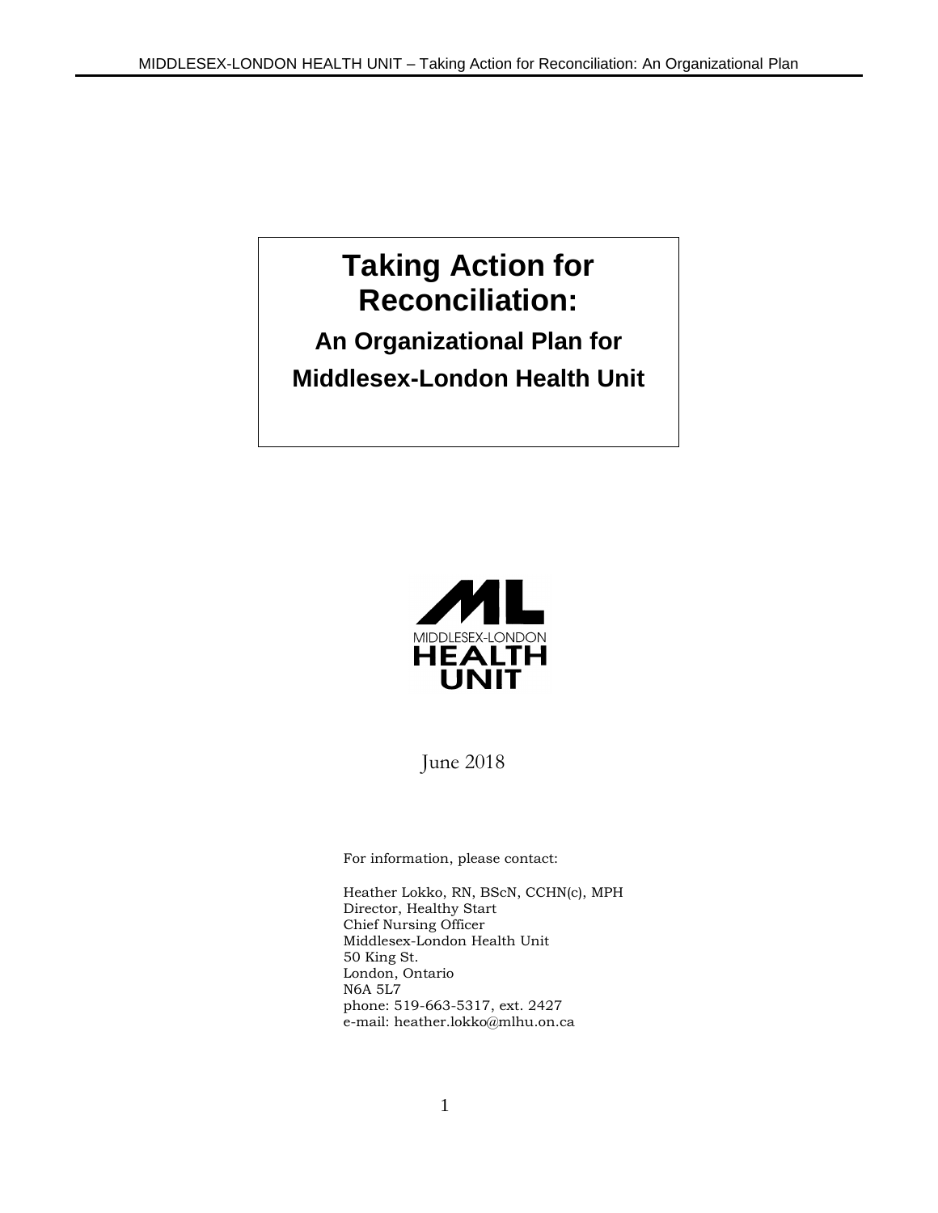# Taking Action for Reconciliation:

## An Organizational Plan for Middlesex-London Health Unit

MIDDLESEX-LONDON HEALTH UNIT

June 2018

For information, please contact:

Heather Lokko, RN, BScN, CCHN(c), MPH
Director, Healthy Start
Chief Nursing Officer
Middlesex-London Health Unit
50 King St.
London, Ontario
N6A 5L7
phone: 519-663-5317, ext. 2427
e-mail: heather.lokko@mlhu.on.ca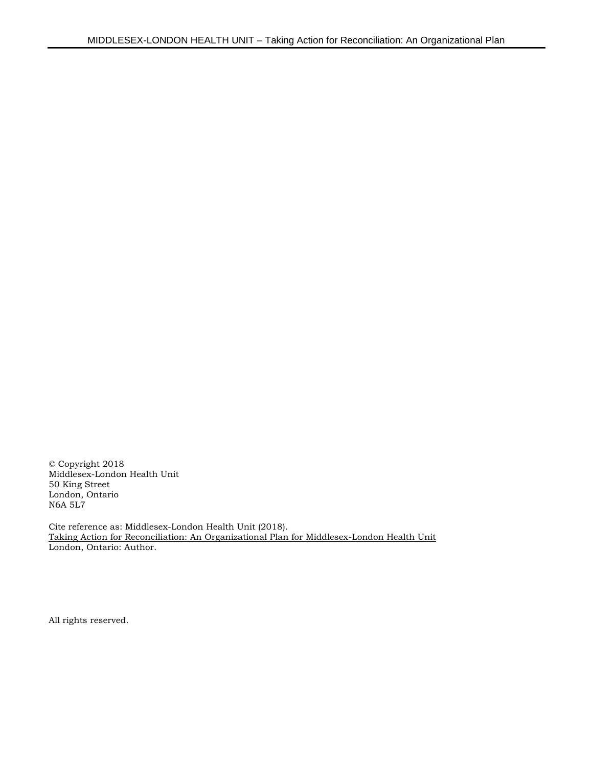© Copyright 2018
Middlesex-London Health Unit
50 King Street
London, Ontario
N6A 5L7

Cite reference as: Middlesex-London Health Unit (2018).
Taking Action for Reconciliation: An Organizational Plan for Middlesex-London Health Unit
London, Ontario: Author.

All rights reserved.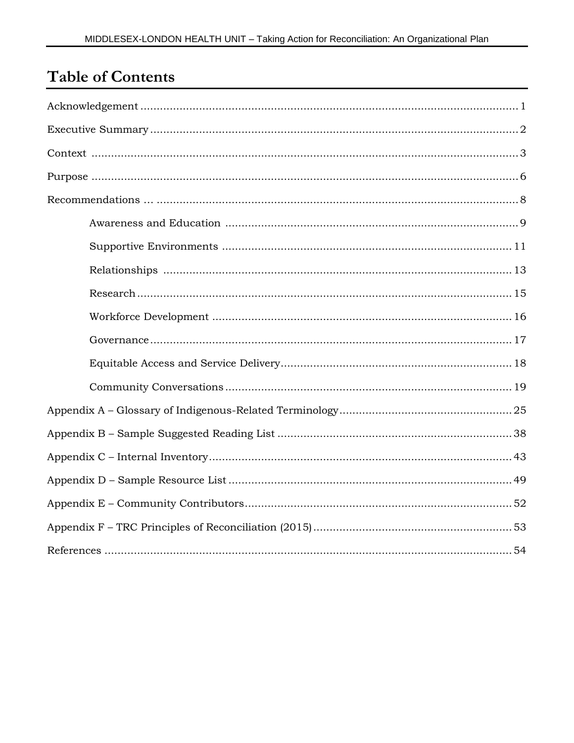# Table of Contents

Acknowledgement ..... 1

Executive Summary ..... 2

Context ..... 3

Purpose ..... 6

Recommendations ... ..... 8

- Awareness and Education ..... 9
- Supportive Environments ..... 11
- Relationships ..... 13
- Research ..... 15
- Workforce Development ..... 16
- Governance ..... 17
- Equitable Access and Service Delivery ..... 18
- Community Conversations ..... 19

Appendix A – Glossary of Indigenous-Related Terminology ..... 25

Appendix B – Sample Suggested Reading List ..... 38

Appendix C – Internal Inventory ..... 43

Appendix D – Sample Resource List ..... 49

Appendix E – Community Contributors ..... 52

Appendix F – TRC Principles of Reconciliation (2015) ..... 53

References ..... 54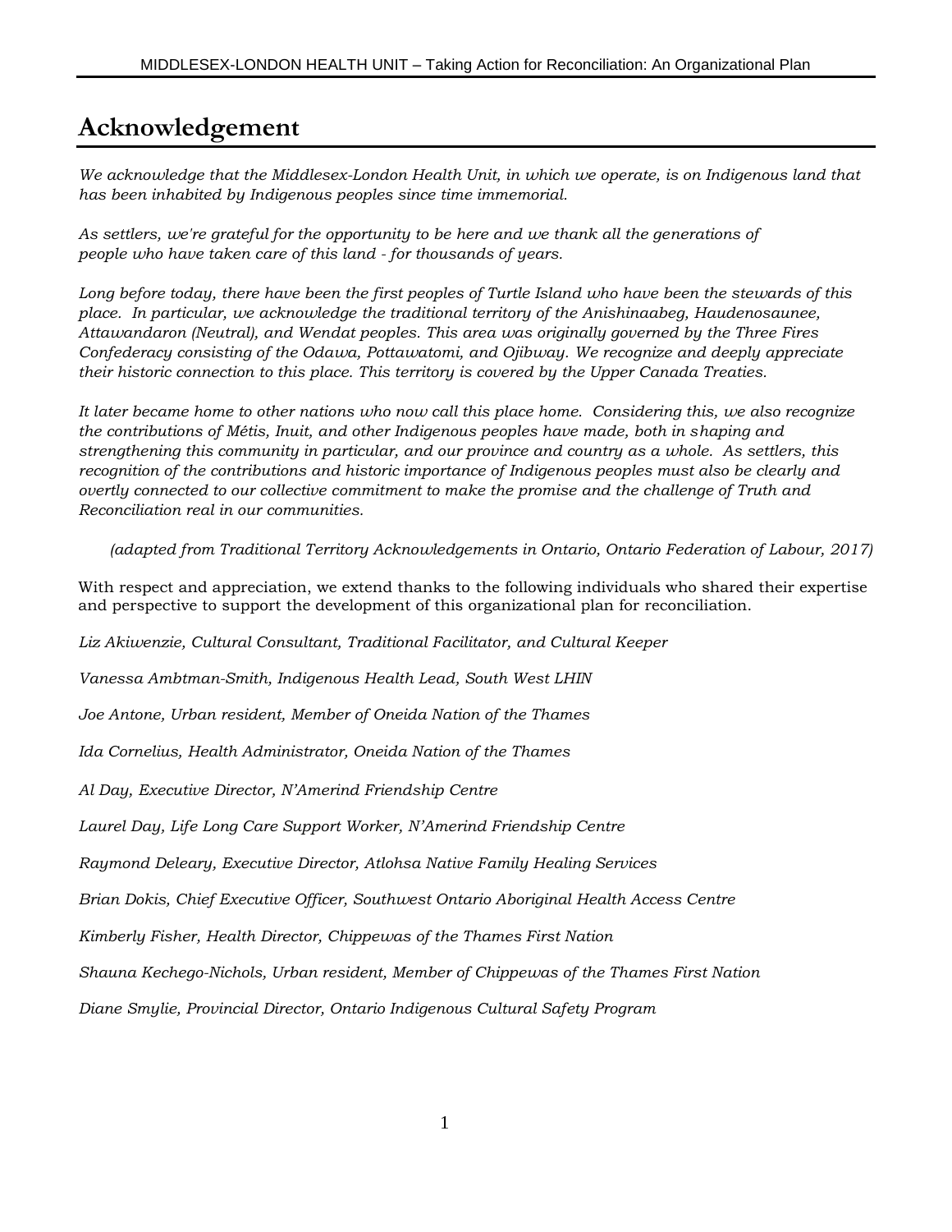# Acknowledgement

*We acknowledge that the Middlesex-London Health Unit, in which we operate, is on Indigenous land that has been inhabited by Indigenous peoples since time immemorial.*

*As settlers, we're grateful for the opportunity to be here and we thank all the generations of people who have taken care of this land - for thousands of years.*

*Long before today, there have been the first peoples of Turtle Island who have been the stewards of this place. In particular, we acknowledge the traditional territory of the Anishinaabeg, Haudenosaunee, Attawandaron (Neutral), and Wendat peoples. This area was originally governed by the Three Fires Confederacy consisting of the Odawa, Pottawatomi, and Ojibway. We recognize and deeply appreciate their historic connection to this place. This territory is covered by the Upper Canada Treaties.*

*It later became home to other nations who now call this place home. Considering this, we also recognize the contributions of Métis, Inuit, and other Indigenous peoples have made, both in shaping and strengthening this community in particular, and our province and country as a whole. As settlers, this recognition of the contributions and historic importance of Indigenous peoples must also be clearly and overtly connected to our collective commitment to make the promise and the challenge of Truth and Reconciliation real in our communities.*

*(adapted from Traditional Territory Acknowledgements in Ontario, Ontario Federation of Labour, 2017)*

With respect and appreciation, we extend thanks to the following individuals who shared their expertise and perspective to support the development of this organizational plan for reconciliation.

*Liz Akiwenzie, Cultural Consultant, Traditional Facilitator, and Cultural Keeper*

*Vanessa Ambtman-Smith, Indigenous Health Lead, South West LHIN*

*Joe Antone, Urban resident, Member of Oneida Nation of the Thames*

*Ida Cornelius, Health Administrator, Oneida Nation of the Thames*

*Al Day, Executive Director, N'Amerind Friendship Centre*

*Laurel Day, Life Long Care Support Worker, N'Amerind Friendship Centre*

*Raymond Deleary, Executive Director, Atlohsa Native Family Healing Services*

*Brian Dokis, Chief Executive Officer, Southwest Ontario Aboriginal Health Access Centre*

*Kimberly Fisher, Health Director, Chippewas of the Thames First Nation*

*Shauna Kechego-Nichols, Urban resident, Member of Chippewas of the Thames First Nation*

*Diane Smylie, Provincial Director, Ontario Indigenous Cultural Safety Program*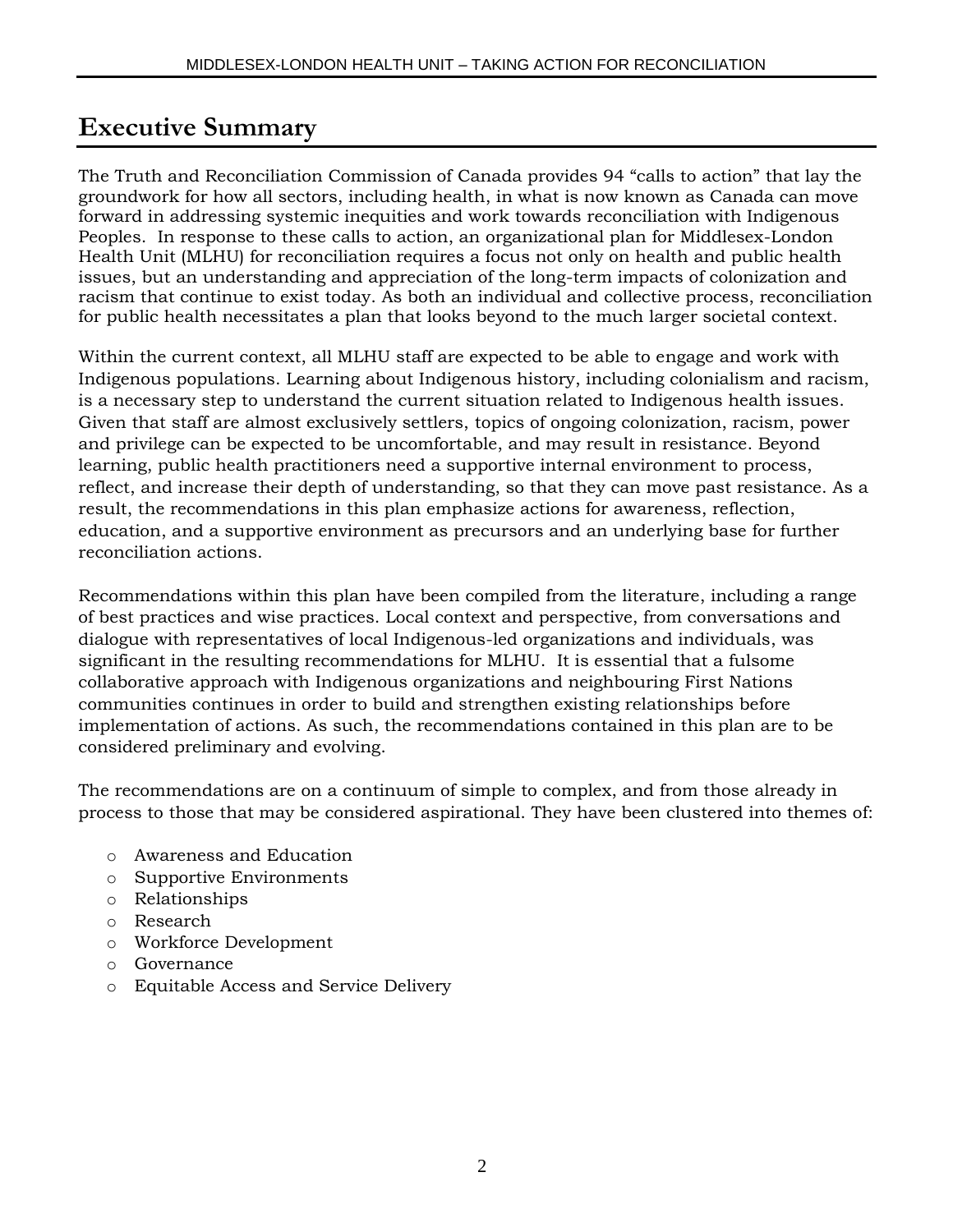# Executive Summary

The Truth and Reconciliation Commission of Canada provides 94 "calls to action" that lay the groundwork for how all sectors, including health, in what is now known as Canada can move forward in addressing systemic inequities and work towards reconciliation with Indigenous Peoples. In response to these calls to action, an organizational plan for Middlesex-London Health Unit (MLHU) for reconciliation requires a focus not only on health and public health issues, but an understanding and appreciation of the long-term impacts of colonization and racism that continue to exist today. As both an individual and collective process, reconciliation for public health necessitates a plan that looks beyond to the much larger societal context.

Within the current context, all MLHU staff are expected to be able to engage and work with Indigenous populations. Learning about Indigenous history, including colonialism and racism, is a necessary step to understand the current situation related to Indigenous health issues. Given that staff are almost exclusively settlers, topics of ongoing colonization, racism, power and privilege can be expected to be uncomfortable, and may result in resistance. Beyond learning, public health practitioners need a supportive internal environment to process, reflect, and increase their depth of understanding, so that they can move past resistance. As a result, the recommendations in this plan emphasize actions for awareness, reflection, education, and a supportive environment as precursors and an underlying base for further reconciliation actions.

Recommendations within this plan have been compiled from the literature, including a range of best practices and wise practices. Local context and perspective, from conversations and dialogue with representatives of local Indigenous-led organizations and individuals, was significant in the resulting recommendations for MLHU. It is essential that a fulsome collaborative approach with Indigenous organizations and neighbouring First Nations communities continues in order to build and strengthen existing relationships before implementation of actions. As such, the recommendations contained in this plan are to be considered preliminary and evolving.

The recommendations are on a continuum of simple to complex, and from those already in process to those that may be considered aspirational. They have been clustered into themes of:

- Awareness and Education
- Supportive Environments
- Relationships
- Research
- Workforce Development
- Governance
- Equitable Access and Service Delivery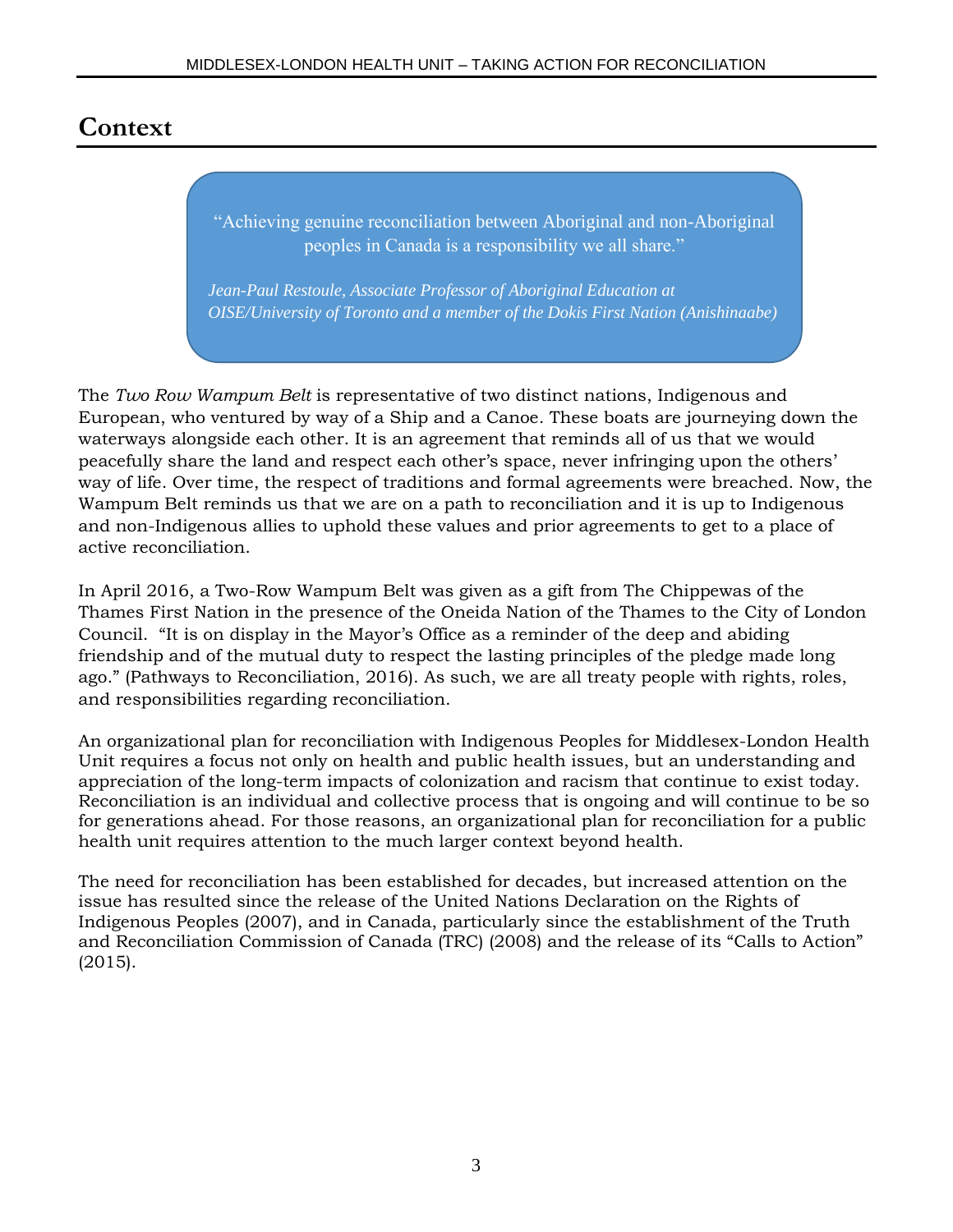# Context

> "Achieving genuine reconciliation between Aboriginal and non-Aboriginal peoples in Canada is a responsibility we all share."
>
> *Jean-Paul Restoule, Associate Professor of Aboriginal Education at OISE/University of Toronto and a member of the Dokis First Nation (Anishinaabe)*

The *Two Row Wampum Belt* is representative of two distinct nations, Indigenous and European, who ventured by way of a Ship and a Canoe. These boats are journeying down the waterways alongside each other. It is an agreement that reminds all of us that we would peacefully share the land and respect each other's space, never infringing upon the others' way of life. Over time, the respect of traditions and formal agreements were breached. Now, the Wampum Belt reminds us that we are on a path to reconciliation and it is up to Indigenous and non-Indigenous allies to uphold these values and prior agreements to get to a place of active reconciliation.

In April 2016, a Two-Row Wampum Belt was given as a gift from The Chippewas of the Thames First Nation in the presence of the Oneida Nation of the Thames to the City of London Council. "It is on display in the Mayor's Office as a reminder of the deep and abiding friendship and of the mutual duty to respect the lasting principles of the pledge made long ago." (Pathways to Reconciliation, 2016). As such, we are all treaty people with rights, roles, and responsibilities regarding reconciliation.

An organizational plan for reconciliation with Indigenous Peoples for Middlesex-London Health Unit requires a focus not only on health and public health issues, but an understanding and appreciation of the long-term impacts of colonization and racism that continue to exist today. Reconciliation is an individual and collective process that is ongoing and will continue to be so for generations ahead. For those reasons, an organizational plan for reconciliation for a public health unit requires attention to the much larger context beyond health.

The need for reconciliation has been established for decades, but increased attention on the issue has resulted since the release of the United Nations Declaration on the Rights of Indigenous Peoples (2007), and in Canada, particularly since the establishment of the Truth and Reconciliation Commission of Canada (TRC) (2008) and the release of its "Calls to Action" (2015).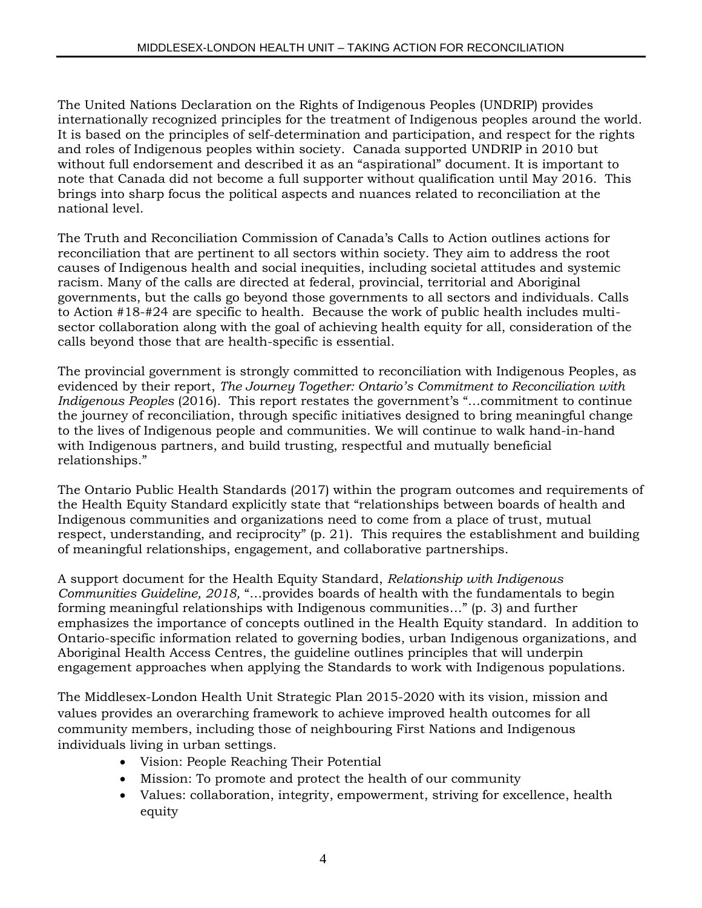The United Nations Declaration on the Rights of Indigenous Peoples (UNDRIP) provides internationally recognized principles for the treatment of Indigenous peoples around the world. It is based on the principles of self-determination and participation, and respect for the rights and roles of Indigenous peoples within society. Canada supported UNDRIP in 2010 but without full endorsement and described it as an "aspirational" document. It is important to note that Canada did not become a full supporter without qualification until May 2016. This brings into sharp focus the political aspects and nuances related to reconciliation at the national level.

The Truth and Reconciliation Commission of Canada's Calls to Action outlines actions for reconciliation that are pertinent to all sectors within society. They aim to address the root causes of Indigenous health and social inequities, including societal attitudes and systemic racism. Many of the calls are directed at federal, provincial, territorial and Aboriginal governments, but the calls go beyond those governments to all sectors and individuals. Calls to Action #18-#24 are specific to health. Because the work of public health includes multi-sector collaboration along with the goal of achieving health equity for all, consideration of the calls beyond those that are health-specific is essential.

The provincial government is strongly committed to reconciliation with Indigenous Peoples, as evidenced by their report, *The Journey Together: Ontario's Commitment to Reconciliation with Indigenous Peoples* (2016). This report restates the government's "…commitment to continue the journey of reconciliation, through specific initiatives designed to bring meaningful change to the lives of Indigenous people and communities. We will continue to walk hand-in-hand with Indigenous partners, and build trusting, respectful and mutually beneficial relationships."

The Ontario Public Health Standards (2017) within the program outcomes and requirements of the Health Equity Standard explicitly state that "relationships between boards of health and Indigenous communities and organizations need to come from a place of trust, mutual respect, understanding, and reciprocity" (p. 21). This requires the establishment and building of meaningful relationships, engagement, and collaborative partnerships.

A support document for the Health Equity Standard, *Relationship with Indigenous Communities Guideline, 2018,* "…provides boards of health with the fundamentals to begin forming meaningful relationships with Indigenous communities…" (p. 3) and further emphasizes the importance of concepts outlined in the Health Equity standard. In addition to Ontario-specific information related to governing bodies, urban Indigenous organizations, and Aboriginal Health Access Centres, the guideline outlines principles that will underpin engagement approaches when applying the Standards to work with Indigenous populations.

The Middlesex-London Health Unit Strategic Plan 2015-2020 with its vision, mission and values provides an overarching framework to achieve improved health outcomes for all community members, including those of neighbouring First Nations and Indigenous individuals living in urban settings.

- Vision: People Reaching Their Potential
- Mission: To promote and protect the health of our community
- Values: collaboration, integrity, empowerment, striving for excellence, health equity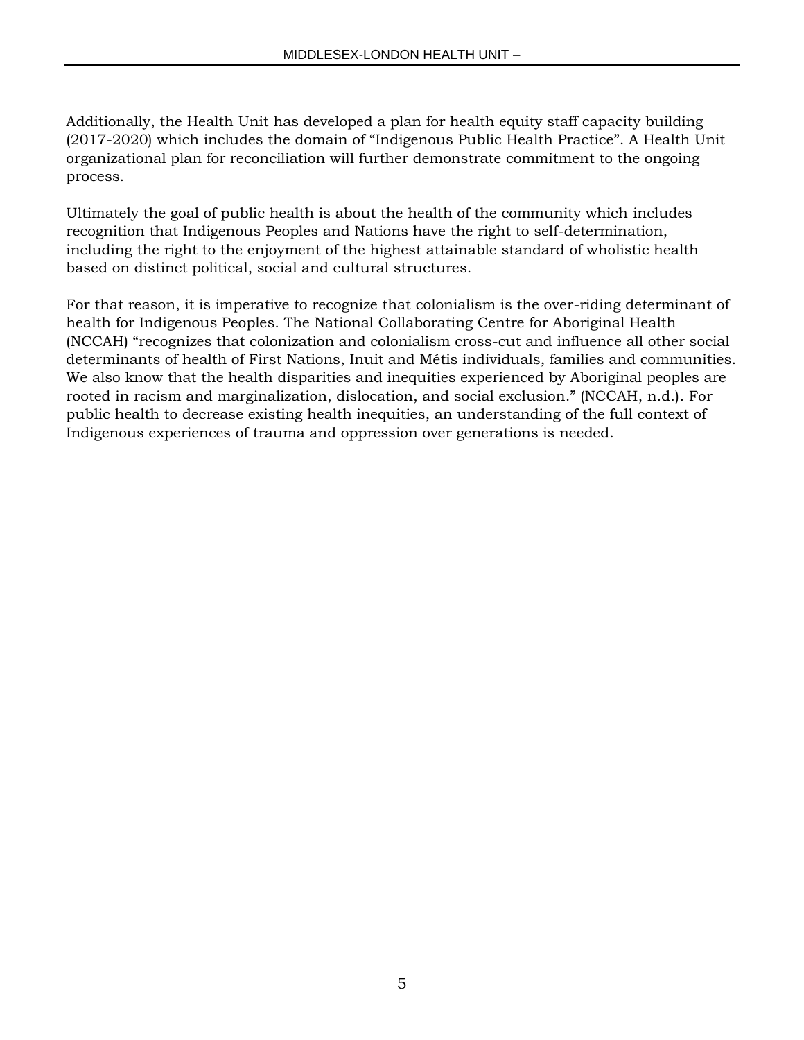Additionally, the Health Unit has developed a plan for health equity staff capacity building (2017-2020) which includes the domain of "Indigenous Public Health Practice". A Health Unit organizational plan for reconciliation will further demonstrate commitment to the ongoing process.

Ultimately the goal of public health is about the health of the community which includes recognition that Indigenous Peoples and Nations have the right to self-determination, including the right to the enjoyment of the highest attainable standard of wholistic health based on distinct political, social and cultural structures.

For that reason, it is imperative to recognize that colonialism is the over-riding determinant of health for Indigenous Peoples. The National Collaborating Centre for Aboriginal Health (NCCAH) "recognizes that colonization and colonialism cross-cut and influence all other social determinants of health of First Nations, Inuit and Métis individuals, families and communities. We also know that the health disparities and inequities experienced by Aboriginal peoples are rooted in racism and marginalization, dislocation, and social exclusion." (NCCAH, n.d.). For public health to decrease existing health inequities, an understanding of the full context of Indigenous experiences of trauma and oppression over generations is needed.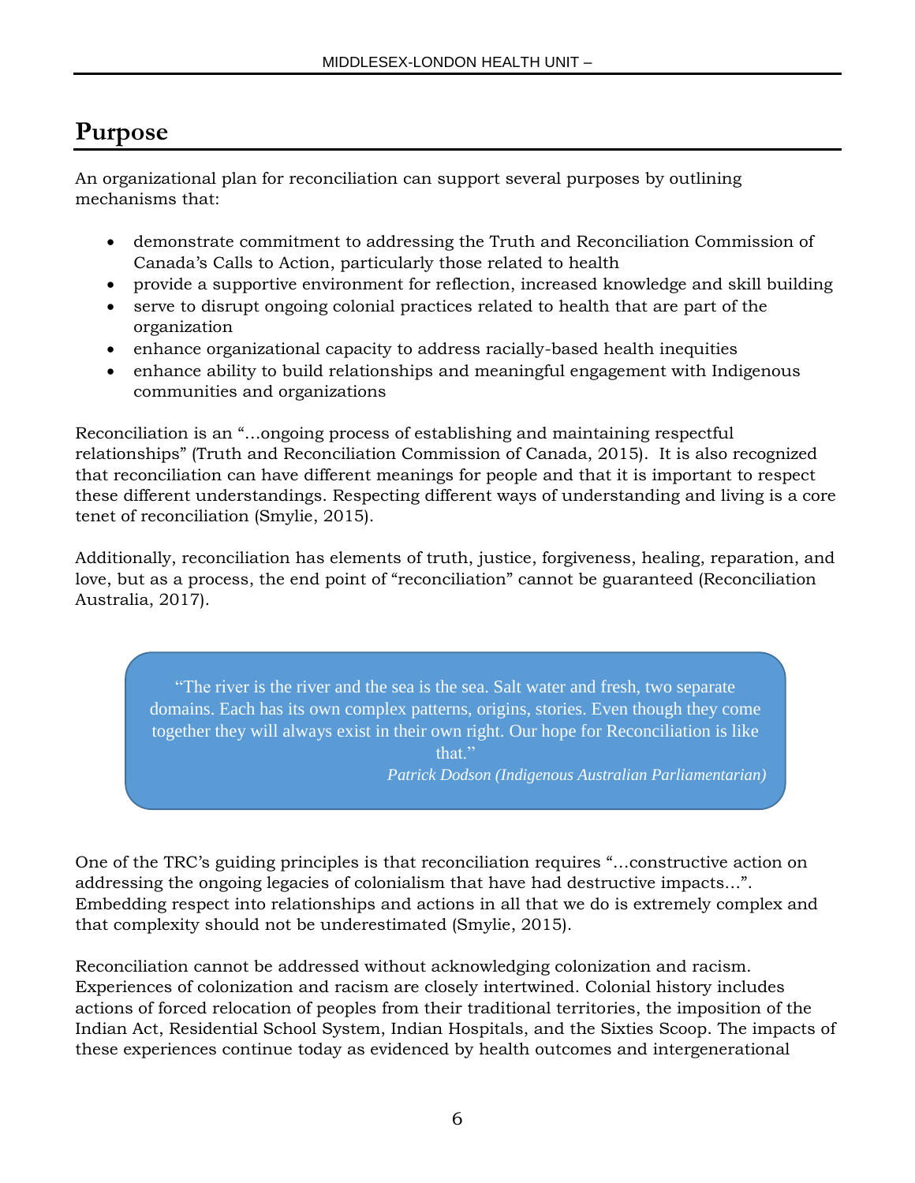# Purpose

An organizational plan for reconciliation can support several purposes by outlining mechanisms that:

- demonstrate commitment to addressing the Truth and Reconciliation Commission of Canada's Calls to Action, particularly those related to health
- provide a supportive environment for reflection, increased knowledge and skill building
- serve to disrupt ongoing colonial practices related to health that are part of the organization
- enhance organizational capacity to address racially-based health inequities
- enhance ability to build relationships and meaningful engagement with Indigenous communities and organizations

Reconciliation is an "…ongoing process of establishing and maintaining respectful relationships" (Truth and Reconciliation Commission of Canada, 2015). It is also recognized that reconciliation can have different meanings for people and that it is important to respect these different understandings. Respecting different ways of understanding and living is a core tenet of reconciliation (Smylie, 2015).

Additionally, reconciliation has elements of truth, justice, forgiveness, healing, reparation, and love, but as a process, the end point of "reconciliation" cannot be guaranteed (Reconciliation Australia, 2017).

> "The river is the river and the sea is the sea. Salt water and fresh, two separate domains. Each has its own complex patterns, origins, stories. Even though they come together they will always exist in their own right. Our hope for Reconciliation is like that."
>
> *Patrick Dodson (Indigenous Australian Parliamentarian)*

One of the TRC's guiding principles is that reconciliation requires "…constructive action on addressing the ongoing legacies of colonialism that have had destructive impacts…". Embedding respect into relationships and actions in all that we do is extremely complex and that complexity should not be underestimated (Smylie, 2015).

Reconciliation cannot be addressed without acknowledging colonization and racism. Experiences of colonization and racism are closely intertwined. Colonial history includes actions of forced relocation of peoples from their traditional territories, the imposition of the Indian Act, Residential School System, Indian Hospitals, and the Sixties Scoop. The impacts of these experiences continue today as evidenced by health outcomes and intergenerational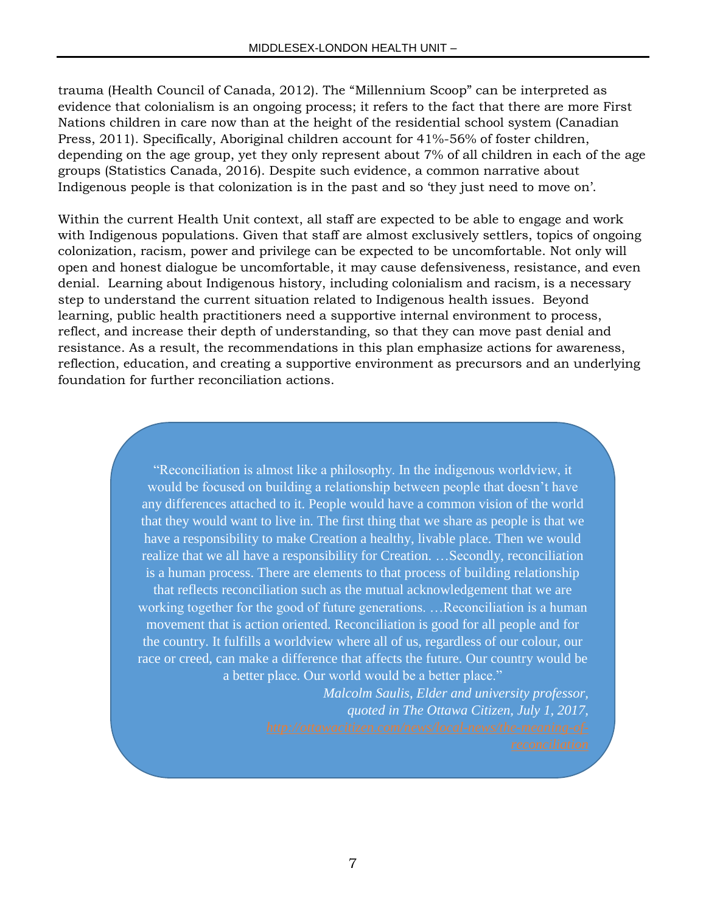trauma (Health Council of Canada, 2012). The "Millennium Scoop" can be interpreted as evidence that colonialism is an ongoing process; it refers to the fact that there are more First Nations children in care now than at the height of the residential school system (Canadian Press, 2011). Specifically, Aboriginal children account for 41%-56% of foster children, depending on the age group, yet they only represent about 7% of all children in each of the age groups (Statistics Canada, 2016). Despite such evidence, a common narrative about Indigenous people is that colonization is in the past and so 'they just need to move on'.

Within the current Health Unit context, all staff are expected to be able to engage and work with Indigenous populations. Given that staff are almost exclusively settlers, topics of ongoing colonization, racism, power and privilege can be expected to be uncomfortable. Not only will open and honest dialogue be uncomfortable, it may cause defensiveness, resistance, and even denial. Learning about Indigenous history, including colonialism and racism, is a necessary step to understand the current situation related to Indigenous health issues. Beyond learning, public health practitioners need a supportive internal environment to process, reflect, and increase their depth of understanding, so that they can move past denial and resistance. As a result, the recommendations in this plan emphasize actions for awareness, reflection, education, and creating a supportive environment as precursors and an underlying foundation for further reconciliation actions.

> "Reconciliation is almost like a philosophy. In the indigenous worldview, it would be focused on building a relationship between people that doesn't have any differences attached to it. People would have a common vision of the world that they would want to live in. The first thing that we share as people is that we have a responsibility to make Creation a healthy, livable place. Then we would realize that we all have a responsibility for Creation. …Secondly, reconciliation is a human process. There are elements to that process of building relationship that reflects reconciliation such as the mutual acknowledgement that we are working together for the good of future generations. …Reconciliation is a human movement that is action oriented. Reconciliation is good for all people and for the country. It fulfills a worldview where all of us, regardless of our colour, our race or creed, can make a difference that affects the future. Our country would be a better place. Our world would be a better place."
>
> *Malcolm Saulis, Elder and university professor, quoted in The Ottawa Citizen, July 1, 2017,* *http://ottawacitizen.com/news/local-news/the-meaning-of-reconciliation*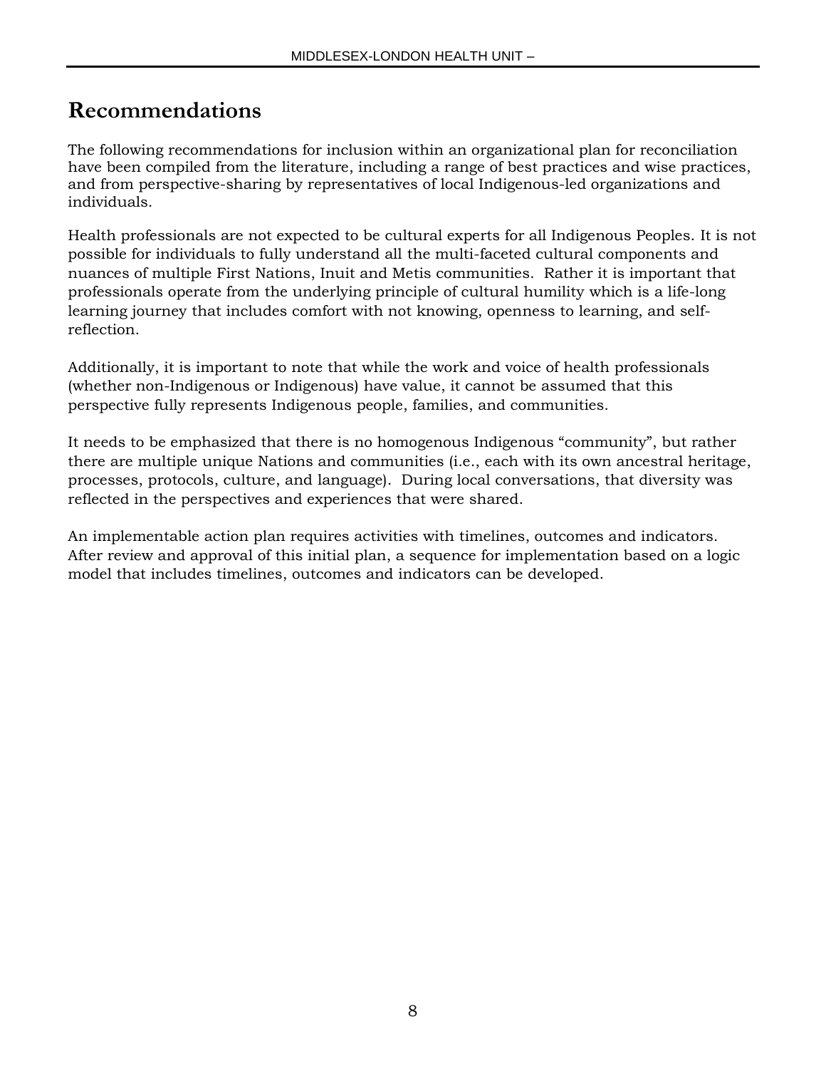# Recommendations

The following recommendations for inclusion within an organizational plan for reconciliation have been compiled from the literature, including a range of best practices and wise practices, and from perspective-sharing by representatives of local Indigenous-led organizations and individuals.

Health professionals are not expected to be cultural experts for all Indigenous Peoples. It is not possible for individuals to fully understand all the multi-faceted cultural components and nuances of multiple First Nations, Inuit and Metis communities. Rather it is important that professionals operate from the underlying principle of cultural humility which is a life-long learning journey that includes comfort with not knowing, openness to learning, and self-reflection.

Additionally, it is important to note that while the work and voice of health professionals (whether non-Indigenous or Indigenous) have value, it cannot be assumed that this perspective fully represents Indigenous people, families, and communities.

It needs to be emphasized that there is no homogenous Indigenous "community", but rather there are multiple unique Nations and communities (i.e., each with its own ancestral heritage, processes, protocols, culture, and language). During local conversations, that diversity was reflected in the perspectives and experiences that were shared.

An implementable action plan requires activities with timelines, outcomes and indicators. After review and approval of this initial plan, a sequence for implementation based on a logic model that includes timelines, outcomes and indicators can be developed.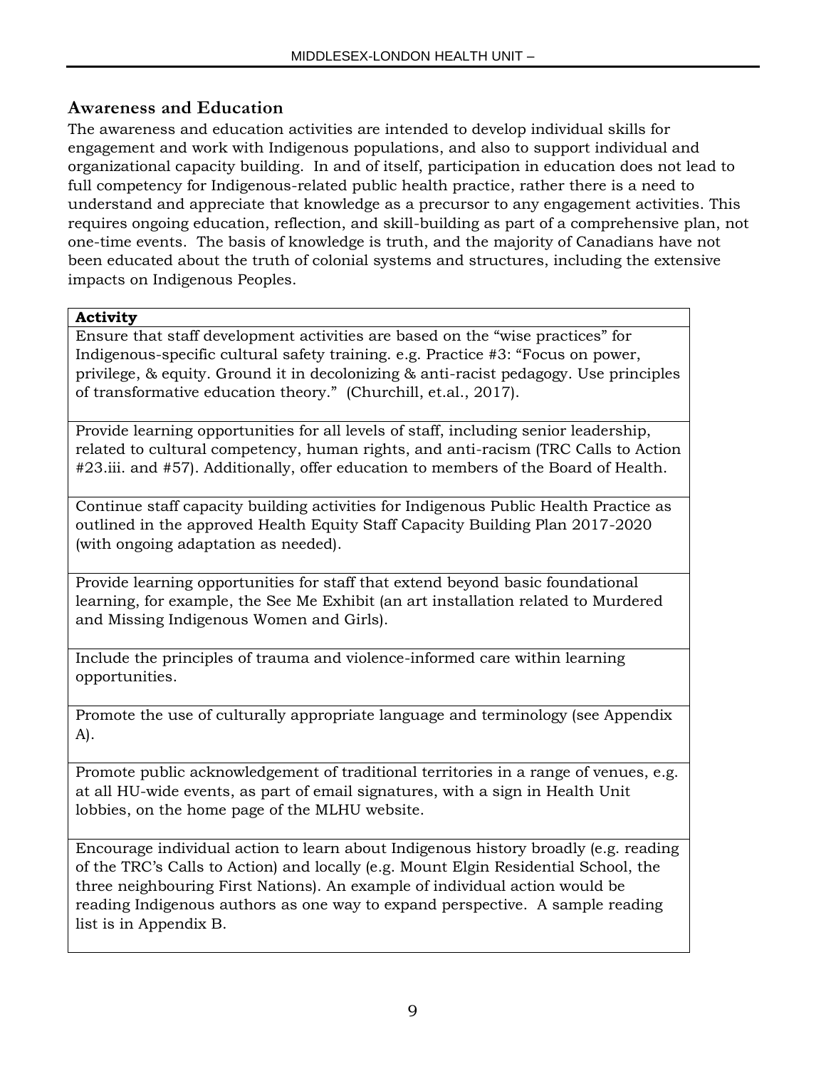## Awareness and Education

The awareness and education activities are intended to develop individual skills for engagement and work with Indigenous populations, and also to support individual and organizational capacity building. In and of itself, participation in education does not lead to full competency for Indigenous-related public health practice, rather there is a need to understand and appreciate that knowledge as a precursor to any engagement activities. This requires ongoing education, reflection, and skill-building as part of a comprehensive plan, not one-time events. The basis of knowledge is truth, and the majority of Canadians have not been educated about the truth of colonial systems and structures, including the extensive impacts on Indigenous Peoples.

| **Activity** |
| --- |
| Ensure that staff development activities are based on the "wise practices" for Indigenous-specific cultural safety training. e.g. Practice #3: "Focus on power, privilege, & equity. Ground it in decolonizing & anti-racist pedagogy. Use principles of transformative education theory." (Churchill, et.al., 2017). |
| Provide learning opportunities for all levels of staff, including senior leadership, related to cultural competency, human rights, and anti-racism (TRC Calls to Action #23.iii. and #57). Additionally, offer education to members of the Board of Health. |
| Continue staff capacity building activities for Indigenous Public Health Practice as outlined in the approved Health Equity Staff Capacity Building Plan 2017-2020 (with ongoing adaptation as needed). |
| Provide learning opportunities for staff that extend beyond basic foundational learning, for example, the See Me Exhibit (an art installation related to Murdered and Missing Indigenous Women and Girls). |
| Include the principles of trauma and violence-informed care within learning opportunities. |
| Promote the use of culturally appropriate language and terminology (see Appendix A). |
| Promote public acknowledgement of traditional territories in a range of venues, e.g. at all HU-wide events, as part of email signatures, with a sign in Health Unit lobbies, on the home page of the MLHU website. |
| Encourage individual action to learn about Indigenous history broadly (e.g. reading of the TRC's Calls to Action) and locally (e.g. Mount Elgin Residential School, the three neighbouring First Nations). An example of individual action would be reading Indigenous authors as one way to expand perspective. A sample reading list is in Appendix B. |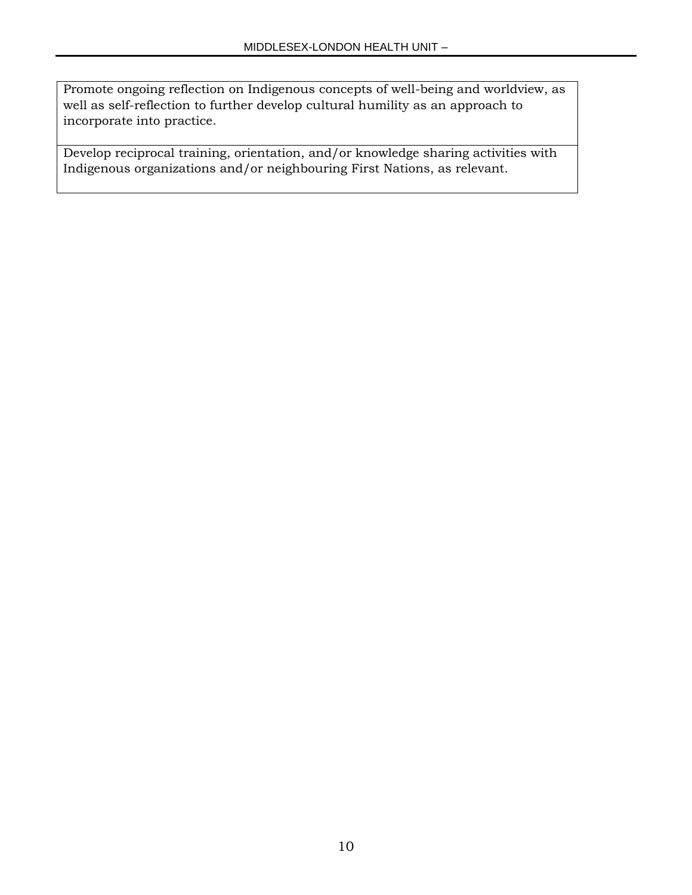| |
|---|
| Promote ongoing reflection on Indigenous concepts of well-being and worldview, as well as self-reflection to further develop cultural humility as an approach to incorporate into practice. |
| Develop reciprocal training, orientation, and/or knowledge sharing activities with Indigenous organizations and/or neighbouring First Nations, as relevant. |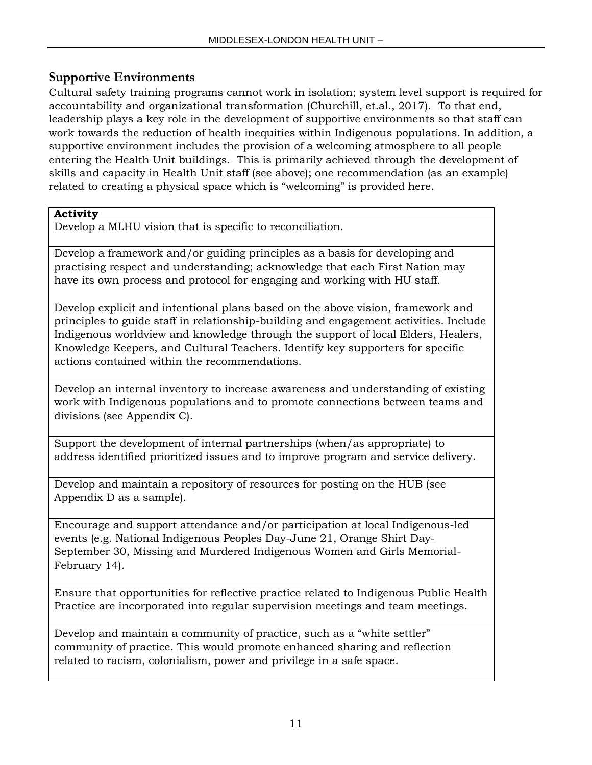## Supportive Environments

Cultural safety training programs cannot work in isolation; system level support is required for accountability and organizational transformation (Churchill, et.al., 2017). To that end, leadership plays a key role in the development of supportive environments so that staff can work towards the reduction of health inequities within Indigenous populations. In addition, a supportive environment includes the provision of a welcoming atmosphere to all people entering the Health Unit buildings. This is primarily achieved through the development of skills and capacity in Health Unit staff (see above); one recommendation (as an example) related to creating a physical space which is "welcoming" is provided here.

| **Activity** |
|---|
| Develop a MLHU vision that is specific to reconciliation. |
| Develop a framework and/or guiding principles as a basis for developing and practising respect and understanding; acknowledge that each First Nation may have its own process and protocol for engaging and working with HU staff. |
| Develop explicit and intentional plans based on the above vision, framework and principles to guide staff in relationship-building and engagement activities. Include Indigenous worldview and knowledge through the support of local Elders, Healers, Knowledge Keepers, and Cultural Teachers. Identify key supporters for specific actions contained within the recommendations. |
| Develop an internal inventory to increase awareness and understanding of existing work with Indigenous populations and to promote connections between teams and divisions (see Appendix C). |
| Support the development of internal partnerships (when/as appropriate) to address identified prioritized issues and to improve program and service delivery. |
| Develop and maintain a repository of resources for posting on the HUB (see Appendix D as a sample). |
| Encourage and support attendance and/or participation at local Indigenous-led events (e.g. National Indigenous Peoples Day-June 21, Orange Shirt Day-September 30, Missing and Murdered Indigenous Women and Girls Memorial-February 14). |
| Ensure that opportunities for reflective practice related to Indigenous Public Health Practice are incorporated into regular supervision meetings and team meetings. |
| Develop and maintain a community of practice, such as a "white settler" community of practice. This would promote enhanced sharing and reflection related to racism, colonialism, power and privilege in a safe space. |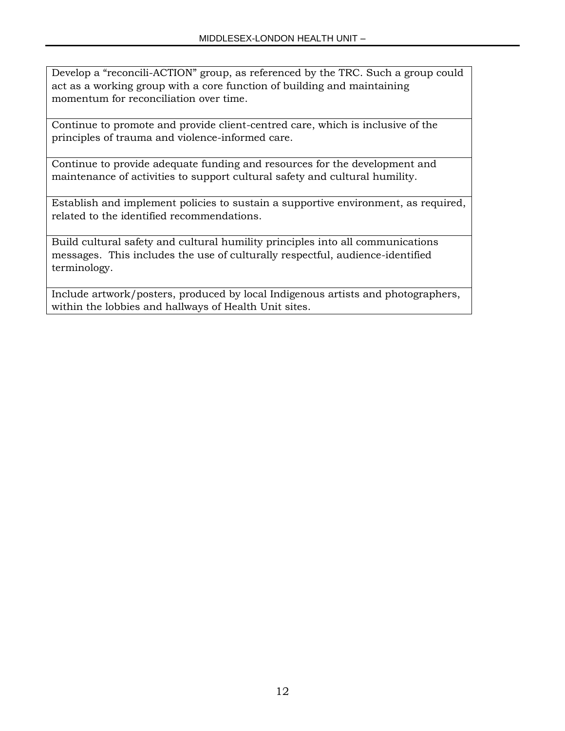| |
|---|
| Develop a "reconcili-ACTION" group, as referenced by the TRC. Such a group could act as a working group with a core function of building and maintaining momentum for reconciliation over time. |
| Continue to promote and provide client-centred care, which is inclusive of the principles of trauma and violence-informed care. |
| Continue to provide adequate funding and resources for the development and maintenance of activities to support cultural safety and cultural humility. |
| Establish and implement policies to sustain a supportive environment, as required, related to the identified recommendations. |
| Build cultural safety and cultural humility principles into all communications messages. This includes the use of culturally respectful, audience-identified terminology. |
| Include artwork/posters, produced by local Indigenous artists and photographers, within the lobbies and hallways of Health Unit sites. |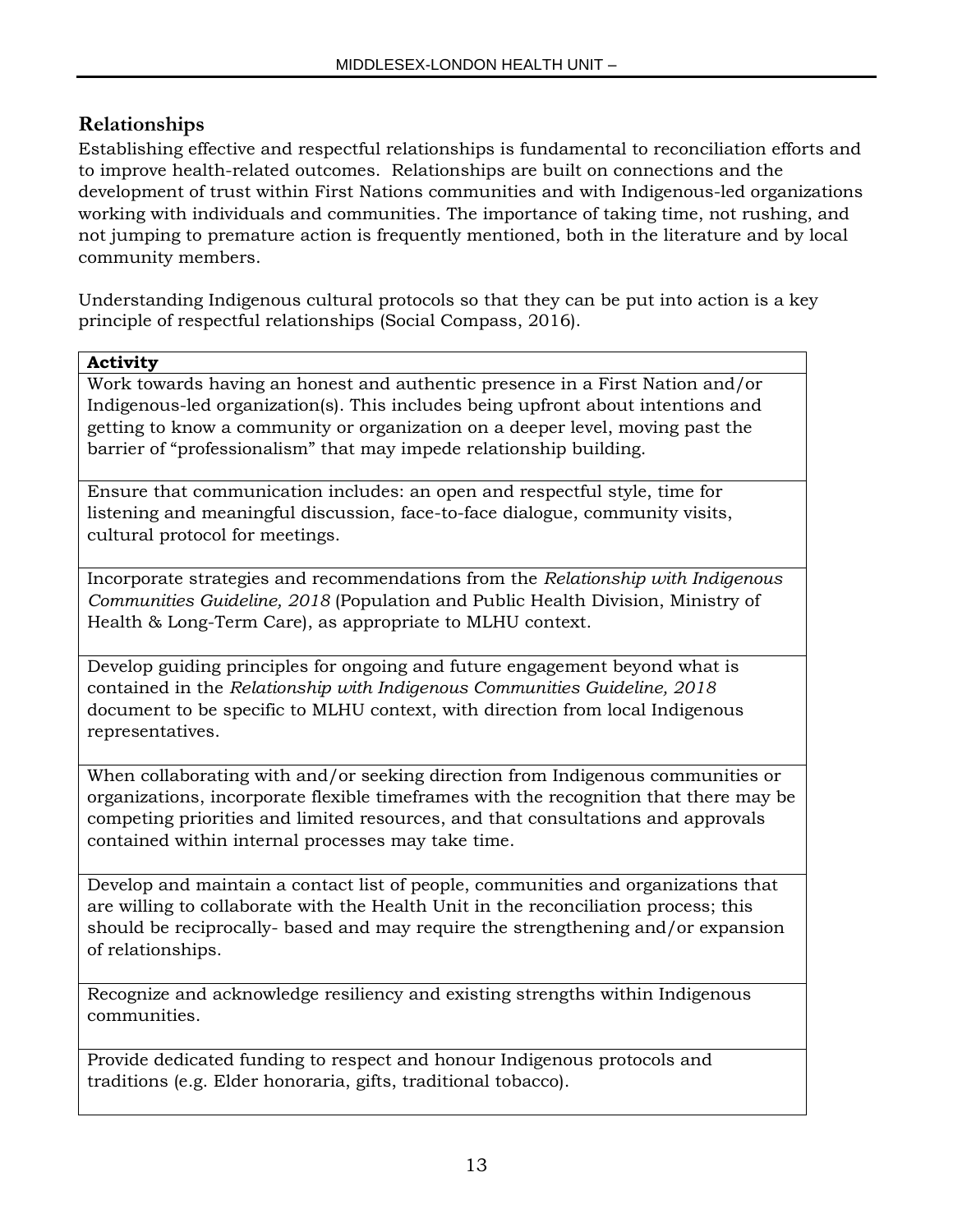## Relationships

Establishing effective and respectful relationships is fundamental to reconciliation efforts and to improve health-related outcomes. Relationships are built on connections and the development of trust within First Nations communities and with Indigenous-led organizations working with individuals and communities. The importance of taking time, not rushing, and not jumping to premature action is frequently mentioned, both in the literature and by local community members.

Understanding Indigenous cultural protocols so that they can be put into action is a key principle of respectful relationships (Social Compass, 2016).

| **Activity** |
| --- |
| Work towards having an honest and authentic presence in a First Nation and/or Indigenous-led organization(s). This includes being upfront about intentions and getting to know a community or organization on a deeper level, moving past the barrier of "professionalism" that may impede relationship building. |
| Ensure that communication includes: an open and respectful style, time for listening and meaningful discussion, face-to-face dialogue, community visits, cultural protocol for meetings. |
| Incorporate strategies and recommendations from the *Relationship with Indigenous Communities Guideline, 2018* (Population and Public Health Division, Ministry of Health & Long-Term Care), as appropriate to MLHU context. |
| Develop guiding principles for ongoing and future engagement beyond what is contained in the *Relationship with Indigenous Communities Guideline, 2018* document to be specific to MLHU context, with direction from local Indigenous representatives. |
| When collaborating with and/or seeking direction from Indigenous communities or organizations, incorporate flexible timeframes with the recognition that there may be competing priorities and limited resources, and that consultations and approvals contained within internal processes may take time. |
| Develop and maintain a contact list of people, communities and organizations that are willing to collaborate with the Health Unit in the reconciliation process; this should be reciprocally- based and may require the strengthening and/or expansion of relationships. |
| Recognize and acknowledge resiliency and existing strengths within Indigenous communities. |
| Provide dedicated funding to respect and honour Indigenous protocols and traditions (e.g. Elder honoraria, gifts, traditional tobacco). |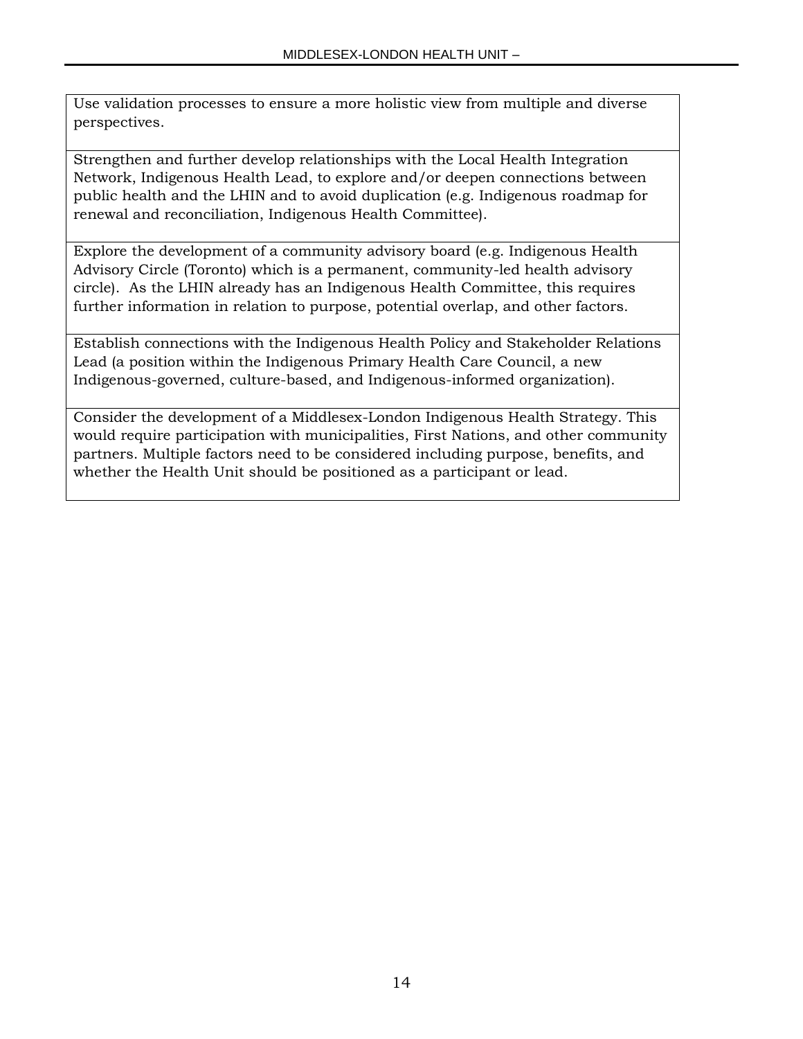| |
|---|
| Use validation processes to ensure a more holistic view from multiple and diverse perspectives. |
| Strengthen and further develop relationships with the Local Health Integration Network, Indigenous Health Lead, to explore and/or deepen connections between public health and the LHIN and to avoid duplication (e.g. Indigenous roadmap for renewal and reconciliation, Indigenous Health Committee). |
| Explore the development of a community advisory board (e.g. Indigenous Health Advisory Circle (Toronto) which is a permanent, community-led health advisory circle). As the LHIN already has an Indigenous Health Committee, this requires further information in relation to purpose, potential overlap, and other factors. |
| Establish connections with the Indigenous Health Policy and Stakeholder Relations Lead (a position within the Indigenous Primary Health Care Council, a new Indigenous-governed, culture-based, and Indigenous-informed organization). |
| Consider the development of a Middlesex-London Indigenous Health Strategy. This would require participation with municipalities, First Nations, and other community partners. Multiple factors need to be considered including purpose, benefits, and whether the Health Unit should be positioned as a participant or lead. |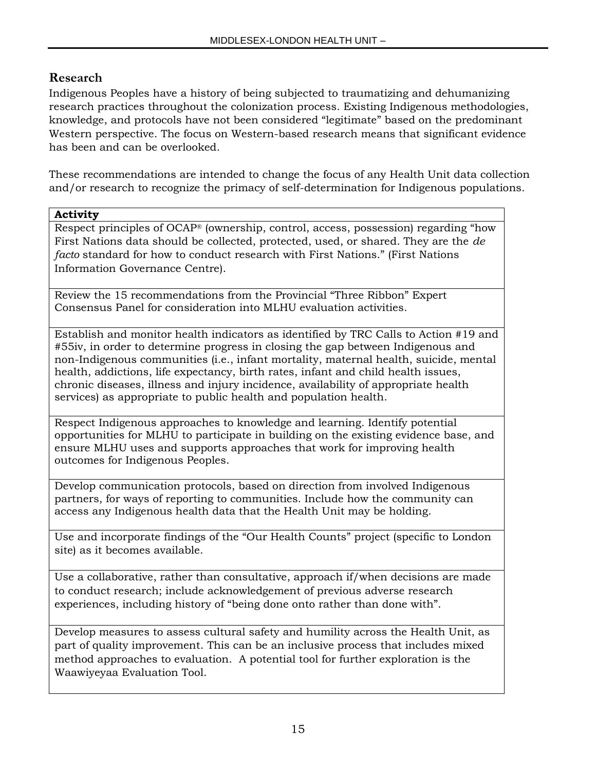## Research

Indigenous Peoples have a history of being subjected to traumatizing and dehumanizing research practices throughout the colonization process. Existing Indigenous methodologies, knowledge, and protocols have not been considered "legitimate" based on the predominant Western perspective. The focus on Western-based research means that significant evidence has been and can be overlooked.

These recommendations are intended to change the focus of any Health Unit data collection and/or research to recognize the primacy of self-determination for Indigenous populations.

| **Activity** |
|---|
| Respect principles of OCAP® (ownership, control, access, possession) regarding "how First Nations data should be collected, protected, used, or shared. They are the *de facto* standard for how to conduct research with First Nations." (First Nations Information Governance Centre). |
| Review the 15 recommendations from the Provincial "Three Ribbon" Expert Consensus Panel for consideration into MLHU evaluation activities. |
| Establish and monitor health indicators as identified by TRC Calls to Action #19 and #55iv, in order to determine progress in closing the gap between Indigenous and non-Indigenous communities (i.e., infant mortality, maternal health, suicide, mental health, addictions, life expectancy, birth rates, infant and child health issues, chronic diseases, illness and injury incidence, availability of appropriate health services) as appropriate to public health and population health. |
| Respect Indigenous approaches to knowledge and learning. Identify potential opportunities for MLHU to participate in building on the existing evidence base, and ensure MLHU uses and supports approaches that work for improving health outcomes for Indigenous Peoples. |
| Develop communication protocols, based on direction from involved Indigenous partners, for ways of reporting to communities. Include how the community can access any Indigenous health data that the Health Unit may be holding. |
| Use and incorporate findings of the "Our Health Counts" project (specific to London site) as it becomes available. |
| Use a collaborative, rather than consultative, approach if/when decisions are made to conduct research; include acknowledgement of previous adverse research experiences, including history of "being done onto rather than done with". |
| Develop measures to assess cultural safety and humility across the Health Unit, as part of quality improvement. This can be an inclusive process that includes mixed method approaches to evaluation. A potential tool for further exploration is the Waawiyeyaa Evaluation Tool. |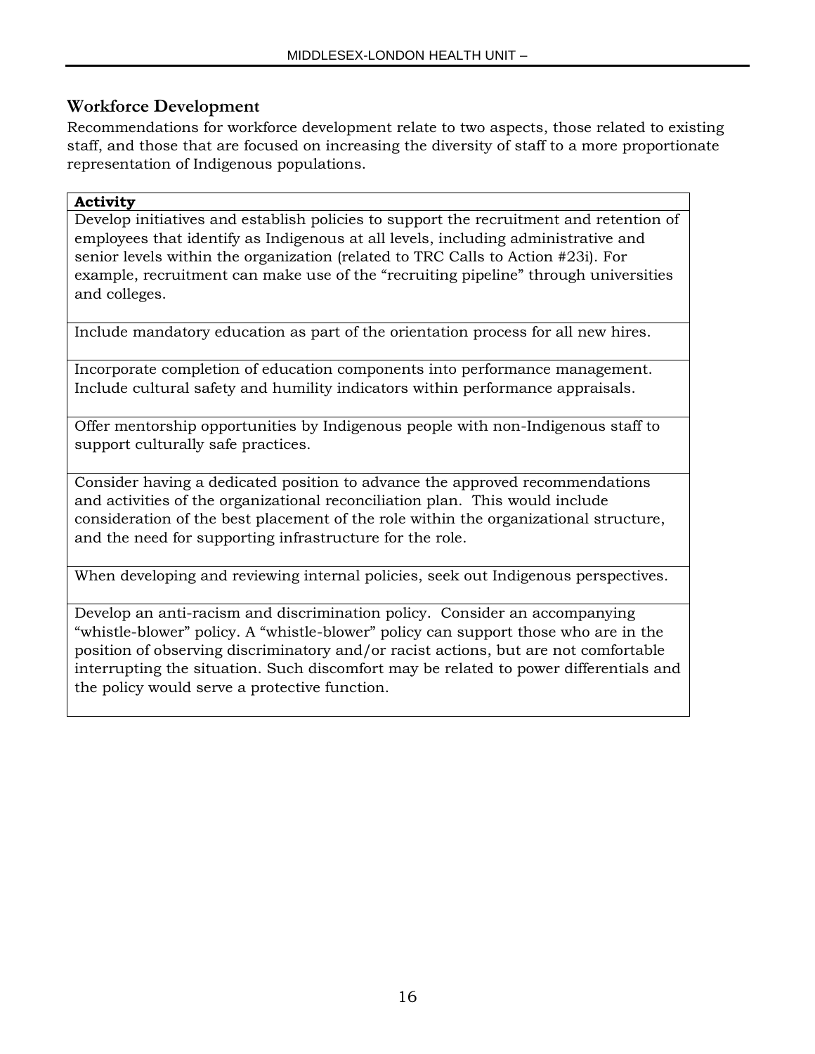## Workforce Development

Recommendations for workforce development relate to two aspects, those related to existing staff, and those that are focused on increasing the diversity of staff to a more proportionate representation of Indigenous populations.

| **Activity** |
| --- |
| Develop initiatives and establish policies to support the recruitment and retention of employees that identify as Indigenous at all levels, including administrative and senior levels within the organization (related to TRC Calls to Action #23i). For example, recruitment can make use of the "recruiting pipeline" through universities and colleges. |
| Include mandatory education as part of the orientation process for all new hires. |
| Incorporate completion of education components into performance management. Include cultural safety and humility indicators within performance appraisals. |
| Offer mentorship opportunities by Indigenous people with non-Indigenous staff to support culturally safe practices. |
| Consider having a dedicated position to advance the approved recommendations and activities of the organizational reconciliation plan. This would include consideration of the best placement of the role within the organizational structure, and the need for supporting infrastructure for the role. |
| When developing and reviewing internal policies, seek out Indigenous perspectives. |
| Develop an anti-racism and discrimination policy. Consider an accompanying "whistle-blower" policy. A "whistle-blower" policy can support those who are in the position of observing discriminatory and/or racist actions, but are not comfortable interrupting the situation. Such discomfort may be related to power differentials and the policy would serve a protective function. |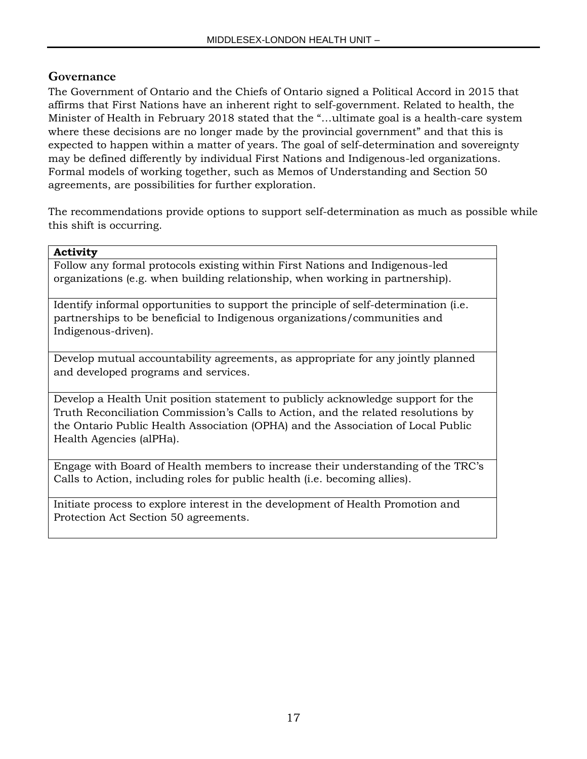## Governance

The Government of Ontario and the Chiefs of Ontario signed a Political Accord in 2015 that affirms that First Nations have an inherent right to self-government. Related to health, the Minister of Health in February 2018 stated that the "…ultimate goal is a health-care system where these decisions are no longer made by the provincial government" and that this is expected to happen within a matter of years. The goal of self-determination and sovereignty may be defined differently by individual First Nations and Indigenous-led organizations. Formal models of working together, such as Memos of Understanding and Section 50 agreements, are possibilities for further exploration.

The recommendations provide options to support self-determination as much as possible while this shift is occurring.

| **Activity** |
|---|
| Follow any formal protocols existing within First Nations and Indigenous-led organizations (e.g. when building relationship, when working in partnership). |
| Identify informal opportunities to support the principle of self-determination (i.e. partnerships to be beneficial to Indigenous organizations/communities and Indigenous-driven). |
| Develop mutual accountability agreements, as appropriate for any jointly planned and developed programs and services. |
| Develop a Health Unit position statement to publicly acknowledge support for the Truth Reconciliation Commission's Calls to Action, and the related resolutions by the Ontario Public Health Association (OPHA) and the Association of Local Public Health Agencies (alPHa). |
| Engage with Board of Health members to increase their understanding of the TRC's Calls to Action, including roles for public health (i.e. becoming allies). |
| Initiate process to explore interest in the development of Health Promotion and Protection Act Section 50 agreements. |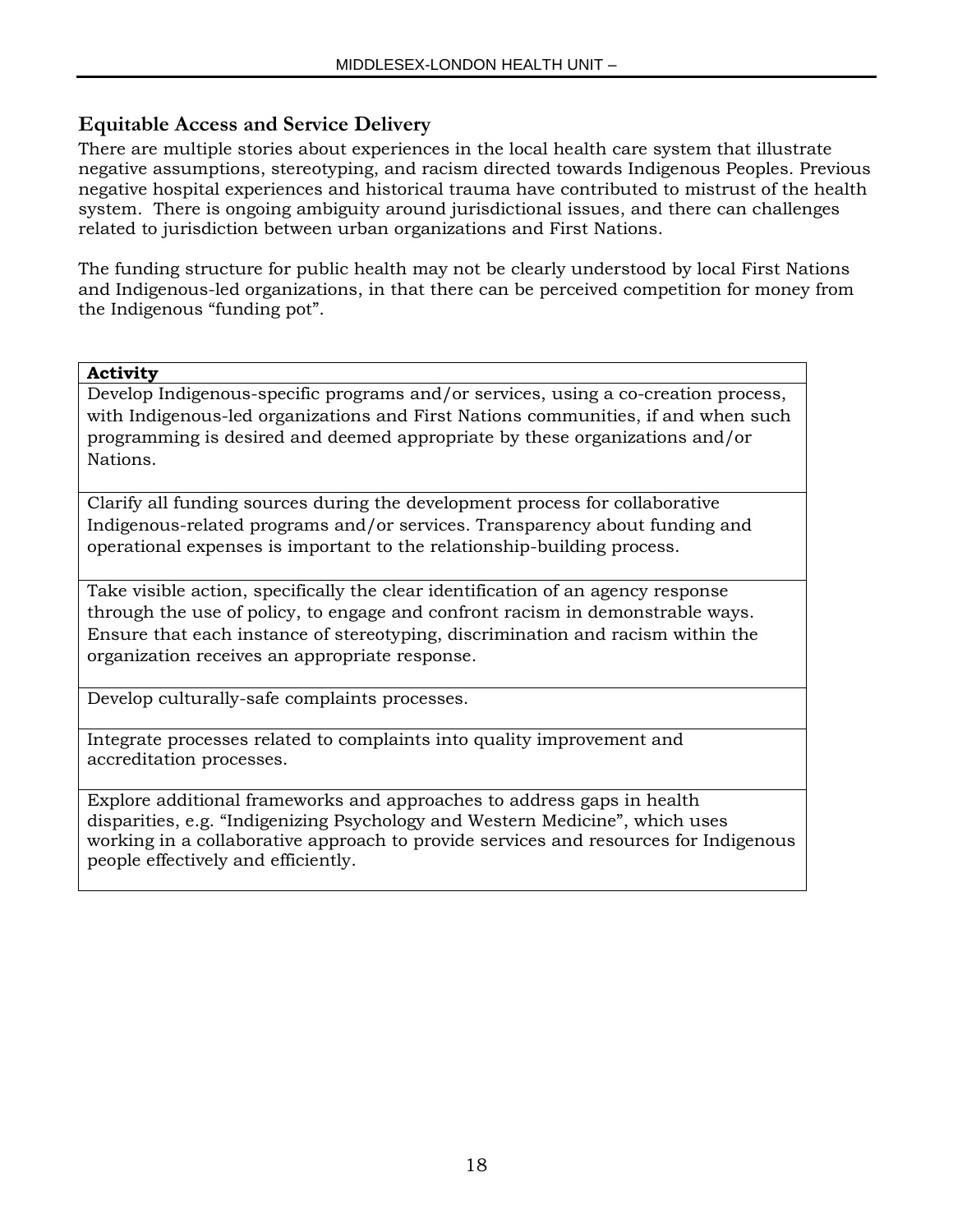## Equitable Access and Service Delivery

There are multiple stories about experiences in the local health care system that illustrate negative assumptions, stereotyping, and racism directed towards Indigenous Peoples. Previous negative hospital experiences and historical trauma have contributed to mistrust of the health system. There is ongoing ambiguity around jurisdictional issues, and there can challenges related to jurisdiction between urban organizations and First Nations.

The funding structure for public health may not be clearly understood by local First Nations and Indigenous-led organizations, in that there can be perceived competition for money from the Indigenous "funding pot".

| **Activity** |
|---|
| Develop Indigenous-specific programs and/or services, using a co-creation process, with Indigenous-led organizations and First Nations communities, if and when such programming is desired and deemed appropriate by these organizations and/or Nations. |
| Clarify all funding sources during the development process for collaborative Indigenous-related programs and/or services. Transparency about funding and operational expenses is important to the relationship-building process. |
| Take visible action, specifically the clear identification of an agency response through the use of policy, to engage and confront racism in demonstrable ways. Ensure that each instance of stereotyping, discrimination and racism within the organization receives an appropriate response. |
| Develop culturally-safe complaints processes. |
| Integrate processes related to complaints into quality improvement and accreditation processes. |
| Explore additional frameworks and approaches to address gaps in health disparities, e.g. "Indigenizing Psychology and Western Medicine", which uses working in a collaborative approach to provide services and resources for Indigenous people effectively and efficiently. |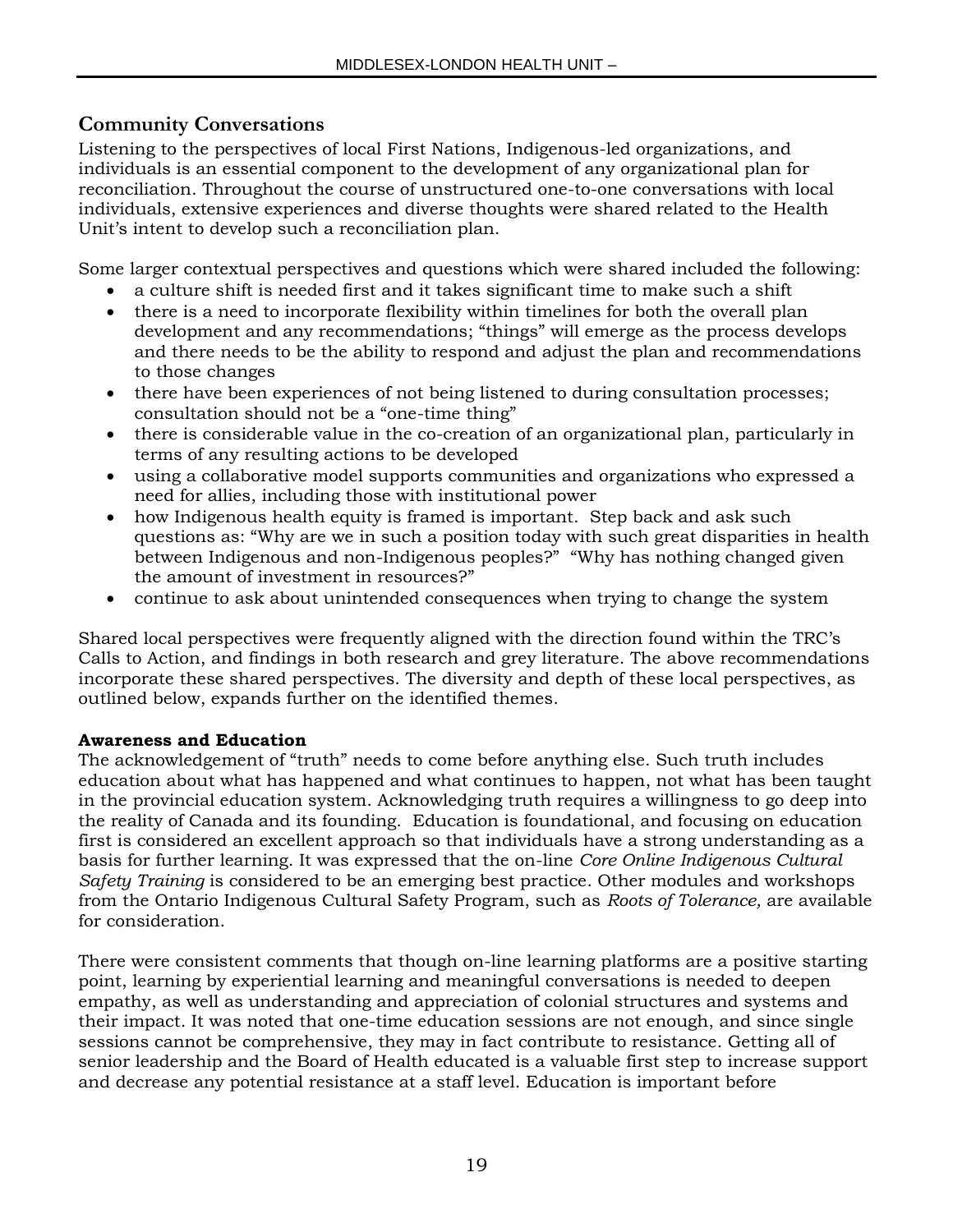## Community Conversations

Listening to the perspectives of local First Nations, Indigenous-led organizations, and individuals is an essential component to the development of any organizational plan for reconciliation. Throughout the course of unstructured one-to-one conversations with local individuals, extensive experiences and diverse thoughts were shared related to the Health Unit's intent to develop such a reconciliation plan.

Some larger contextual perspectives and questions which were shared included the following:

- a culture shift is needed first and it takes significant time to make such a shift
- there is a need to incorporate flexibility within timelines for both the overall plan development and any recommendations; "things" will emerge as the process develops and there needs to be the ability to respond and adjust the plan and recommendations to those changes
- there have been experiences of not being listened to during consultation processes; consultation should not be a "one-time thing"
- there is considerable value in the co-creation of an organizational plan, particularly in terms of any resulting actions to be developed
- using a collaborative model supports communities and organizations who expressed a need for allies, including those with institutional power
- how Indigenous health equity is framed is important. Step back and ask such questions as: "Why are we in such a position today with such great disparities in health between Indigenous and non-Indigenous peoples?" "Why has nothing changed given the amount of investment in resources?"
- continue to ask about unintended consequences when trying to change the system

Shared local perspectives were frequently aligned with the direction found within the TRC's Calls to Action, and findings in both research and grey literature. The above recommendations incorporate these shared perspectives. The diversity and depth of these local perspectives, as outlined below, expands further on the identified themes.

**Awareness and Education**

The acknowledgement of "truth" needs to come before anything else. Such truth includes education about what has happened and what continues to happen, not what has been taught in the provincial education system. Acknowledging truth requires a willingness to go deep into the reality of Canada and its founding. Education is foundational, and focusing on education first is considered an excellent approach so that individuals have a strong understanding as a basis for further learning. It was expressed that the on-line *Core Online Indigenous Cultural Safety Training* is considered to be an emerging best practice. Other modules and workshops from the Ontario Indigenous Cultural Safety Program, such as *Roots of Tolerance,* are available for consideration.

There were consistent comments that though on-line learning platforms are a positive starting point, learning by experiential learning and meaningful conversations is needed to deepen empathy, as well as understanding and appreciation of colonial structures and systems and their impact. It was noted that one-time education sessions are not enough, and since single sessions cannot be comprehensive, they may in fact contribute to resistance. Getting all of senior leadership and the Board of Health educated is a valuable first step to increase support and decrease any potential resistance at a staff level. Education is important before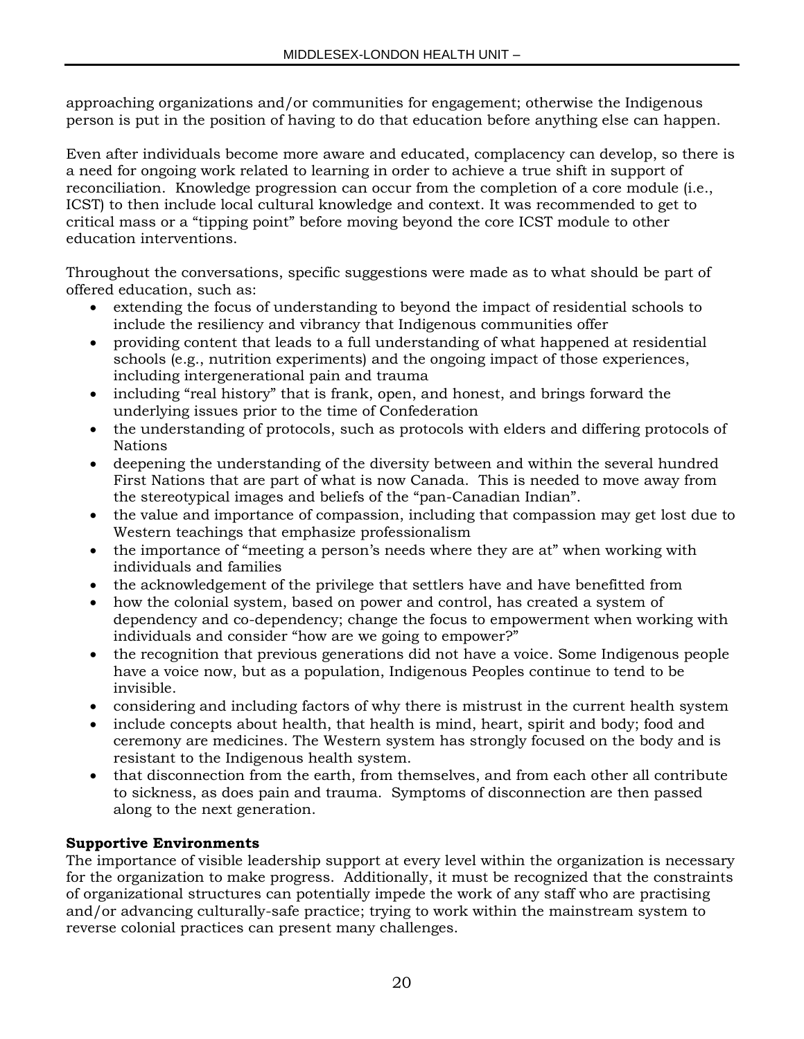approaching organizations and/or communities for engagement; otherwise the Indigenous person is put in the position of having to do that education before anything else can happen.

Even after individuals become more aware and educated, complacency can develop, so there is a need for ongoing work related to learning in order to achieve a true shift in support of reconciliation. Knowledge progression can occur from the completion of a core module (i.e., ICST) to then include local cultural knowledge and context. It was recommended to get to critical mass or a "tipping point" before moving beyond the core ICST module to other education interventions.

Throughout the conversations, specific suggestions were made as to what should be part of offered education, such as:

- extending the focus of understanding to beyond the impact of residential schools to include the resiliency and vibrancy that Indigenous communities offer
- providing content that leads to a full understanding of what happened at residential schools (e.g., nutrition experiments) and the ongoing impact of those experiences, including intergenerational pain and trauma
- including "real history" that is frank, open, and honest, and brings forward the underlying issues prior to the time of Confederation
- the understanding of protocols, such as protocols with elders and differing protocols of Nations
- deepening the understanding of the diversity between and within the several hundred First Nations that are part of what is now Canada. This is needed to move away from the stereotypical images and beliefs of the "pan-Canadian Indian".
- the value and importance of compassion, including that compassion may get lost due to Western teachings that emphasize professionalism
- the importance of "meeting a person's needs where they are at" when working with individuals and families
- the acknowledgement of the privilege that settlers have and have benefitted from
- how the colonial system, based on power and control, has created a system of dependency and co-dependency; change the focus to empowerment when working with individuals and consider "how are we going to empower?"
- the recognition that previous generations did not have a voice. Some Indigenous people have a voice now, but as a population, Indigenous Peoples continue to tend to be invisible.
- considering and including factors of why there is mistrust in the current health system
- include concepts about health, that health is mind, heart, spirit and body; food and ceremony are medicines. The Western system has strongly focused on the body and is resistant to the Indigenous health system.
- that disconnection from the earth, from themselves, and from each other all contribute to sickness, as does pain and trauma. Symptoms of disconnection are then passed along to the next generation.

**Supportive Environments**

The importance of visible leadership support at every level within the organization is necessary for the organization to make progress. Additionally, it must be recognized that the constraints of organizational structures can potentially impede the work of any staff who are practising and/or advancing culturally-safe practice; trying to work within the mainstream system to reverse colonial practices can present many challenges.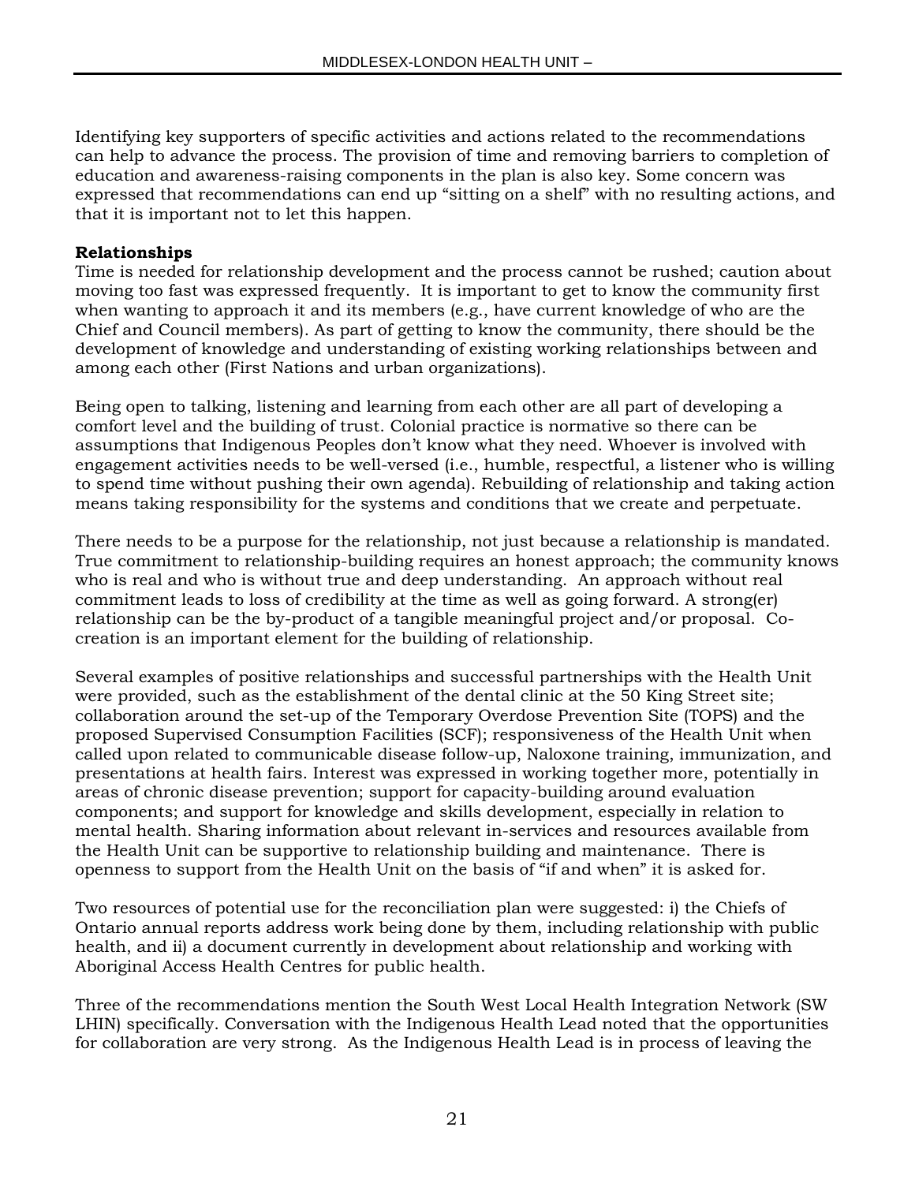Identifying key supporters of specific activities and actions related to the recommendations can help to advance the process. The provision of time and removing barriers to completion of education and awareness-raising components in the plan is also key. Some concern was expressed that recommendations can end up "sitting on a shelf" with no resulting actions, and that it is important not to let this happen.

**Relationships**

Time is needed for relationship development and the process cannot be rushed; caution about moving too fast was expressed frequently. It is important to get to know the community first when wanting to approach it and its members (e.g., have current knowledge of who are the Chief and Council members). As part of getting to know the community, there should be the development of knowledge and understanding of existing working relationships between and among each other (First Nations and urban organizations).

Being open to talking, listening and learning from each other are all part of developing a comfort level and the building of trust. Colonial practice is normative so there can be assumptions that Indigenous Peoples don't know what they need. Whoever is involved with engagement activities needs to be well-versed (i.e., humble, respectful, a listener who is willing to spend time without pushing their own agenda). Rebuilding of relationship and taking action means taking responsibility for the systems and conditions that we create and perpetuate.

There needs to be a purpose for the relationship, not just because a relationship is mandated. True commitment to relationship-building requires an honest approach; the community knows who is real and who is without true and deep understanding. An approach without real commitment leads to loss of credibility at the time as well as going forward. A strong(er) relationship can be the by-product of a tangible meaningful project and/or proposal. Co-creation is an important element for the building of relationship.

Several examples of positive relationships and successful partnerships with the Health Unit were provided, such as the establishment of the dental clinic at the 50 King Street site; collaboration around the set-up of the Temporary Overdose Prevention Site (TOPS) and the proposed Supervised Consumption Facilities (SCF); responsiveness of the Health Unit when called upon related to communicable disease follow-up, Naloxone training, immunization, and presentations at health fairs. Interest was expressed in working together more, potentially in areas of chronic disease prevention; support for capacity-building around evaluation components; and support for knowledge and skills development, especially in relation to mental health. Sharing information about relevant in-services and resources available from the Health Unit can be supportive to relationship building and maintenance. There is openness to support from the Health Unit on the basis of "if and when" it is asked for.

Two resources of potential use for the reconciliation plan were suggested: i) the Chiefs of Ontario annual reports address work being done by them, including relationship with public health, and ii) a document currently in development about relationship and working with Aboriginal Access Health Centres for public health.

Three of the recommendations mention the South West Local Health Integration Network (SW LHIN) specifically. Conversation with the Indigenous Health Lead noted that the opportunities for collaboration are very strong. As the Indigenous Health Lead is in process of leaving the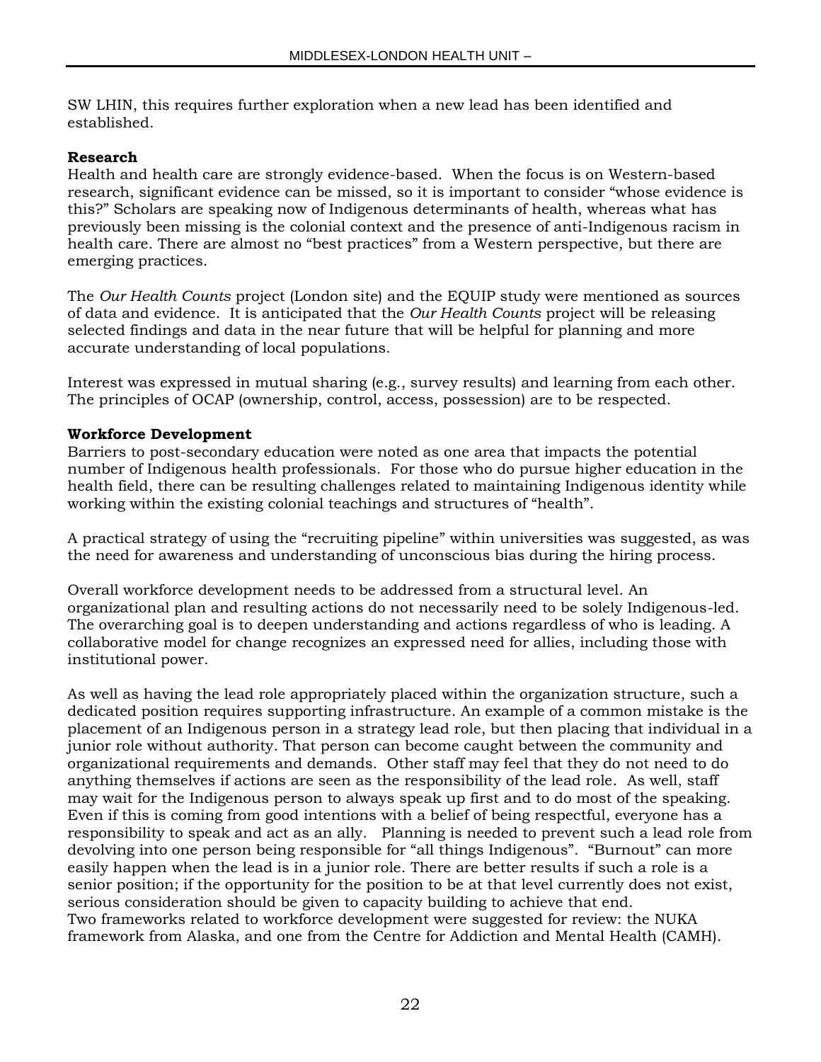SW LHIN, this requires further exploration when a new lead has been identified and established.

**Research**

Health and health care are strongly evidence-based. When the focus is on Western-based research, significant evidence can be missed, so it is important to consider "whose evidence is this?" Scholars are speaking now of Indigenous determinants of health, whereas what has previously been missing is the colonial context and the presence of anti-Indigenous racism in health care. There are almost no "best practices" from a Western perspective, but there are emerging practices.

The *Our Health Counts* project (London site) and the EQUIP study were mentioned as sources of data and evidence. It is anticipated that the *Our Health Counts* project will be releasing selected findings and data in the near future that will be helpful for planning and more accurate understanding of local populations.

Interest was expressed in mutual sharing (e.g., survey results) and learning from each other. The principles of OCAP (ownership, control, access, possession) are to be respected.

**Workforce Development**

Barriers to post-secondary education were noted as one area that impacts the potential number of Indigenous health professionals. For those who do pursue higher education in the health field, there can be resulting challenges related to maintaining Indigenous identity while working within the existing colonial teachings and structures of "health".

A practical strategy of using the "recruiting pipeline" within universities was suggested, as was the need for awareness and understanding of unconscious bias during the hiring process.

Overall workforce development needs to be addressed from a structural level. An organizational plan and resulting actions do not necessarily need to be solely Indigenous-led. The overarching goal is to deepen understanding and actions regardless of who is leading. A collaborative model for change recognizes an expressed need for allies, including those with institutional power.

As well as having the lead role appropriately placed within the organization structure, such a dedicated position requires supporting infrastructure. An example of a common mistake is the placement of an Indigenous person in a strategy lead role, but then placing that individual in a junior role without authority. That person can become caught between the community and organizational requirements and demands. Other staff may feel that they do not need to do anything themselves if actions are seen as the responsibility of the lead role. As well, staff may wait for the Indigenous person to always speak up first and to do most of the speaking. Even if this is coming from good intentions with a belief of being respectful, everyone has a responsibility to speak and act as an ally. Planning is needed to prevent such a lead role from devolving into one person being responsible for "all things Indigenous". "Burnout" can more easily happen when the lead is in a junior role. There are better results if such a role is a senior position; if the opportunity for the position to be at that level currently does not exist, serious consideration should be given to capacity building to achieve that end.
Two frameworks related to workforce development were suggested for review: the NUKA framework from Alaska, and one from the Centre for Addiction and Mental Health (CAMH).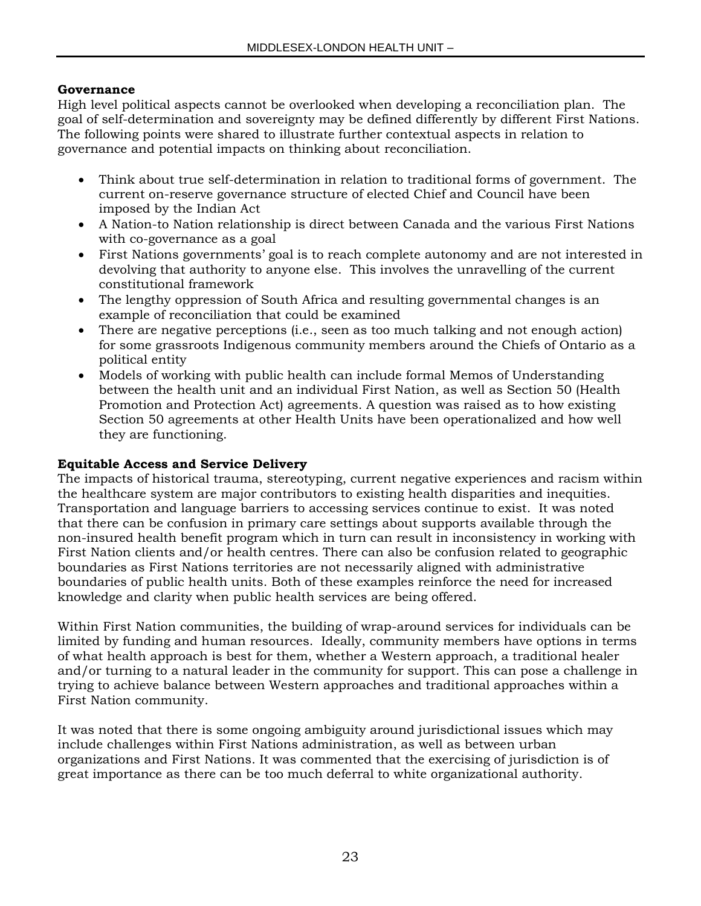**Governance**

High level political aspects cannot be overlooked when developing a reconciliation plan. The goal of self-determination and sovereignty may be defined differently by different First Nations. The following points were shared to illustrate further contextual aspects in relation to governance and potential impacts on thinking about reconciliation.

- Think about true self-determination in relation to traditional forms of government. The current on-reserve governance structure of elected Chief and Council have been imposed by the Indian Act
- A Nation-to Nation relationship is direct between Canada and the various First Nations with co-governance as a goal
- First Nations governments' goal is to reach complete autonomy and are not interested in devolving that authority to anyone else. This involves the unravelling of the current constitutional framework
- The lengthy oppression of South Africa and resulting governmental changes is an example of reconciliation that could be examined
- There are negative perceptions (i.e., seen as too much talking and not enough action) for some grassroots Indigenous community members around the Chiefs of Ontario as a political entity
- Models of working with public health can include formal Memos of Understanding between the health unit and an individual First Nation, as well as Section 50 (Health Promotion and Protection Act) agreements. A question was raised as to how existing Section 50 agreements at other Health Units have been operationalized and how well they are functioning.

**Equitable Access and Service Delivery**

The impacts of historical trauma, stereotyping, current negative experiences and racism within the healthcare system are major contributors to existing health disparities and inequities. Transportation and language barriers to accessing services continue to exist. It was noted that there can be confusion in primary care settings about supports available through the non-insured health benefit program which in turn can result in inconsistency in working with First Nation clients and/or health centres. There can also be confusion related to geographic boundaries as First Nations territories are not necessarily aligned with administrative boundaries of public health units. Both of these examples reinforce the need for increased knowledge and clarity when public health services are being offered.

Within First Nation communities, the building of wrap-around services for individuals can be limited by funding and human resources. Ideally, community members have options in terms of what health approach is best for them, whether a Western approach, a traditional healer and/or turning to a natural leader in the community for support. This can pose a challenge in trying to achieve balance between Western approaches and traditional approaches within a First Nation community.

It was noted that there is some ongoing ambiguity around jurisdictional issues which may include challenges within First Nations administration, as well as between urban organizations and First Nations. It was commented that the exercising of jurisdiction is of great importance as there can be too much deferral to white organizational authority.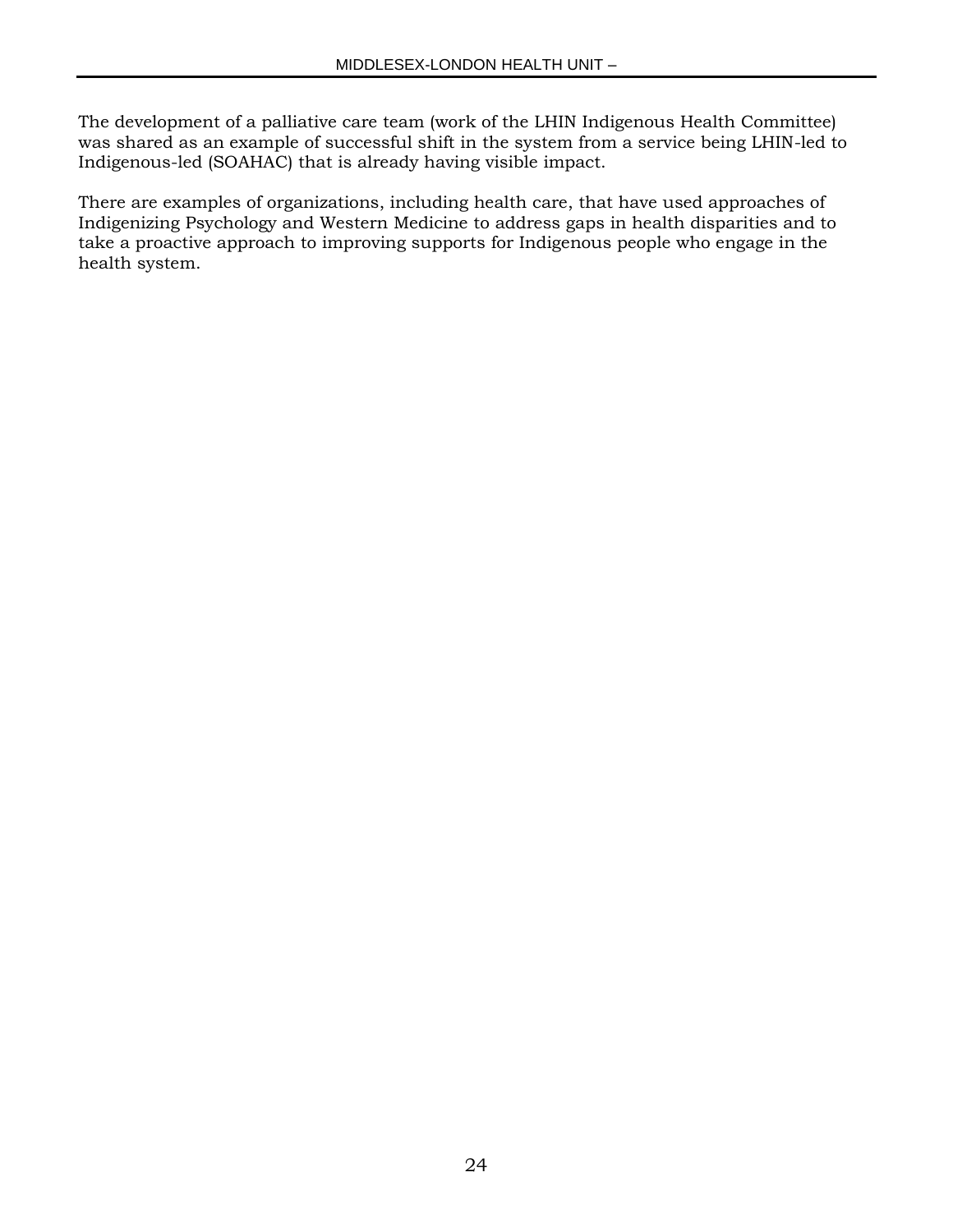The development of a palliative care team (work of the LHIN Indigenous Health Committee) was shared as an example of successful shift in the system from a service being LHIN-led to Indigenous-led (SOAHAC) that is already having visible impact.

There are examples of organizations, including health care, that have used approaches of Indigenizing Psychology and Western Medicine to address gaps in health disparities and to take a proactive approach to improving supports for Indigenous people who engage in the health system.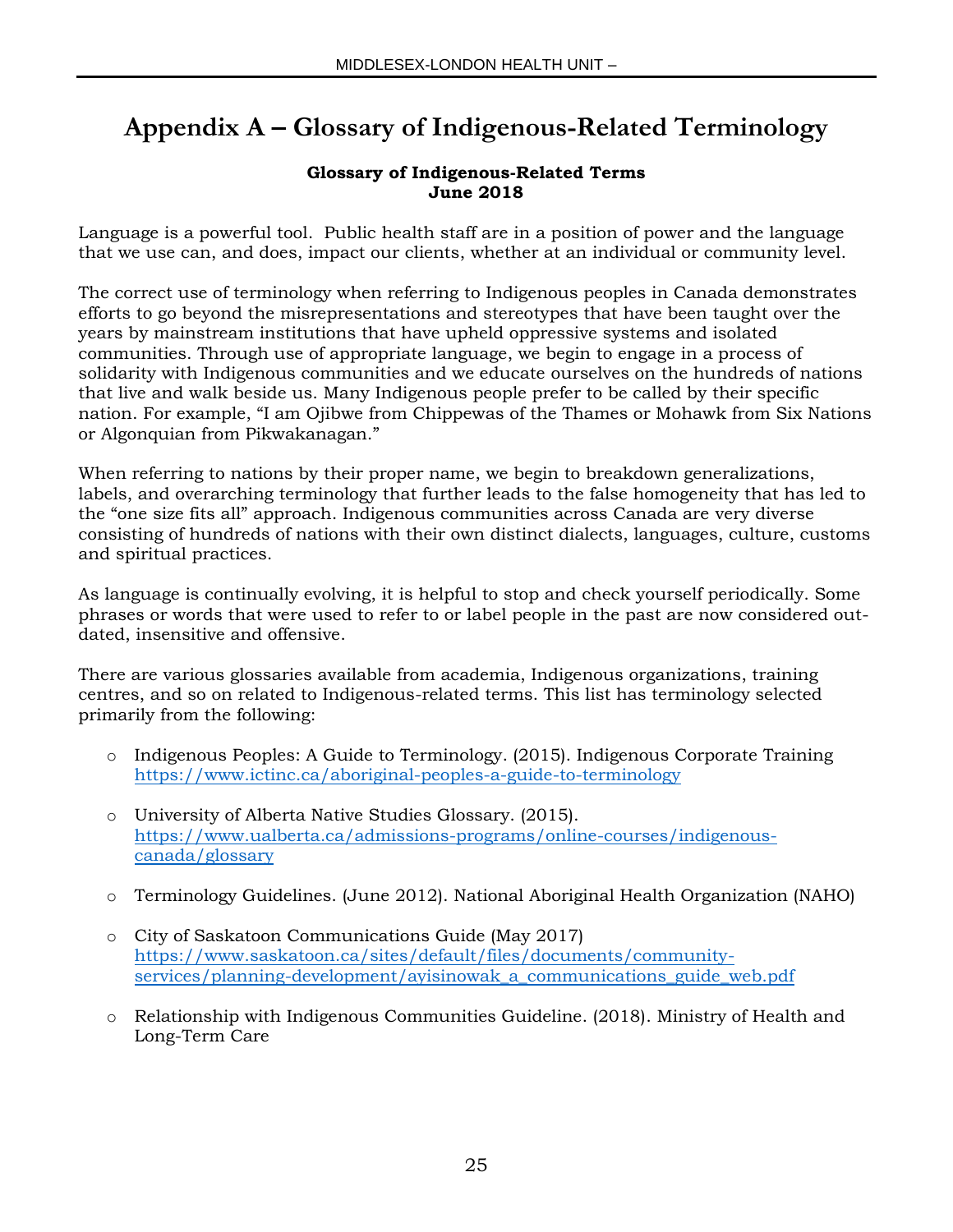# Appendix A – Glossary of Indigenous-Related Terminology

**Glossary of Indigenous-Related Terms**
**June 2018**

Language is a powerful tool. Public health staff are in a position of power and the language that we use can, and does, impact our clients, whether at an individual or community level.

The correct use of terminology when referring to Indigenous peoples in Canada demonstrates efforts to go beyond the misrepresentations and stereotypes that have been taught over the years by mainstream institutions that have upheld oppressive systems and isolated communities. Through use of appropriate language, we begin to engage in a process of solidarity with Indigenous communities and we educate ourselves on the hundreds of nations that live and walk beside us. Many Indigenous people prefer to be called by their specific nation. For example, "I am Ojibwe from Chippewas of the Thames or Mohawk from Six Nations or Algonquian from Pikwakanagan."

When referring to nations by their proper name, we begin to breakdown generalizations, labels, and overarching terminology that further leads to the false homogeneity that has led to the "one size fits all" approach. Indigenous communities across Canada are very diverse consisting of hundreds of nations with their own distinct dialects, languages, culture, customs and spiritual practices.

As language is continually evolving, it is helpful to stop and check yourself periodically. Some phrases or words that were used to refer to or label people in the past are now considered out-dated, insensitive and offensive.

There are various glossaries available from academia, Indigenous organizations, training centres, and so on related to Indigenous-related terms. This list has terminology selected primarily from the following:

- Indigenous Peoples: A Guide to Terminology. (2015). Indigenous Corporate Training https://www.ictinc.ca/aboriginal-peoples-a-guide-to-terminology
- University of Alberta Native Studies Glossary. (2015). https://www.ualberta.ca/admissions-programs/online-courses/indigenous-canada/glossary
- Terminology Guidelines. (June 2012). National Aboriginal Health Organization (NAHO)
- City of Saskatoon Communications Guide (May 2017) https://www.saskatoon.ca/sites/default/files/documents/community-services/planning-development/ayisinowak_a_communications_guide_web.pdf
- Relationship with Indigenous Communities Guideline. (2018). Ministry of Health and Long-Term Care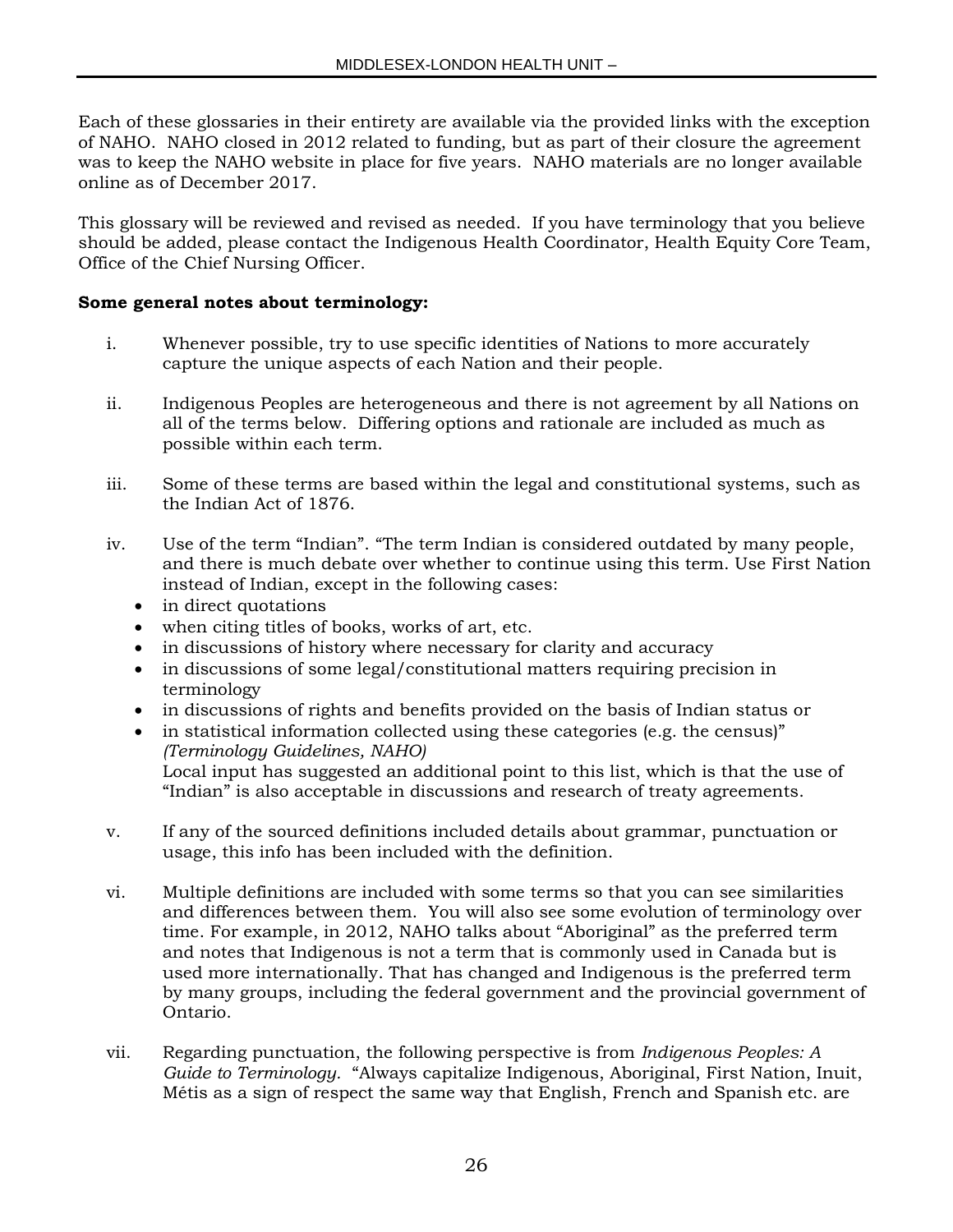Each of these glossaries in their entirety are available via the provided links with the exception of NAHO. NAHO closed in 2012 related to funding, but as part of their closure the agreement was to keep the NAHO website in place for five years. NAHO materials are no longer available online as of December 2017.

This glossary will be reviewed and revised as needed. If you have terminology that you believe should be added, please contact the Indigenous Health Coordinator, Health Equity Core Team, Office of the Chief Nursing Officer.

**Some general notes about terminology:**

i. Whenever possible, try to use specific identities of Nations to more accurately capture the unique aspects of each Nation and their people.

ii. Indigenous Peoples are heterogeneous and there is not agreement by all Nations on all of the terms below. Differing options and rationale are included as much as possible within each term.

iii. Some of these terms are based within the legal and constitutional systems, such as the Indian Act of 1876.

iv. Use of the term "Indian". "The term Indian is considered outdated by many people, and there is much debate over whether to continue using this term. Use First Nation instead of Indian, except in the following cases:
   - in direct quotations
   - when citing titles of books, works of art, etc.
   - in discussions of history where necessary for clarity and accuracy
   - in discussions of some legal/constitutional matters requiring precision in terminology
   - in discussions of rights and benefits provided on the basis of Indian status or
   - in statistical information collected using these categories (e.g. the census)" *(Terminology Guidelines, NAHO)*

   Local input has suggested an additional point to this list, which is that the use of "Indian" is also acceptable in discussions and research of treaty agreements.

v. If any of the sourced definitions included details about grammar, punctuation or usage, this info has been included with the definition.

vi. Multiple definitions are included with some terms so that you can see similarities and differences between them. You will also see some evolution of terminology over time. For example, in 2012, NAHO talks about "Aboriginal" as the preferred term and notes that Indigenous is not a term that is commonly used in Canada but is used more internationally. That has changed and Indigenous is the preferred term by many groups, including the federal government and the provincial government of Ontario.

vii. Regarding punctuation, the following perspective is from *Indigenous Peoples: A Guide to Terminology.* "Always capitalize Indigenous, Aboriginal, First Nation, Inuit, Métis as a sign of respect the same way that English, French and Spanish etc. are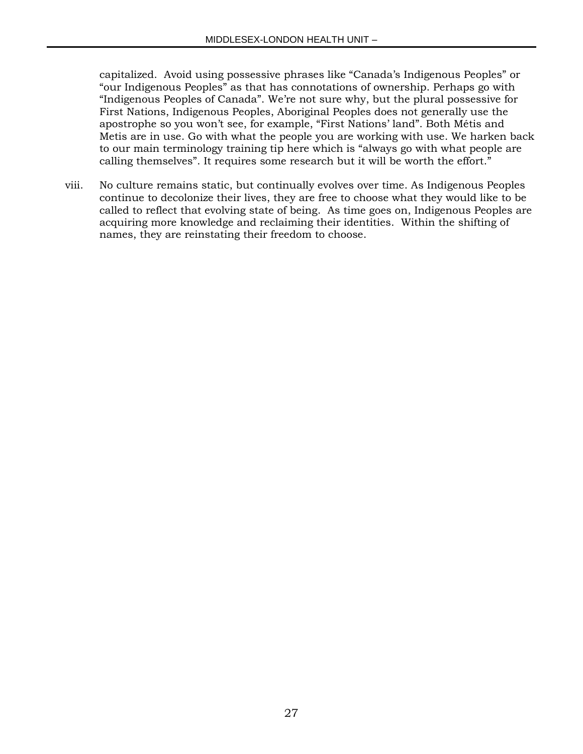capitalized. Avoid using possessive phrases like "Canada's Indigenous Peoples" or "our Indigenous Peoples" as that has connotations of ownership. Perhaps go with "Indigenous Peoples of Canada". We're not sure why, but the plural possessive for First Nations, Indigenous Peoples, Aboriginal Peoples does not generally use the apostrophe so you won't see, for example, "First Nations' land". Both Métis and Metis are in use. Go with what the people you are working with use. We harken back to our main terminology training tip here which is "always go with what people are calling themselves". It requires some research but it will be worth the effort."

viii. No culture remains static, but continually evolves over time. As Indigenous Peoples continue to decolonize their lives, they are free to choose what they would like to be called to reflect that evolving state of being. As time goes on, Indigenous Peoples are acquiring more knowledge and reclaiming their identities. Within the shifting of names, they are reinstating their freedom to choose.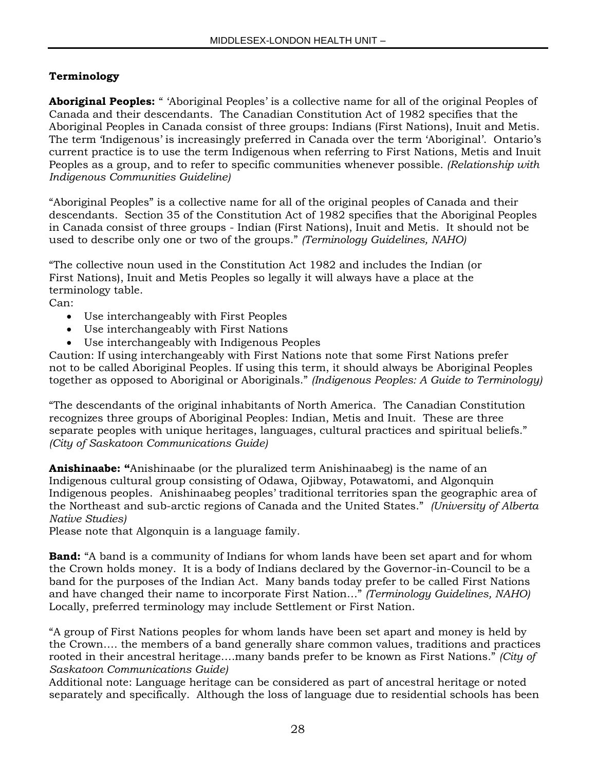**Terminology**

**Aboriginal Peoples:** " 'Aboriginal Peoples' is a collective name for all of the original Peoples of Canada and their descendants. The Canadian Constitution Act of 1982 specifies that the Aboriginal Peoples in Canada consist of three groups: Indians (First Nations), Inuit and Metis. The term 'Indigenous' is increasingly preferred in Canada over the term 'Aboriginal'. Ontario's current practice is to use the term Indigenous when referring to First Nations, Metis and Inuit Peoples as a group, and to refer to specific communities whenever possible. *(Relationship with Indigenous Communities Guideline)*

"Aboriginal Peoples" is a collective name for all of the original peoples of Canada and their descendants. Section 35 of the Constitution Act of 1982 specifies that the Aboriginal Peoples in Canada consist of three groups - Indian (First Nations), Inuit and Metis. It should not be used to describe only one or two of the groups." *(Terminology Guidelines, NAHO)*

"The collective noun used in the Constitution Act 1982 and includes the Indian (or First Nations), Inuit and Metis Peoples so legally it will always have a place at the terminology table.
Can:

- Use interchangeably with First Peoples
- Use interchangeably with First Nations
- Use interchangeably with Indigenous Peoples

Caution: If using interchangeably with First Nations note that some First Nations prefer not to be called Aboriginal Peoples. If using this term, it should always be Aboriginal Peoples together as opposed to Aboriginal or Aboriginals." *(Indigenous Peoples: A Guide to Terminology)*

"The descendants of the original inhabitants of North America. The Canadian Constitution recognizes three groups of Aboriginal Peoples: Indian, Metis and Inuit. These are three separate peoples with unique heritages, languages, cultural practices and spiritual beliefs." *(City of Saskatoon Communications Guide)*

**Anishinaabe: "**Anishinaabe (or the pluralized term Anishinaabeg) is the name of an Indigenous cultural group consisting of Odawa, Ojibway, Potawatomi, and Algonquin Indigenous peoples. Anishinaabeg peoples' traditional territories span the geographic area of the Northeast and sub-arctic regions of Canada and the United States." *(University of Alberta Native Studies)*
Please note that Algonquin is a language family.

**Band:** "A band is a community of Indians for whom lands have been set apart and for whom the Crown holds money. It is a body of Indians declared by the Governor-in-Council to be a band for the purposes of the Indian Act. Many bands today prefer to be called First Nations and have changed their name to incorporate First Nation…" *(Terminology Guidelines, NAHO)*
Locally, preferred terminology may include Settlement or First Nation.

"A group of First Nations peoples for whom lands have been set apart and money is held by the Crown…. the members of a band generally share common values, traditions and practices rooted in their ancestral heritage….many bands prefer to be known as First Nations." *(City of Saskatoon Communications Guide)*
Additional note: Language heritage can be considered as part of ancestral heritage or noted separately and specifically. Although the loss of language due to residential schools has been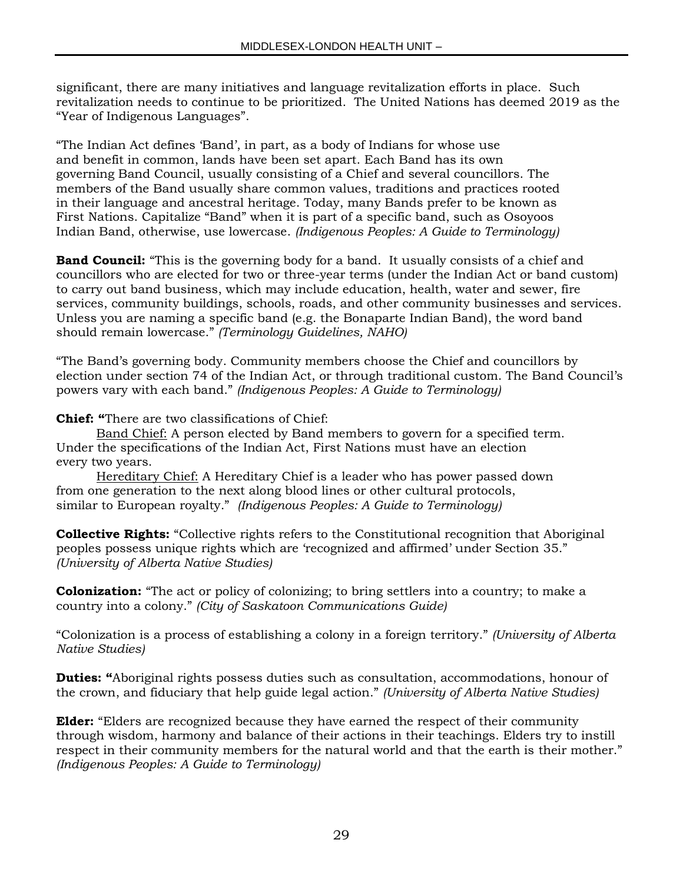significant, there are many initiatives and language revitalization efforts in place. Such revitalization needs to continue to be prioritized. The United Nations has deemed 2019 as the "Year of Indigenous Languages".

"The Indian Act defines 'Band', in part, as a body of Indians for whose use and benefit in common, lands have been set apart. Each Band has its own governing Band Council, usually consisting of a Chief and several councillors. The members of the Band usually share common values, traditions and practices rooted in their language and ancestral heritage. Today, many Bands prefer to be known as First Nations. Capitalize "Band" when it is part of a specific band, such as Osoyoos Indian Band, otherwise, use lowercase. *(Indigenous Peoples: A Guide to Terminology)*

**Band Council:** "This is the governing body for a band. It usually consists of a chief and councillors who are elected for two or three-year terms (under the Indian Act or band custom) to carry out band business, which may include education, health, water and sewer, fire services, community buildings, schools, roads, and other community businesses and services. Unless you are naming a specific band (e.g. the Bonaparte Indian Band), the word band should remain lowercase." *(Terminology Guidelines, NAHO)*

"The Band's governing body. Community members choose the Chief and councillors by election under section 74 of the Indian Act, or through traditional custom. The Band Council's powers vary with each band." *(Indigenous Peoples: A Guide to Terminology)*

**Chief: "**There are two classifications of Chief:

<u>Band Chief:</u> A person elected by Band members to govern for a specified term. Under the specifications of the Indian Act, First Nations must have an election every two years.

<u>Hereditary Chief:</u> A Hereditary Chief is a leader who has power passed down from one generation to the next along blood lines or other cultural protocols, similar to European royalty." *(Indigenous Peoples: A Guide to Terminology)*

**Collective Rights:** "Collective rights refers to the Constitutional recognition that Aboriginal peoples possess unique rights which are 'recognized and affirmed' under Section 35." *(University of Alberta Native Studies)*

**Colonization:** "The act or policy of colonizing; to bring settlers into a country; to make a country into a colony." *(City of Saskatoon Communications Guide)*

"Colonization is a process of establishing a colony in a foreign territory." *(University of Alberta Native Studies)*

**Duties: "**Aboriginal rights possess duties such as consultation, accommodations, honour of the crown, and fiduciary that help guide legal action." *(University of Alberta Native Studies)*

**Elder:** "Elders are recognized because they have earned the respect of their community through wisdom, harmony and balance of their actions in their teachings. Elders try to instill respect in their community members for the natural world and that the earth is their mother." *(Indigenous Peoples: A Guide to Terminology)*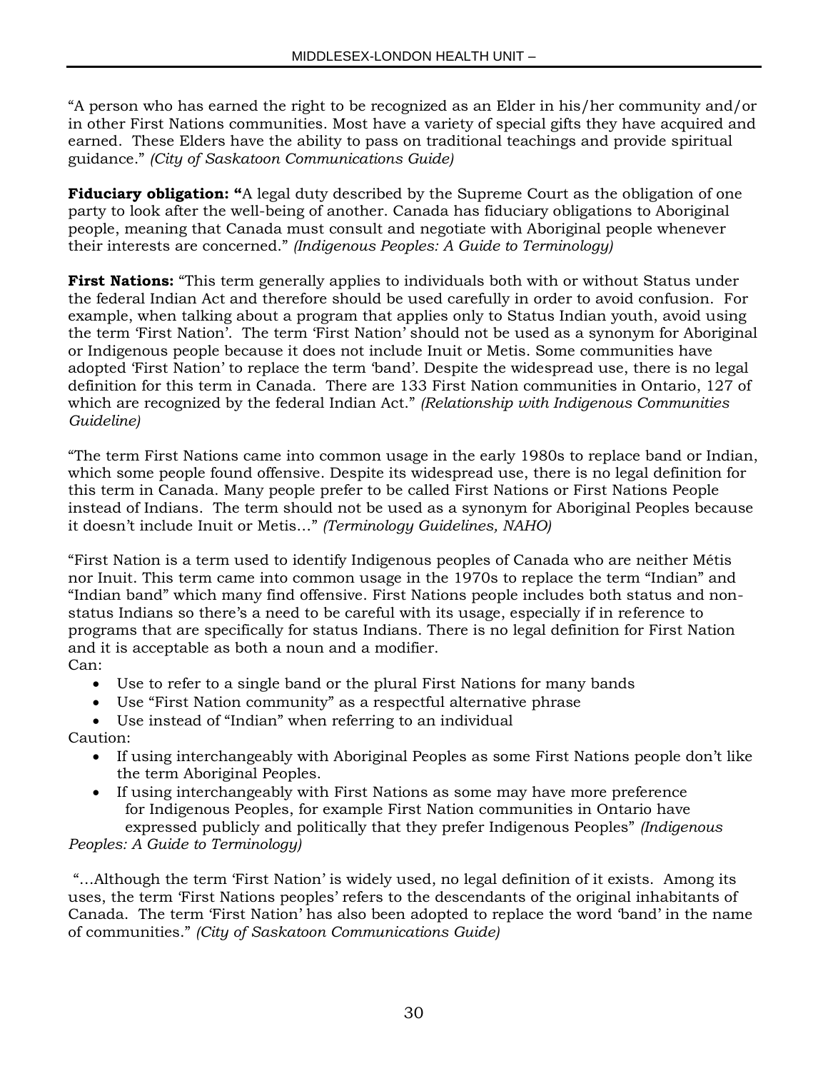"A person who has earned the right to be recognized as an Elder in his/her community and/or in other First Nations communities. Most have a variety of special gifts they have acquired and earned. These Elders have the ability to pass on traditional teachings and provide spiritual guidance." *(City of Saskatoon Communications Guide)*

**Fiduciary obligation: "**A legal duty described by the Supreme Court as the obligation of one party to look after the well-being of another. Canada has fiduciary obligations to Aboriginal people, meaning that Canada must consult and negotiate with Aboriginal people whenever their interests are concerned." *(Indigenous Peoples: A Guide to Terminology)*

**First Nations:** "This term generally applies to individuals both with or without Status under the federal Indian Act and therefore should be used carefully in order to avoid confusion. For example, when talking about a program that applies only to Status Indian youth, avoid using the term 'First Nation'. The term 'First Nation' should not be used as a synonym for Aboriginal or Indigenous people because it does not include Inuit or Metis. Some communities have adopted 'First Nation' to replace the term 'band'. Despite the widespread use, there is no legal definition for this term in Canada. There are 133 First Nation communities in Ontario, 127 of which are recognized by the federal Indian Act." *(Relationship with Indigenous Communities Guideline)*

"The term First Nations came into common usage in the early 1980s to replace band or Indian, which some people found offensive. Despite its widespread use, there is no legal definition for this term in Canada. Many people prefer to be called First Nations or First Nations People instead of Indians. The term should not be used as a synonym for Aboriginal Peoples because it doesn't include Inuit or Metis…" *(Terminology Guidelines, NAHO)*

"First Nation is a term used to identify Indigenous peoples of Canada who are neither Métis nor Inuit. This term came into common usage in the 1970s to replace the term "Indian" and "Indian band" which many find offensive. First Nations people includes both status and non-status Indians so there's a need to be careful with its usage, especially if in reference to programs that are specifically for status Indians. There is no legal definition for First Nation and it is acceptable as both a noun and a modifier.
Can:

- Use to refer to a single band or the plural First Nations for many bands
- Use "First Nation community" as a respectful alternative phrase
- Use instead of "Indian" when referring to an individual

Caution:

- If using interchangeably with Aboriginal Peoples as some First Nations people don't like the term Aboriginal Peoples.
- If using interchangeably with First Nations as some may have more preference for Indigenous Peoples, for example First Nation communities in Ontario have expressed publicly and politically that they prefer Indigenous Peoples" *(Indigenous Peoples: A Guide to Terminology)*

"…Although the term 'First Nation' is widely used, no legal definition of it exists. Among its uses, the term 'First Nations peoples' refers to the descendants of the original inhabitants of Canada. The term 'First Nation' has also been adopted to replace the word 'band' in the name of communities." *(City of Saskatoon Communications Guide)*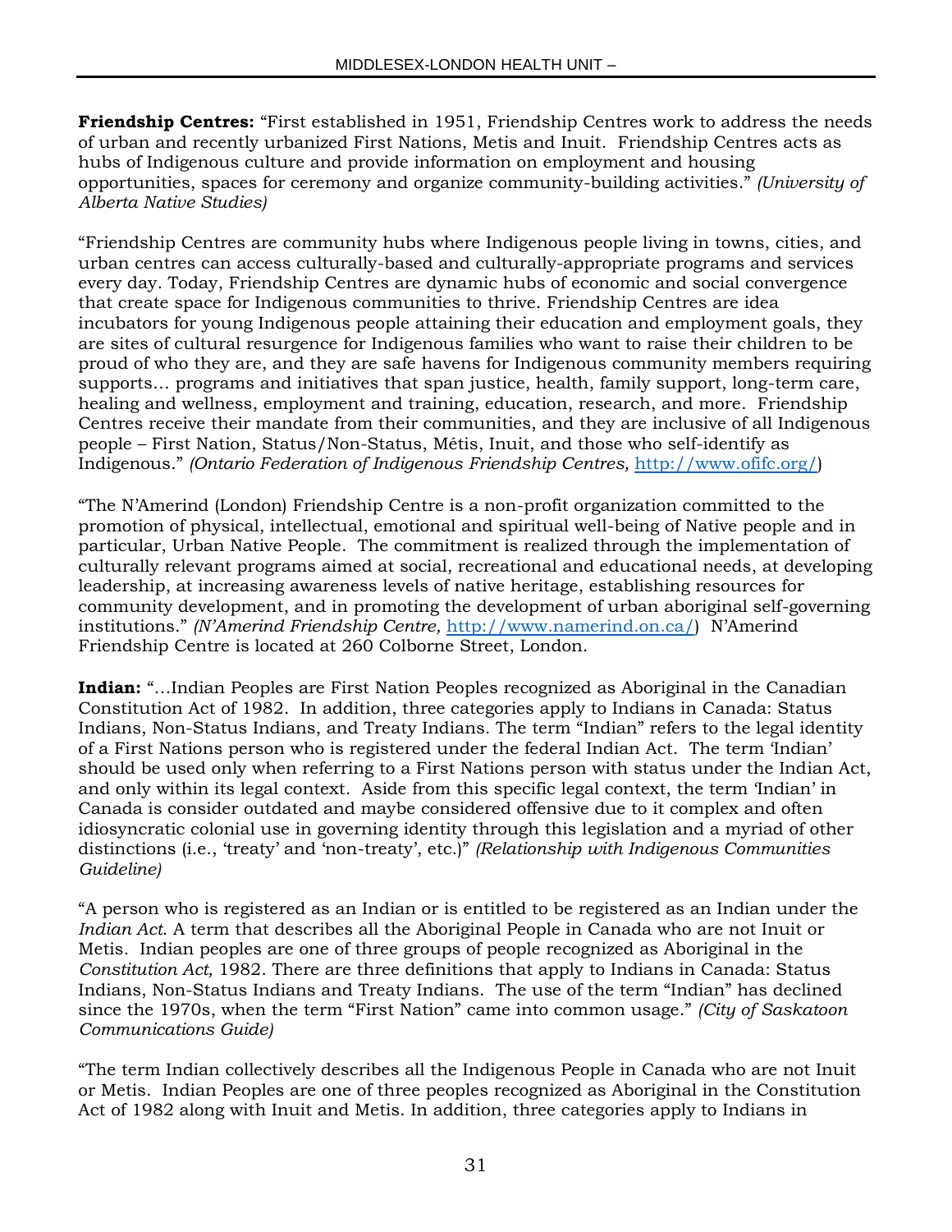**Friendship Centres:** "First established in 1951, Friendship Centres work to address the needs of urban and recently urbanized First Nations, Metis and Inuit. Friendship Centres acts as hubs of Indigenous culture and provide information on employment and housing opportunities, spaces for ceremony and organize community-building activities." *(University of Alberta Native Studies)*

"Friendship Centres are community hubs where Indigenous people living in towns, cities, and urban centres can access culturally-based and culturally-appropriate programs and services every day. Today, Friendship Centres are dynamic hubs of economic and social convergence that create space for Indigenous communities to thrive. Friendship Centres are idea incubators for young Indigenous people attaining their education and employment goals, they are sites of cultural resurgence for Indigenous families who want to raise their children to be proud of who they are, and they are safe havens for Indigenous community members requiring supports… programs and initiatives that span justice, health, family support, long-term care, healing and wellness, employment and training, education, research, and more. Friendship Centres receive their mandate from their communities, and they are inclusive of all Indigenous people – First Nation, Status/Non-Status, Métis, Inuit, and those who self-identify as Indigenous." *(Ontario Federation of Indigenous Friendship Centres,* http://www.ofifc.org/)

"The N'Amerind (London) Friendship Centre is a non-profit organization committed to the promotion of physical, intellectual, emotional and spiritual well-being of Native people and in particular, Urban Native People. The commitment is realized through the implementation of culturally relevant programs aimed at social, recreational and educational needs, at developing leadership, at increasing awareness levels of native heritage, establishing resources for community development, and in promoting the development of urban aboriginal self-governing institutions." *(N'Amerind Friendship Centre,* http://www.namerind.on.ca/) N'Amerind Friendship Centre is located at 260 Colborne Street, London.

**Indian:** "…Indian Peoples are First Nation Peoples recognized as Aboriginal in the Canadian Constitution Act of 1982. In addition, three categories apply to Indians in Canada: Status Indians, Non-Status Indians, and Treaty Indians. The term "Indian" refers to the legal identity of a First Nations person who is registered under the federal Indian Act. The term 'Indian' should be used only when referring to a First Nations person with status under the Indian Act, and only within its legal context. Aside from this specific legal context, the term 'Indian' in Canada is consider outdated and maybe considered offensive due to it complex and often idiosyncratic colonial use in governing identity through this legislation and a myriad of other distinctions (i.e., 'treaty' and 'non-treaty', etc.)" *(Relationship with Indigenous Communities Guideline)*

"A person who is registered as an Indian or is entitled to be registered as an Indian under the *Indian Act*. A term that describes all the Aboriginal People in Canada who are not Inuit or Metis. Indian peoples are one of three groups of people recognized as Aboriginal in the *Constitution Act,* 1982. There are three definitions that apply to Indians in Canada: Status Indians, Non-Status Indians and Treaty Indians. The use of the term "Indian" has declined since the 1970s, when the term "First Nation" came into common usage." *(City of Saskatoon Communications Guide)*

"The term Indian collectively describes all the Indigenous People in Canada who are not Inuit or Metis. Indian Peoples are one of three peoples recognized as Aboriginal in the Constitution Act of 1982 along with Inuit and Metis. In addition, three categories apply to Indians in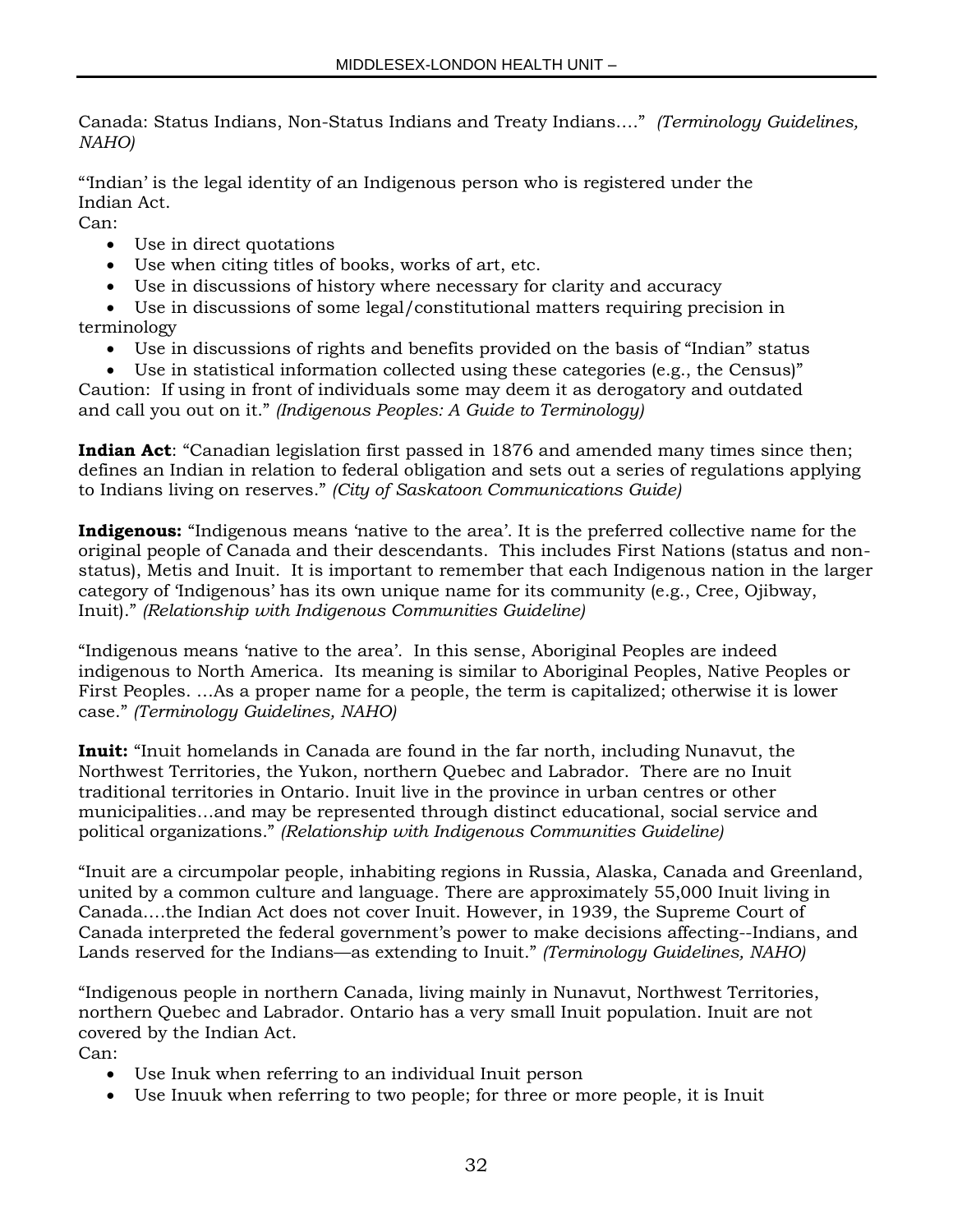Canada: Status Indians, Non-Status Indians and Treaty Indians…." *(Terminology Guidelines, NAHO)*

"'Indian' is the legal identity of an Indigenous person who is registered under the Indian Act.
Can:

- Use in direct quotations
- Use when citing titles of books, works of art, etc.
- Use in discussions of history where necessary for clarity and accuracy
- Use in discussions of some legal/constitutional matters requiring precision in terminology
- Use in discussions of rights and benefits provided on the basis of "Indian" status
- Use in statistical information collected using these categories (e.g., the Census)"

Caution: If using in front of individuals some may deem it as derogatory and outdated and call you out on it." *(Indigenous Peoples: A Guide to Terminology)*

**Indian Act**: "Canadian legislation first passed in 1876 and amended many times since then; defines an Indian in relation to federal obligation and sets out a series of regulations applying to Indians living on reserves." *(City of Saskatoon Communications Guide)*

**Indigenous:** "Indigenous means 'native to the area'. It is the preferred collective name for the original people of Canada and their descendants. This includes First Nations (status and non-status), Metis and Inuit. It is important to remember that each Indigenous nation in the larger category of 'Indigenous' has its own unique name for its community (e.g., Cree, Ojibway, Inuit)." *(Relationship with Indigenous Communities Guideline)*

"Indigenous means 'native to the area'. In this sense, Aboriginal Peoples are indeed indigenous to North America. Its meaning is similar to Aboriginal Peoples, Native Peoples or First Peoples. …As a proper name for a people, the term is capitalized; otherwise it is lower case." *(Terminology Guidelines, NAHO)*

**Inuit:** "Inuit homelands in Canada are found in the far north, including Nunavut, the Northwest Territories, the Yukon, northern Quebec and Labrador. There are no Inuit traditional territories in Ontario. Inuit live in the province in urban centres or other municipalities…and may be represented through distinct educational, social service and political organizations." *(Relationship with Indigenous Communities Guideline)*

"Inuit are a circumpolar people, inhabiting regions in Russia, Alaska, Canada and Greenland, united by a common culture and language. There are approximately 55,000 Inuit living in Canada….the Indian Act does not cover Inuit. However, in 1939, the Supreme Court of Canada interpreted the federal government's power to make decisions affecting--Indians, and Lands reserved for the Indians—as extending to Inuit." *(Terminology Guidelines, NAHO)*

"Indigenous people in northern Canada, living mainly in Nunavut, Northwest Territories, northern Quebec and Labrador. Ontario has a very small Inuit population. Inuit are not covered by the Indian Act.
Can:

- Use Inuk when referring to an individual Inuit person
- Use Inuuk when referring to two people; for three or more people, it is Inuit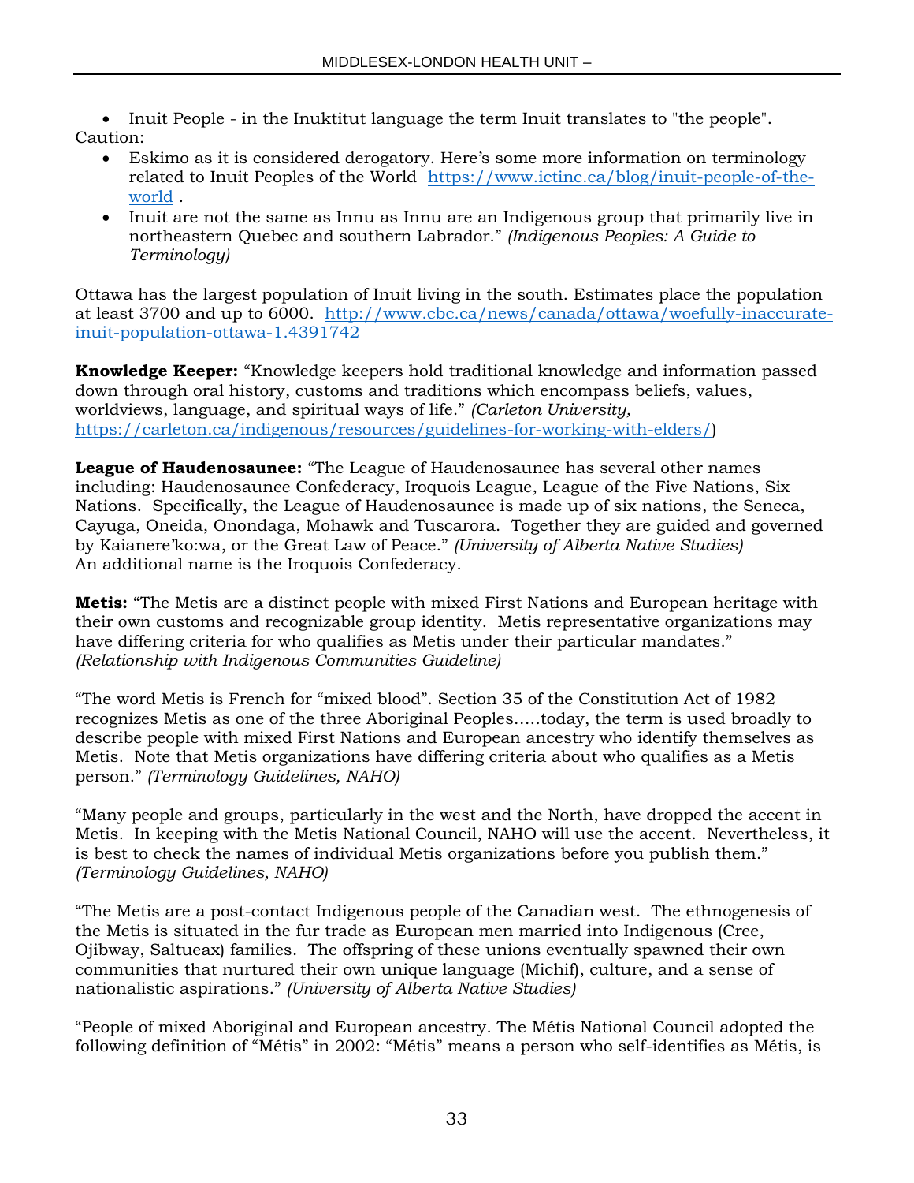- Inuit People - in the Inuktitut language the term Inuit translates to "the people".

Caution:

- Eskimo as it is considered derogatory. Here's some more information on terminology related to Inuit Peoples of the World https://www.ictinc.ca/blog/inuit-people-of-the-world .
- Inuit are not the same as Innu as Innu are an Indigenous group that primarily live in northeastern Quebec and southern Labrador." *(Indigenous Peoples: A Guide to Terminology)*

Ottawa has the largest population of Inuit living in the south. Estimates place the population at least 3700 and up to 6000. http://www.cbc.ca/news/canada/ottawa/woefully-inaccurate-inuit-population-ottawa-1.4391742

**Knowledge Keeper:** "Knowledge keepers hold traditional knowledge and information passed down through oral history, customs and traditions which encompass beliefs, values, worldviews, language, and spiritual ways of life." *(Carleton University,* https://carleton.ca/indigenous/resources/guidelines-for-working-with-elders/)

**League of Haudenosaunee:** "The League of Haudenosaunee has several other names including: Haudenosaunee Confederacy, Iroquois League, League of the Five Nations, Six Nations. Specifically, the League of Haudenosaunee is made up of six nations, the Seneca, Cayuga, Oneida, Onondaga, Mohawk and Tuscarora. Together they are guided and governed by Kaianere'ko:wa, or the Great Law of Peace." *(University of Alberta Native Studies)*
An additional name is the Iroquois Confederacy.

**Metis:** "The Metis are a distinct people with mixed First Nations and European heritage with their own customs and recognizable group identity. Metis representative organizations may have differing criteria for who qualifies as Metis under their particular mandates." *(Relationship with Indigenous Communities Guideline)*

"The word Metis is French for "mixed blood". Section 35 of the Constitution Act of 1982 recognizes Metis as one of the three Aboriginal Peoples.....today, the term is used broadly to describe people with mixed First Nations and European ancestry who identify themselves as Metis. Note that Metis organizations have differing criteria about who qualifies as a Metis person." *(Terminology Guidelines, NAHO)*

"Many people and groups, particularly in the west and the North, have dropped the accent in Metis. In keeping with the Metis National Council, NAHO will use the accent. Nevertheless, it is best to check the names of individual Metis organizations before you publish them." *(Terminology Guidelines, NAHO)*

"The Metis are a post-contact Indigenous people of the Canadian west. The ethnogenesis of the Metis is situated in the fur trade as European men married into Indigenous (Cree, Ojibway, Saltueax) families. The offspring of these unions eventually spawned their own communities that nurtured their own unique language (Michif), culture, and a sense of nationalistic aspirations." *(University of Alberta Native Studies)*

"People of mixed Aboriginal and European ancestry. The Métis National Council adopted the following definition of "Métis" in 2002: "Métis" means a person who self-identifies as Métis, is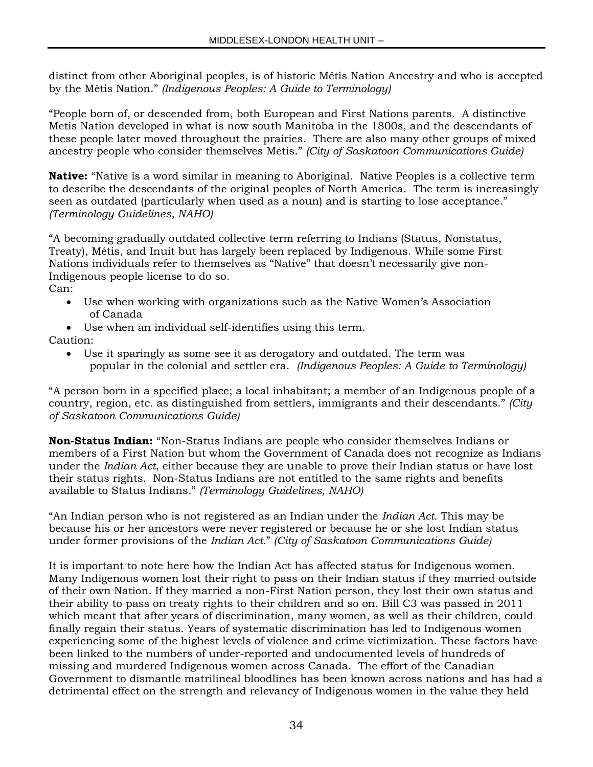distinct from other Aboriginal peoples, is of historic Métis Nation Ancestry and who is accepted by the Métis Nation." *(Indigenous Peoples: A Guide to Terminology)*

"People born of, or descended from, both European and First Nations parents. A distinctive Metis Nation developed in what is now south Manitoba in the 1800s, and the descendants of these people later moved throughout the prairies. There are also many other groups of mixed ancestry people who consider themselves Metis." *(City of Saskatoon Communications Guide)*

**Native:** "Native is a word similar in meaning to Aboriginal. Native Peoples is a collective term to describe the descendants of the original peoples of North America. The term is increasingly seen as outdated (particularly when used as a noun) and is starting to lose acceptance." *(Terminology Guidelines, NAHO)*

"A becoming gradually outdated collective term referring to Indians (Status, Nonstatus, Treaty), Métis, and Inuit but has largely been replaced by Indigenous. While some First Nations individuals refer to themselves as "Native" that doesn't necessarily give non-Indigenous people license to do so.
Can:

- Use when working with organizations such as the Native Women's Association of Canada
- Use when an individual self-identifies using this term.

Caution:

- Use it sparingly as some see it as derogatory and outdated. The term was popular in the colonial and settler era. *(Indigenous Peoples: A Guide to Terminology)*

"A person born in a specified place; a local inhabitant; a member of an Indigenous people of a country, region, etc. as distinguished from settlers, immigrants and their descendants." *(City of Saskatoon Communications Guide)*

**Non-Status Indian:** "Non-Status Indians are people who consider themselves Indians or members of a First Nation but whom the Government of Canada does not recognize as Indians under the *Indian Act*, either because they are unable to prove their Indian status or have lost their status rights. Non-Status Indians are not entitled to the same rights and benefits available to Status Indians." *(Terminology Guidelines, NAHO)*

"An Indian person who is not registered as an Indian under the *Indian Act.* This may be because his or her ancestors were never registered or because he or she lost Indian status under former provisions of the *Indian Act.*" *(City of Saskatoon Communications Guide)*

It is important to note here how the Indian Act has affected status for Indigenous women. Many Indigenous women lost their right to pass on their Indian status if they married outside of their own Nation. If they married a non-First Nation person, they lost their own status and their ability to pass on treaty rights to their children and so on. Bill C3 was passed in 2011 which meant that after years of discrimination, many women, as well as their children, could finally regain their status. Years of systematic discrimination has led to Indigenous women experiencing some of the highest levels of violence and crime victimization. These factors have been linked to the numbers of under-reported and undocumented levels of hundreds of missing and murdered Indigenous women across Canada. The effort of the Canadian Government to dismantle matrilineal bloodlines has been known across nations and has had a detrimental effect on the strength and relevancy of Indigenous women in the value they held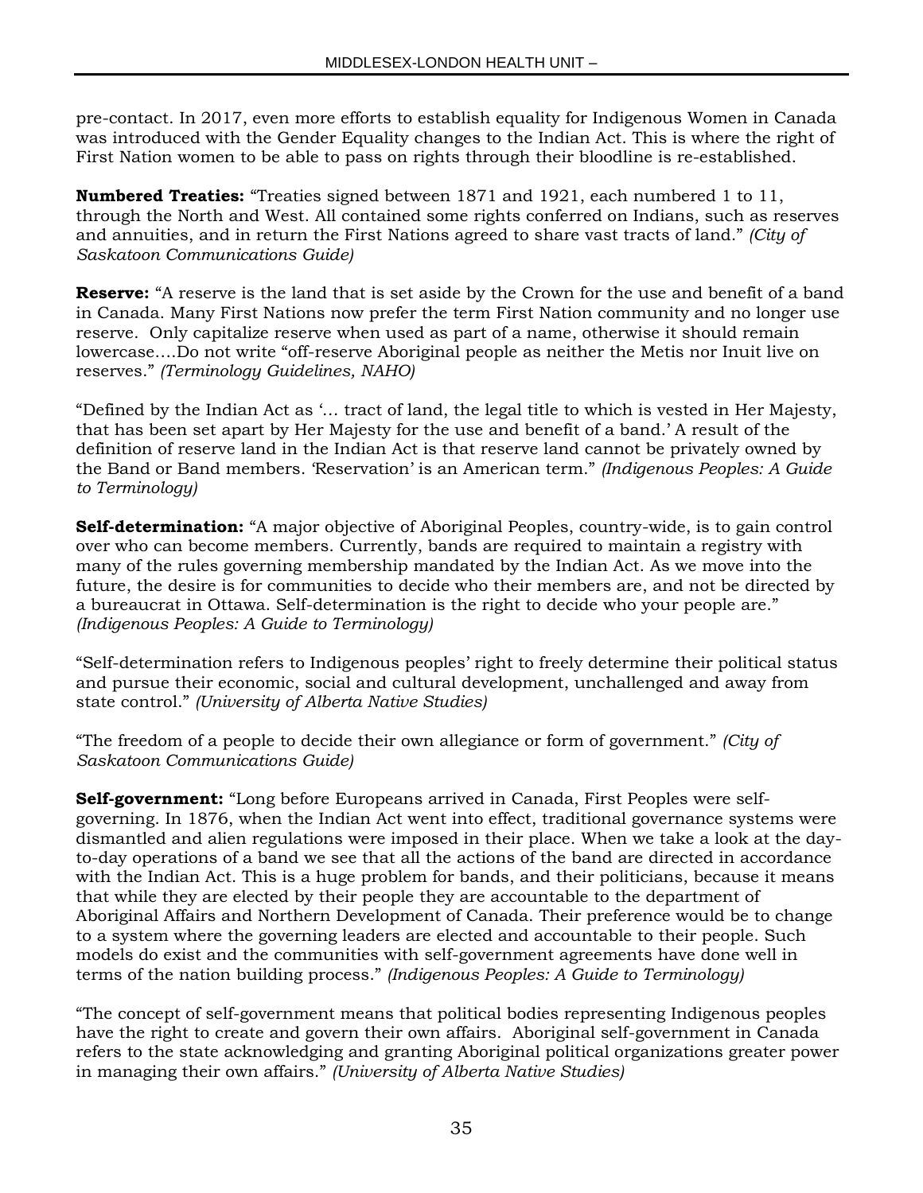pre-contact. In 2017, even more efforts to establish equality for Indigenous Women in Canada was introduced with the Gender Equality changes to the Indian Act. This is where the right of First Nation women to be able to pass on rights through their bloodline is re-established.

**Numbered Treaties:** "Treaties signed between 1871 and 1921, each numbered 1 to 11, through the North and West. All contained some rights conferred on Indians, such as reserves and annuities, and in return the First Nations agreed to share vast tracts of land." *(City of Saskatoon Communications Guide)*

**Reserve:** "A reserve is the land that is set aside by the Crown for the use and benefit of a band in Canada. Many First Nations now prefer the term First Nation community and no longer use reserve. Only capitalize reserve when used as part of a name, otherwise it should remain lowercase….Do not write "off-reserve Aboriginal people as neither the Metis nor Inuit live on reserves." *(Terminology Guidelines, NAHO)*

"Defined by the Indian Act as '… tract of land, the legal title to which is vested in Her Majesty, that has been set apart by Her Majesty for the use and benefit of a band.' A result of the definition of reserve land in the Indian Act is that reserve land cannot be privately owned by the Band or Band members. 'Reservation' is an American term." *(Indigenous Peoples: A Guide to Terminology)*

**Self-determination:** "A major objective of Aboriginal Peoples, country-wide, is to gain control over who can become members. Currently, bands are required to maintain a registry with many of the rules governing membership mandated by the Indian Act. As we move into the future, the desire is for communities to decide who their members are, and not be directed by a bureaucrat in Ottawa. Self-determination is the right to decide who your people are." *(Indigenous Peoples: A Guide to Terminology)*

"Self-determination refers to Indigenous peoples' right to freely determine their political status and pursue their economic, social and cultural development, unchallenged and away from state control." *(University of Alberta Native Studies)*

"The freedom of a people to decide their own allegiance or form of government." *(City of Saskatoon Communications Guide)*

**Self-government:** "Long before Europeans arrived in Canada, First Peoples were self-governing. In 1876, when the Indian Act went into effect, traditional governance systems were dismantled and alien regulations were imposed in their place. When we take a look at the day-to-day operations of a band we see that all the actions of the band are directed in accordance with the Indian Act. This is a huge problem for bands, and their politicians, because it means that while they are elected by their people they are accountable to the department of Aboriginal Affairs and Northern Development of Canada. Their preference would be to change to a system where the governing leaders are elected and accountable to their people. Such models do exist and the communities with self-government agreements have done well in terms of the nation building process." *(Indigenous Peoples: A Guide to Terminology)*

"The concept of self-government means that political bodies representing Indigenous peoples have the right to create and govern their own affairs. Aboriginal self-government in Canada refers to the state acknowledging and granting Aboriginal political organizations greater power in managing their own affairs." *(University of Alberta Native Studies)*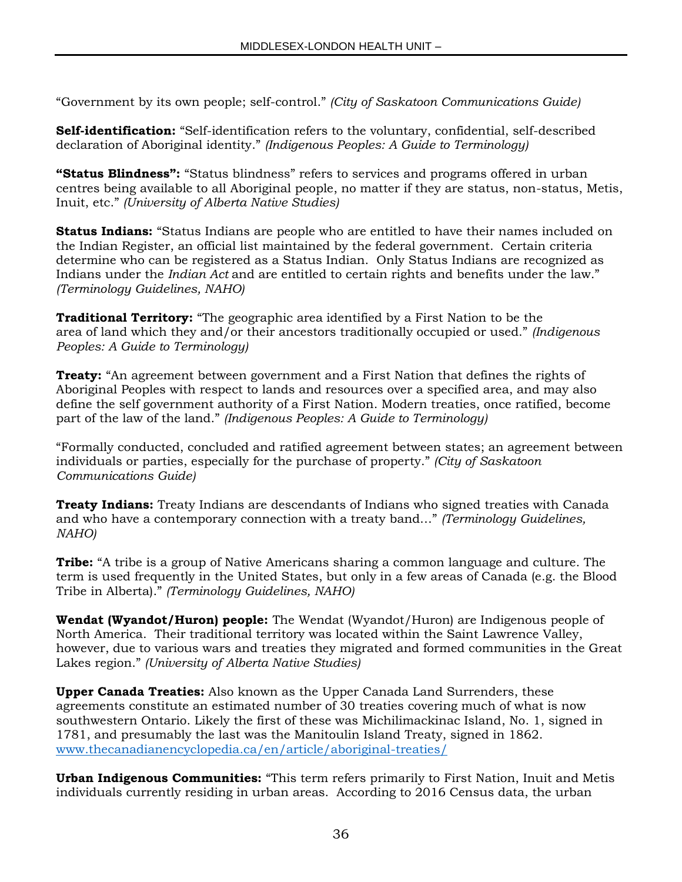"Government by its own people; self-control." *(City of Saskatoon Communications Guide)*

**Self-identification:** "Self-identification refers to the voluntary, confidential, self-described declaration of Aboriginal identity." *(Indigenous Peoples: A Guide to Terminology)*

**"Status Blindness":** "Status blindness" refers to services and programs offered in urban centres being available to all Aboriginal people, no matter if they are status, non-status, Metis, Inuit, etc." *(University of Alberta Native Studies)*

**Status Indians:** "Status Indians are people who are entitled to have their names included on the Indian Register, an official list maintained by the federal government. Certain criteria determine who can be registered as a Status Indian. Only Status Indians are recognized as Indians under the *Indian Act* and are entitled to certain rights and benefits under the law." *(Terminology Guidelines, NAHO)*

**Traditional Territory:** "The geographic area identified by a First Nation to be the area of land which they and/or their ancestors traditionally occupied or used." *(Indigenous Peoples: A Guide to Terminology)*

**Treaty:** "An agreement between government and a First Nation that defines the rights of Aboriginal Peoples with respect to lands and resources over a specified area, and may also define the self government authority of a First Nation. Modern treaties, once ratified, become part of the law of the land." *(Indigenous Peoples: A Guide to Terminology)*

"Formally conducted, concluded and ratified agreement between states; an agreement between individuals or parties, especially for the purchase of property." *(City of Saskatoon Communications Guide)*

**Treaty Indians:** Treaty Indians are descendants of Indians who signed treaties with Canada and who have a contemporary connection with a treaty band…" *(Terminology Guidelines, NAHO)*

**Tribe:** "A tribe is a group of Native Americans sharing a common language and culture. The term is used frequently in the United States, but only in a few areas of Canada (e.g. the Blood Tribe in Alberta)." *(Terminology Guidelines, NAHO)*

**Wendat (Wyandot/Huron) people:** The Wendat (Wyandot/Huron) are Indigenous people of North America. Their traditional territory was located within the Saint Lawrence Valley, however, due to various wars and treaties they migrated and formed communities in the Great Lakes region." *(University of Alberta Native Studies)*

**Upper Canada Treaties:** Also known as the Upper Canada Land Surrenders, these agreements constitute an estimated number of 30 treaties covering much of what is now southwestern Ontario. Likely the first of these was Michilimackinac Island, No. 1, signed in 1781, and presumably the last was the Manitoulin Island Treaty, signed in 1862. www.thecanadianencyclopedia.ca/en/article/aboriginal-treaties/

**Urban Indigenous Communities:** "This term refers primarily to First Nation, Inuit and Metis individuals currently residing in urban areas. According to 2016 Census data, the urban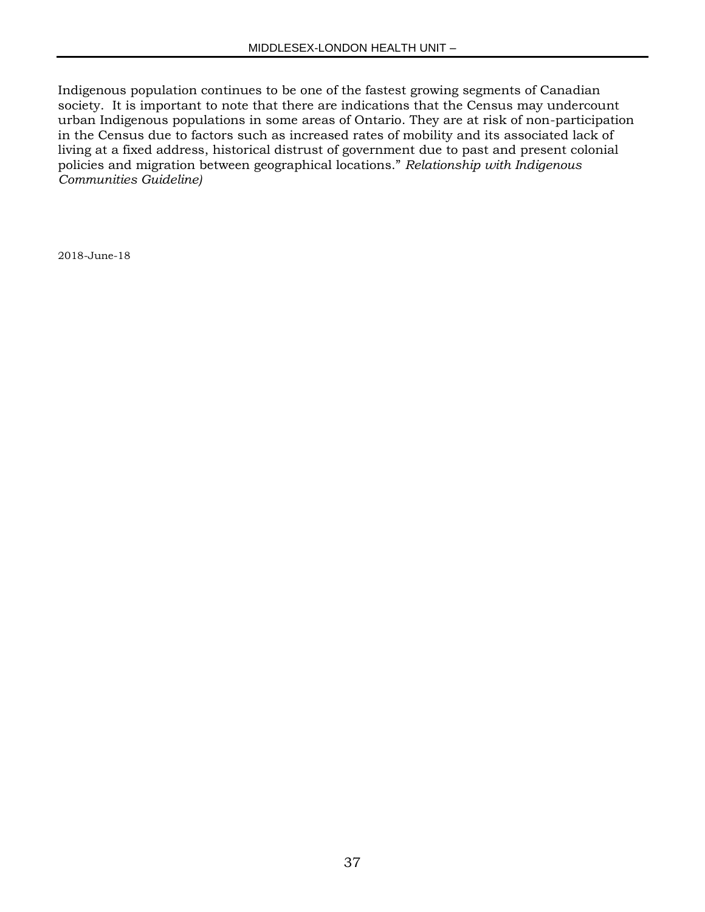Indigenous population continues to be one of the fastest growing segments of Canadian society. It is important to note that there are indications that the Census may undercount urban Indigenous populations in some areas of Ontario. They are at risk of non-participation in the Census due to factors such as increased rates of mobility and its associated lack of living at a fixed address, historical distrust of government due to past and present colonial policies and migration between geographical locations." *Relationship with Indigenous Communities Guideline)*

2018-June-18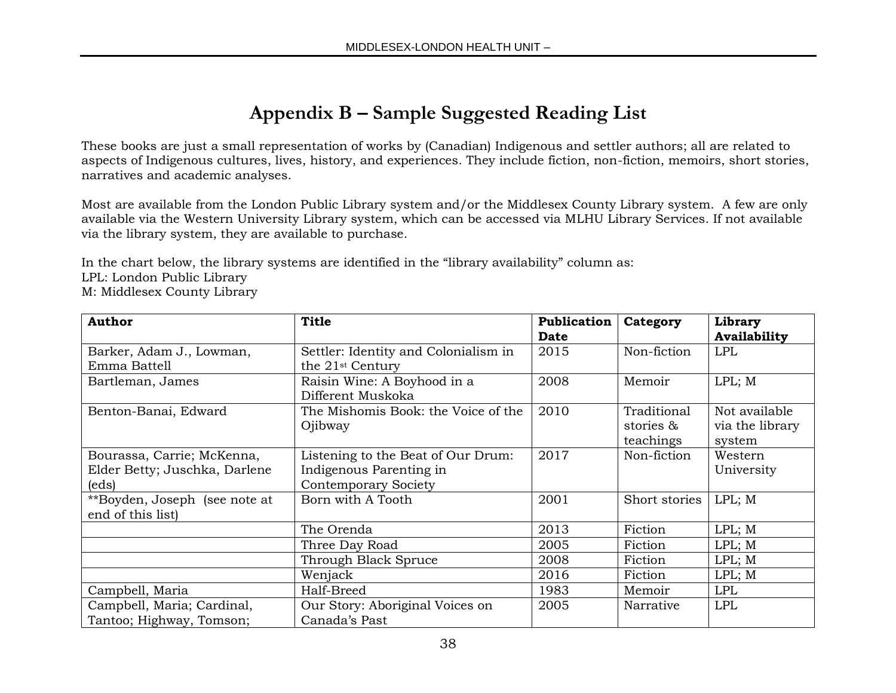# Appendix B – Sample Suggested Reading List

These books are just a small representation of works by (Canadian) Indigenous and settler authors; all are related to aspects of Indigenous cultures, lives, history, and experiences. They include fiction, non-fiction, memoirs, short stories, narratives and academic analyses.

Most are available from the London Public Library system and/or the Middlesex County Library system. A few are only available via the Western University Library system, which can be accessed via MLHU Library Services. If not available via the library system, they are available to purchase.

In the chart below, the library systems are identified in the "library availability" column as:
LPL: London Public Library
M: Middlesex County Library

| Author | Title | Publication Date | Category | Library Availability |
|---|---|---|---|---|
| Barker, Adam J., Lowman, Emma Battell | Settler: Identity and Colonialism in the 21st Century | 2015 | Non-fiction | LPL |
| Bartleman, James | Raisin Wine: A Boyhood in a Different Muskoka | 2008 | Memoir | LPL; M |
| Benton-Banai, Edward | The Mishomis Book: the Voice of the Ojibway | 2010 | Traditional stories & teachings | Not available via the library system |
| Bourassa, Carrie; McKenna, Elder Betty; Juschka, Darlene (eds) | Listening to the Beat of Our Drum: Indigenous Parenting in Contemporary Society | 2017 | Non-fiction | Western University |
| **Boyden, Joseph (see note at end of this list) | Born with A Tooth | 2001 | Short stories | LPL; M |
| | The Orenda | 2013 | Fiction | LPL; M |
| | Three Day Road | 2005 | Fiction | LPL; M |
| | Through Black Spruce | 2008 | Fiction | LPL; M |
| | Wenjack | 2016 | Fiction | LPL; M |
| Campbell, Maria | Half-Breed | 1983 | Memoir | LPL |
| Campbell, Maria; Cardinal, Tantoo; Highway, Tomson; | Our Story: Aboriginal Voices on Canada's Past | 2005 | Narrative | LPL |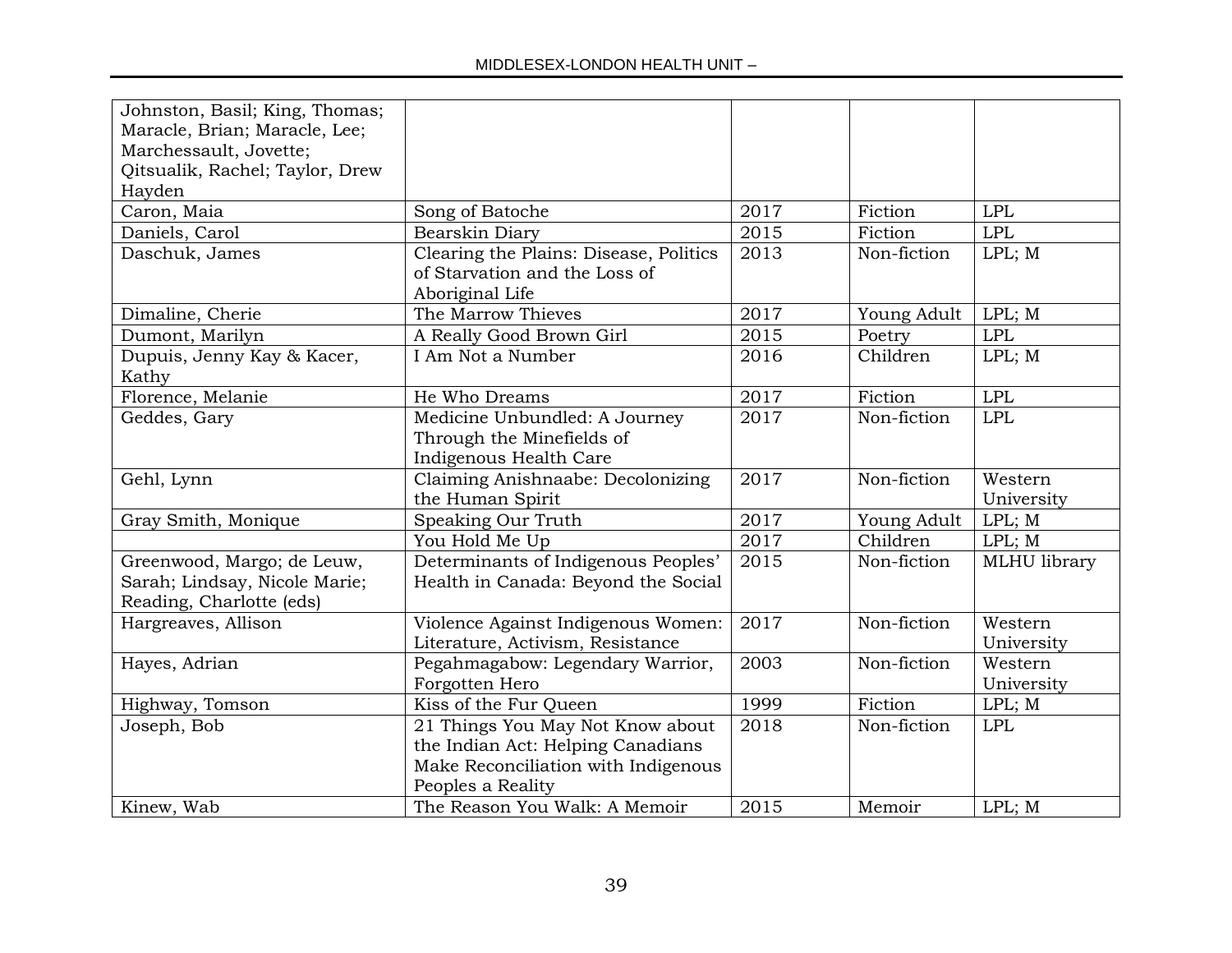| | | | | |
|---|---|---|---|---|
| Johnston, Basil; King, Thomas; Maracle, Brian; Maracle, Lee; Marchessault, Jovette; Qitsualik, Rachel; Taylor, Drew Hayden | | | | |
| Caron, Maia | Song of Batoche | 2017 | Fiction | LPL |
| Daniels, Carol | Bearskin Diary | 2015 | Fiction | LPL |
| Daschuk, James | Clearing the Plains: Disease, Politics of Starvation and the Loss of Aboriginal Life | 2013 | Non-fiction | LPL; M |
| Dimaline, Cherie | The Marrow Thieves | 2017 | Young Adult | LPL; M |
| Dumont, Marilyn | A Really Good Brown Girl | 2015 | Poetry | LPL |
| Dupuis, Jenny Kay & Kacer, Kathy | I Am Not a Number | 2016 | Children | LPL; M |
| Florence, Melanie | He Who Dreams | 2017 | Fiction | LPL |
| Geddes, Gary | Medicine Unbundled: A Journey Through the Minefields of Indigenous Health Care | 2017 | Non-fiction | LPL |
| Gehl, Lynn | Claiming Anishnaabe: Decolonizing the Human Spirit | 2017 | Non-fiction | Western University |
| Gray Smith, Monique | Speaking Our Truth | 2017 | Young Adult | LPL; M |
| | You Hold Me Up | 2017 | Children | LPL; M |
| Greenwood, Margo; de Leuw, Sarah; Lindsay, Nicole Marie; Reading, Charlotte (eds) | Determinants of Indigenous Peoples' Health in Canada: Beyond the Social | 2015 | Non-fiction | MLHU library |
| Hargreaves, Allison | Violence Against Indigenous Women: Literature, Activism, Resistance | 2017 | Non-fiction | Western University |
| Hayes, Adrian | Pegahmagabow: Legendary Warrior, Forgotten Hero | 2003 | Non-fiction | Western University |
| Highway, Tomson | Kiss of the Fur Queen | 1999 | Fiction | LPL; M |
| Joseph, Bob | 21 Things You May Not Know about the Indian Act: Helping Canadians Make Reconciliation with Indigenous Peoples a Reality | 2018 | Non-fiction | LPL |
| Kinew, Wab | The Reason You Walk: A Memoir | 2015 | Memoir | LPL; M |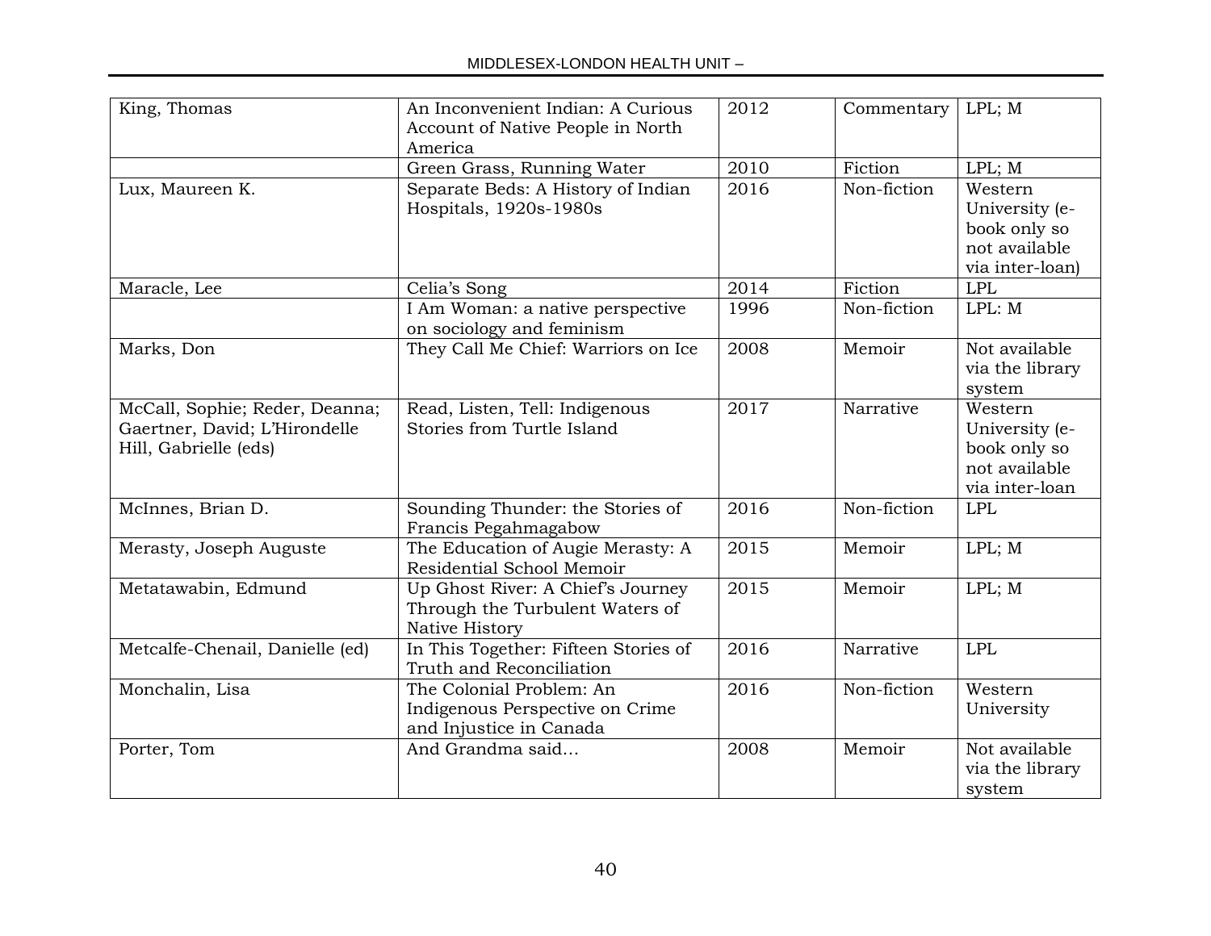| King, Thomas | An Inconvenient Indian: A Curious Account of Native People in North America | 2012 | Commentary | LPL; M |
|---|---|---|---|---|
| | Green Grass, Running Water | 2010 | Fiction | LPL; M |
| Lux, Maureen K. | Separate Beds: A History of Indian Hospitals, 1920s-1980s | 2016 | Non-fiction | Western University (e-book only so not available via inter-loan) |
| Maracle, Lee | Celia's Song | 2014 | Fiction | LPL |
| | I Am Woman: a native perspective on sociology and feminism | 1996 | Non-fiction | LPL: M |
| Marks, Don | They Call Me Chief: Warriors on Ice | 2008 | Memoir | Not available via the library system |
| McCall, Sophie; Reder, Deanna; Gaertner, David; L'Hirondelle Hill, Gabrielle (eds) | Read, Listen, Tell: Indigenous Stories from Turtle Island | 2017 | Narrative | Western University (e-book only so not available via inter-loan |
| McInnes, Brian D. | Sounding Thunder: the Stories of Francis Pegahmagabow | 2016 | Non-fiction | LPL |
| Merasty, Joseph Auguste | The Education of Augie Merasty: A Residential School Memoir | 2015 | Memoir | LPL; M |
| Metatawabin, Edmund | Up Ghost River: A Chief's Journey Through the Turbulent Waters of Native History | 2015 | Memoir | LPL; M |
| Metcalfe-Chenail, Danielle (ed) | In This Together: Fifteen Stories of Truth and Reconciliation | 2016 | Narrative | LPL |
| Monchalin, Lisa | The Colonial Problem: An Indigenous Perspective on Crime and Injustice in Canada | 2016 | Non-fiction | Western University |
| Porter, Tom | And Grandma said… | 2008 | Memoir | Not available via the library system |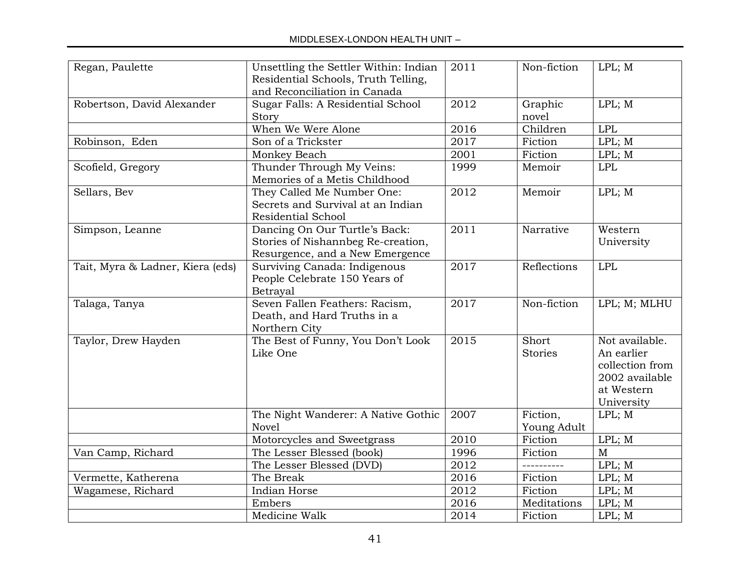| Regan, Paulette | Unsettling the Settler Within: Indian Residential Schools, Truth Telling, and Reconciliation in Canada | 2011 | Non-fiction | LPL; M |
|---|---|---|---|---|
| Robertson, David Alexander | Sugar Falls: A Residential School Story | 2012 | Graphic novel | LPL; M |
| | When We Were Alone | 2016 | Children | LPL |
| Robinson, Eden | Son of a Trickster | 2017 | Fiction | LPL; M |
| | Monkey Beach | 2001 | Fiction | LPL; M |
| Scofield, Gregory | Thunder Through My Veins: Memories of a Metis Childhood | 1999 | Memoir | LPL |
| Sellars, Bev | They Called Me Number One: Secrets and Survival at an Indian Residential School | 2012 | Memoir | LPL; M |
| Simpson, Leanne | Dancing On Our Turtle's Back: Stories of Nishannbeg Re-creation, Resurgence, and a New Emergence | 2011 | Narrative | Western University |
| Tait, Myra & Ladner, Kiera (eds) | Surviving Canada: Indigenous People Celebrate 150 Years of Betrayal | 2017 | Reflections | LPL |
| Talaga, Tanya | Seven Fallen Feathers: Racism, Death, and Hard Truths in a Northern City | 2017 | Non-fiction | LPL; M; MLHU |
| Taylor, Drew Hayden | The Best of Funny, You Don't Look Like One | 2015 | Short Stories | Not available. An earlier collection from 2002 available at Western University |
| | The Night Wanderer: A Native Gothic Novel | 2007 | Fiction, Young Adult | LPL; M |
| | Motorcycles and Sweetgrass | 2010 | Fiction | LPL; M |
| Van Camp, Richard | The Lesser Blessed (book) | 1996 | Fiction | M |
| | The Lesser Blessed (DVD) | 2012 | ---------- | LPL; M |
| Vermette, Katherena | The Break | 2016 | Fiction | LPL; M |
| Wagamese, Richard | Indian Horse | 2012 | Fiction | LPL; M |
| | Embers | 2016 | Meditations | LPL; M |
| | Medicine Walk | 2014 | Fiction | LPL; M |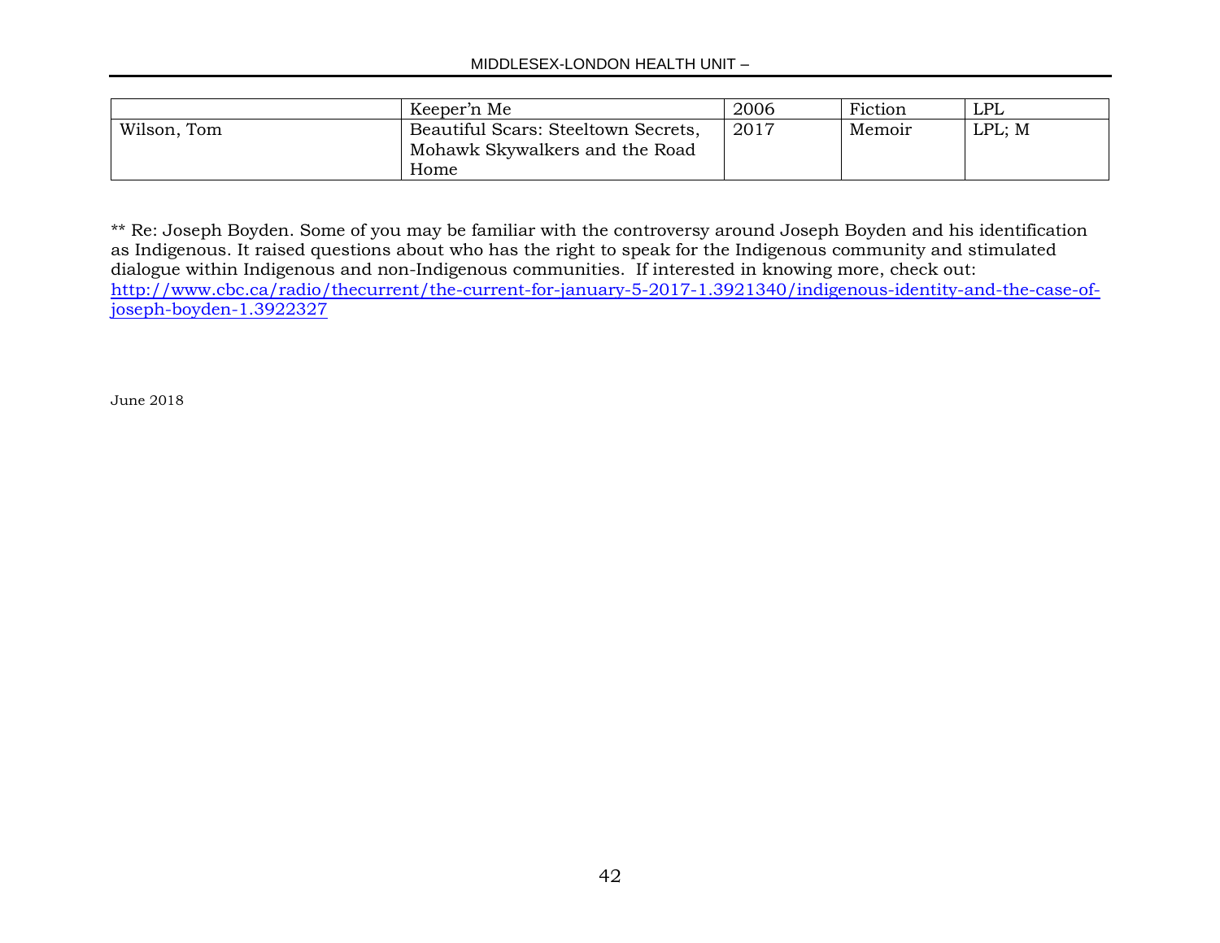| | | | | |
|---|---|---|---|---|
| | Keeper'n Me | 2006 | Fiction | LPL |
| Wilson, Tom | Beautiful Scars: Steeltown Secrets, Mohawk Skywalkers and the Road Home | 2017 | Memoir | LPL; M |

** Re: Joseph Boyden. Some of you may be familiar with the controversy around Joseph Boyden and his identification as Indigenous. It raised questions about who has the right to speak for the Indigenous community and stimulated dialogue within Indigenous and non-Indigenous communities. If interested in knowing more, check out: [http://www.cbc.ca/radio/thecurrent/the-current-for-january-5-2017-1.3921340/indigenous-identity-and-the-case-of-joseph-boyden-1.3922327](http://www.cbc.ca/radio/thecurrent/the-current-for-january-5-2017-1.3921340/indigenous-identity-and-the-case-of-joseph-boyden-1.3922327)

June 2018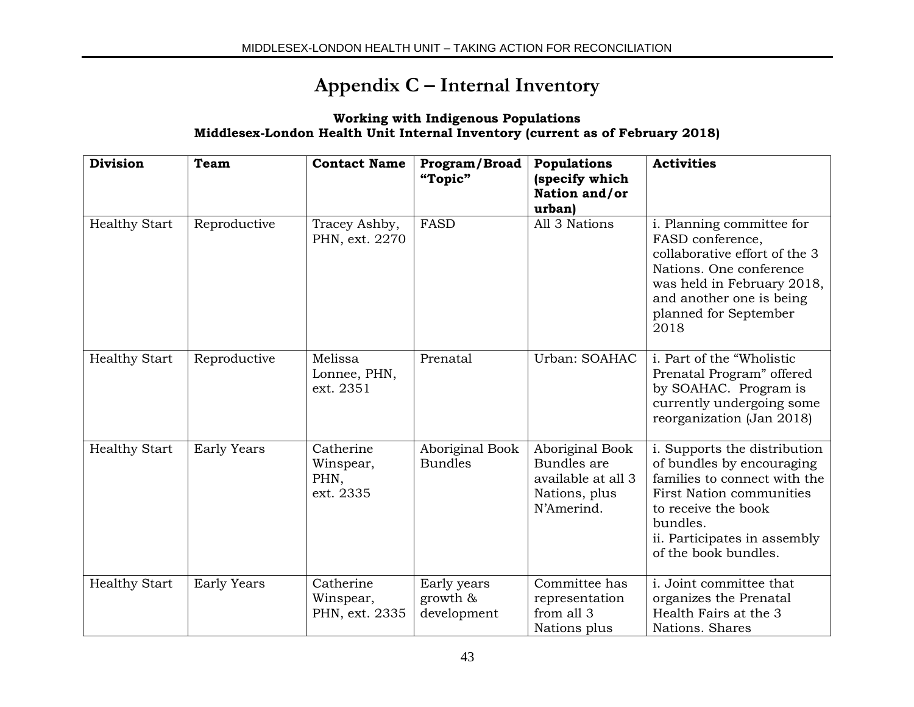# Appendix C – Internal Inventory

**Working with Indigenous Populations**
**Middlesex-London Health Unit Internal Inventory (current as of February 2018)**

| Division | Team | Contact Name | Program/Broad "Topic" | Populations (specify which Nation and/or urban) | Activities |
|---|---|---|---|---|---|
| Healthy Start | Reproductive | Tracey Ashby, PHN, ext. 2270 | FASD | All 3 Nations | i. Planning committee for FASD conference, collaborative effort of the 3 Nations. One conference was held in February 2018, and another one is being planned for September 2018 |
| Healthy Start | Reproductive | Melissa Lonnee, PHN, ext. 2351 | Prenatal | Urban: SOAHAC | i. Part of the "Wholistic Prenatal Program" offered by SOAHAC. Program is currently undergoing some reorganization (Jan 2018) |
| Healthy Start | Early Years | Catherine Winspear, PHN, ext. 2335 | Aboriginal Book Bundles | Aboriginal Book Bundles are available at all 3 Nations, plus N'Amerind. | i. Supports the distribution of bundles by encouraging families to connect with the First Nation communities to receive the book bundles.<br>ii. Participates in assembly of the book bundles. |
| Healthy Start | Early Years | Catherine Winspear, PHN, ext. 2335 | Early years growth & development | Committee has representation from all 3 Nations plus | i. Joint committee that organizes the Prenatal Health Fairs at the 3 Nations. Shares |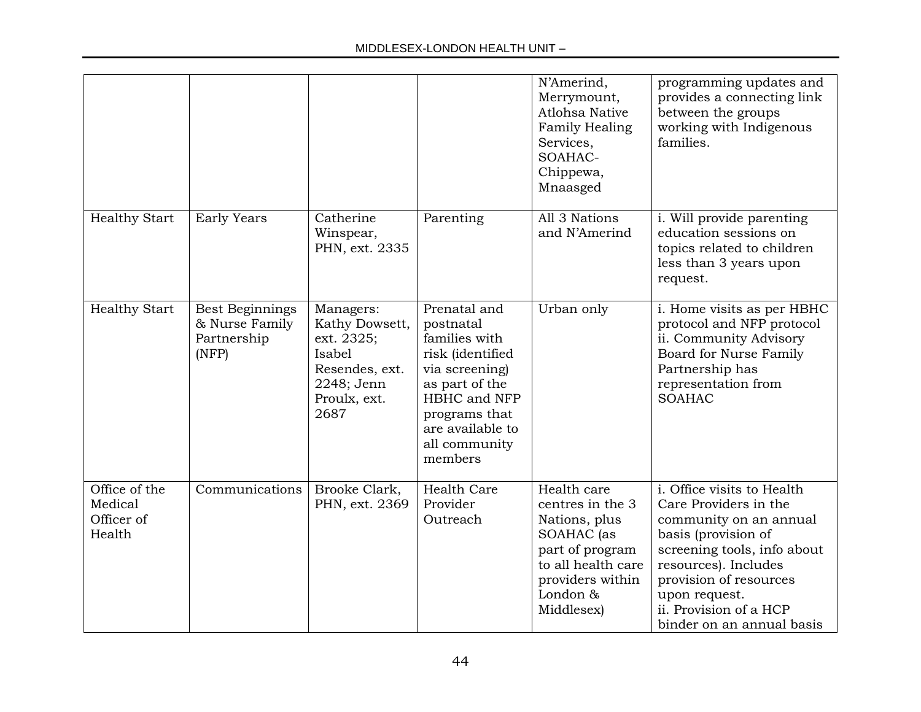| | | | | N'Amerind, Merrymount, Atlohsa Native Family Healing Services, SOAHAC-Chippewa, Mnaasged | programming updates and provides a connecting link between the groups working with Indigenous families. |
|---|---|---|---|---|---|
| Healthy Start | Early Years | Catherine Winspear, PHN, ext. 2335 | Parenting | All 3 Nations and N'Amerind | i. Will provide parenting education sessions on topics related to children less than 3 years upon request. |
| Healthy Start | Best Beginnings & Nurse Family Partnership (NFP) | Managers: Kathy Dowsett, ext. 2325; Isabel Resendes, ext. 2248; Jenn Proulx, ext. 2687 | Prenatal and postnatal families with risk (identified via screening) as part of the HBHC and NFP programs that are available to all community members | Urban only | i. Home visits as per HBHC protocol and NFP protocol<br>ii. Community Advisory Board for Nurse Family Partnership has representation from SOAHAC |
| Office of the Medical Officer of Health | Communications | Brooke Clark, PHN, ext. 2369 | Health Care Provider Outreach | Health care centres in the 3 Nations, plus SOAHAC (as part of program to all health care providers within London & Middlesex) | i. Office visits to Health Care Providers in the community on an annual basis (provision of screening tools, info about resources). Includes provision of resources upon request.<br>ii. Provision of a HCP binder on an annual basis |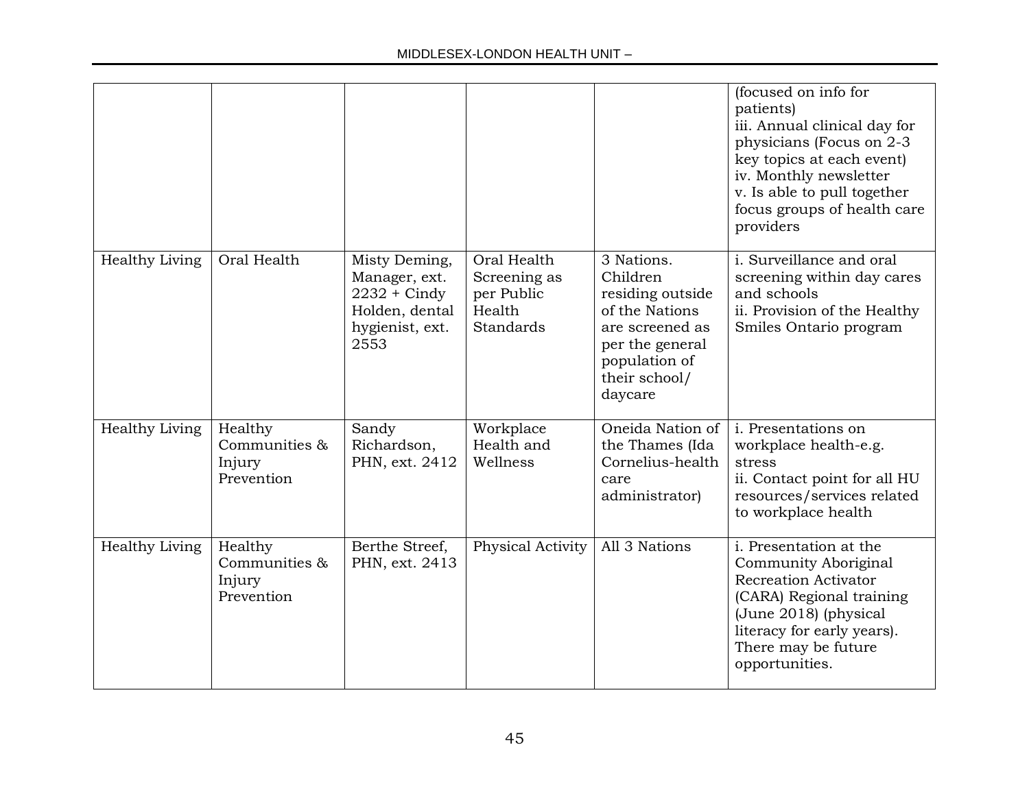| | | | | | |
|---|---|---|---|---|---|
| | | | | | (focused on info for patients)<br>iii. Annual clinical day for physicians (Focus on 2-3 key topics at each event)<br>iv. Monthly newsletter<br>v. Is able to pull together focus groups of health care providers |
| Healthy Living | Oral Health | Misty Deming, Manager, ext. 2232 + Cindy Holden, dental hygienist, ext. 2553 | Oral Health Screening as per Public Health Standards | 3 Nations. Children residing outside of the Nations are screened as per the general population of their school/ daycare | i. Surveillance and oral screening within day cares and schools<br>ii. Provision of the Healthy Smiles Ontario program |
| Healthy Living | Healthy Communities & Injury Prevention | Sandy Richardson, PHN, ext. 2412 | Workplace Health and Wellness | Oneida Nation of the Thames (Ida Cornelius-health care administrator) | i. Presentations on workplace health-e.g. stress<br>ii. Contact point for all HU resources/services related to workplace health |
| Healthy Living | Healthy Communities & Injury Prevention | Berthe Streef, PHN, ext. 2413 | Physical Activity | All 3 Nations | i. Presentation at the Community Aboriginal Recreation Activator (CARA) Regional training (June 2018) (physical literacy for early years). There may be future opportunities. |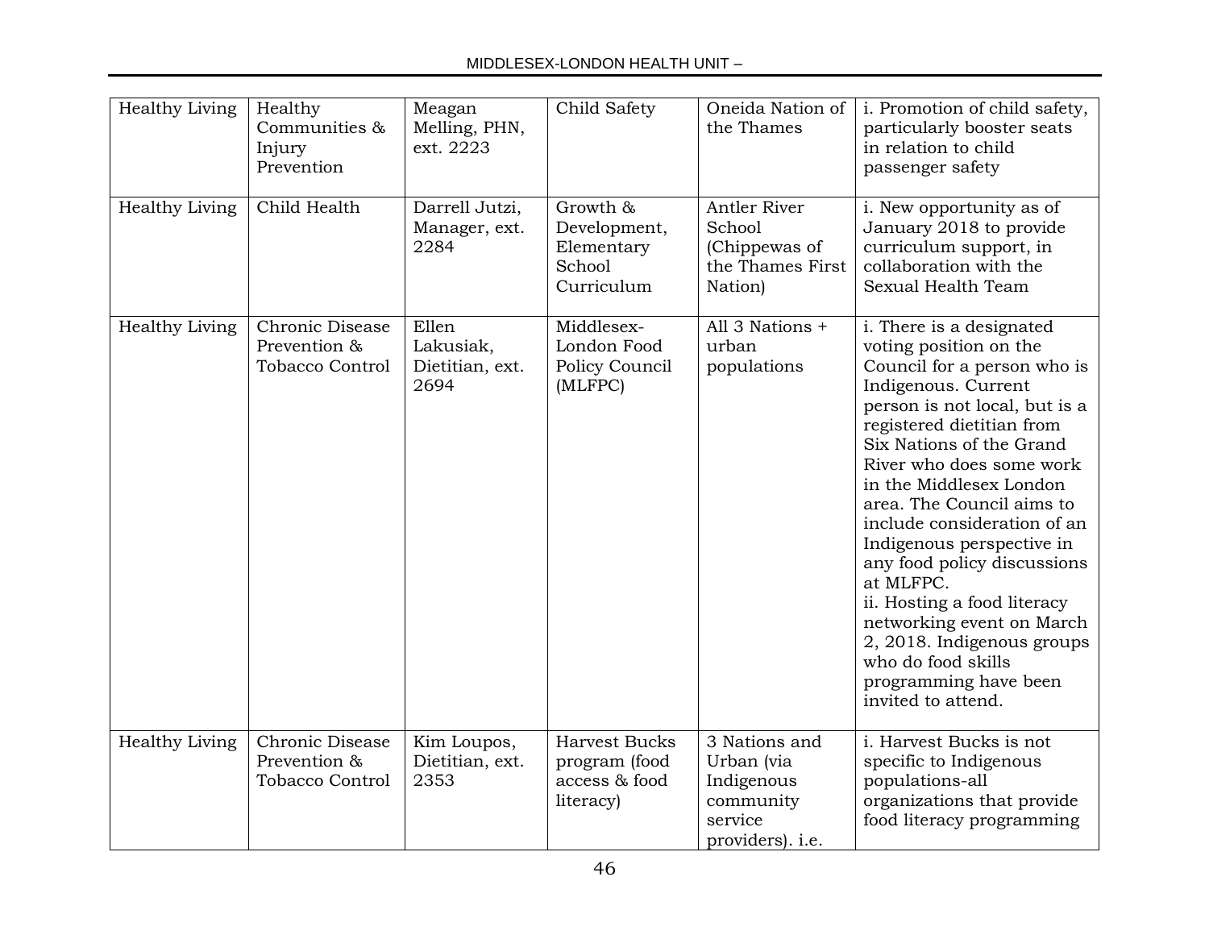| Healthy Living | Healthy Communities & Injury Prevention | Meagan Melling, PHN, ext. 2223 | Child Safety | Oneida Nation of the Thames | i. Promotion of child safety, particularly booster seats in relation to child passenger safety |
|---|---|---|---|---|---|
| Healthy Living | Child Health | Darrell Jutzi, Manager, ext. 2284 | Growth & Development, Elementary School Curriculum | Antler River School (Chippewas of the Thames First Nation) | i. New opportunity as of January 2018 to provide curriculum support, in collaboration with the Sexual Health Team |
| Healthy Living | Chronic Disease Prevention & Tobacco Control | Ellen Lakusiak, Dietitian, ext. 2694 | Middlesex-London Food Policy Council (MLFPC) | All 3 Nations + urban populations | i. There is a designated voting position on the Council for a person who is Indigenous. Current person is not local, but is a registered dietitian from Six Nations of the Grand River who does some work in the Middlesex London area. The Council aims to include consideration of an Indigenous perspective in any food policy discussions at MLFPC.<br>ii. Hosting a food literacy networking event on March 2, 2018. Indigenous groups who do food skills programming have been invited to attend. |
| Healthy Living | Chronic Disease Prevention & Tobacco Control | Kim Loupos, Dietitian, ext. 2353 | Harvest Bucks program (food access & food literacy) | 3 Nations and Urban (via Indigenous community service providers). i.e. | i. Harvest Bucks is not specific to Indigenous populations-all organizations that provide food literacy programming |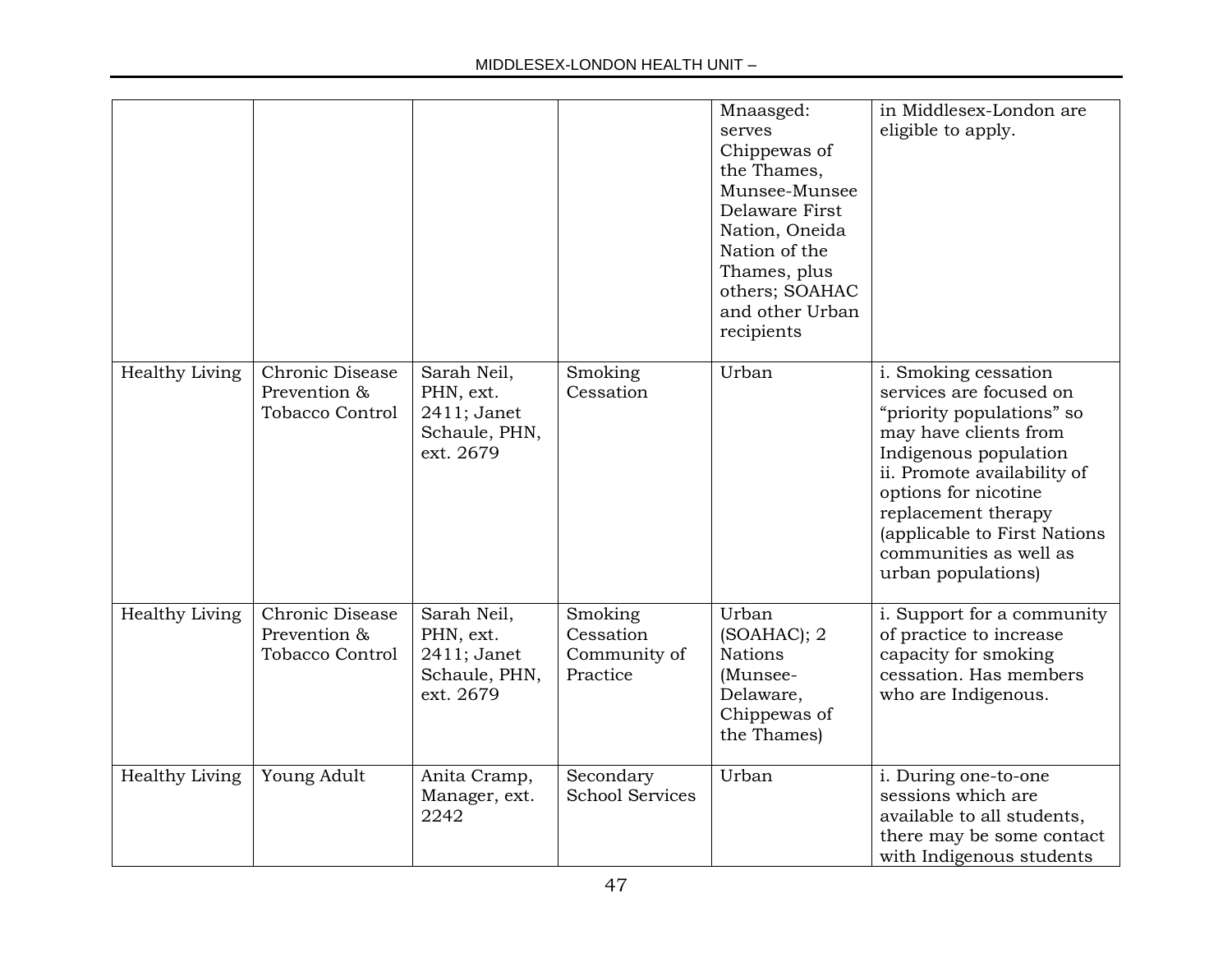| | | | | Mnaasged: serves Chippewas of the Thames, Munsee-Munsee Delaware First Nation, Oneida Nation of the Thames, plus others; SOAHAC and other Urban recipients | in Middlesex-London are eligible to apply. |
|---|---|---|---|---|---|
| Healthy Living | Chronic Disease Prevention & Tobacco Control | Sarah Neil, PHN, ext. 2411; Janet Schaule, PHN, ext. 2679 | Smoking Cessation | Urban | i. Smoking cessation services are focused on "priority populations" so may have clients from Indigenous population<br>ii. Promote availability of options for nicotine replacement therapy (applicable to First Nations communities as well as urban populations) |
| Healthy Living | Chronic Disease Prevention & Tobacco Control | Sarah Neil, PHN, ext. 2411; Janet Schaule, PHN, ext. 2679 | Smoking Cessation Community of Practice | Urban (SOAHAC); 2 Nations (Munsee-Delaware, Chippewas of the Thames) | i. Support for a community of practice to increase capacity for smoking cessation. Has members who are Indigenous. |
| Healthy Living | Young Adult | Anita Cramp, Manager, ext. 2242 | Secondary School Services | Urban | i. During one-to-one sessions which are available to all students, there may be some contact with Indigenous students |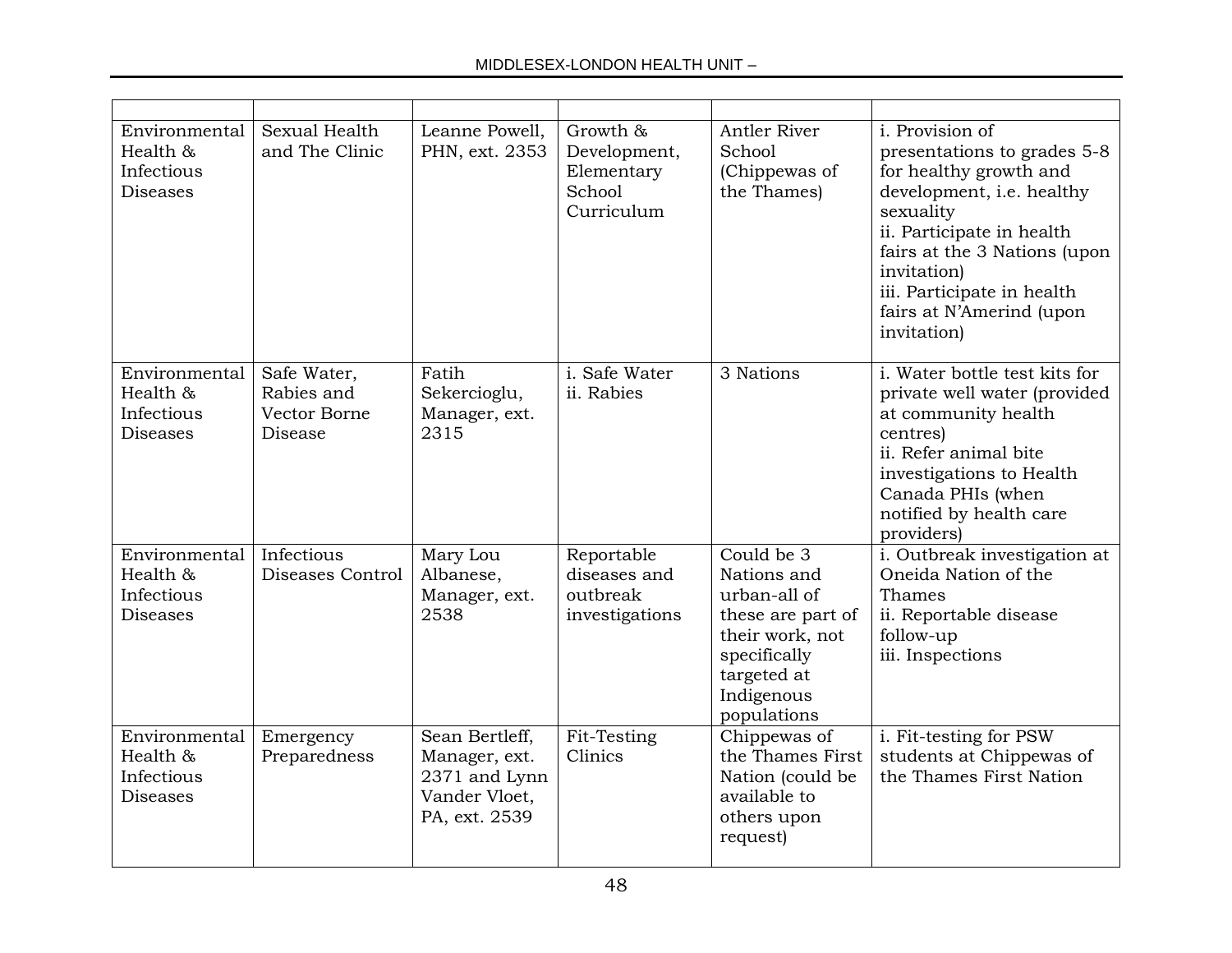| | | | | | |
|---|---|---|---|---|---|
| Environmental Health & Infectious Diseases | Sexual Health and The Clinic | Leanne Powell, PHN, ext. 2353 | Growth & Development, Elementary School Curriculum | Antler River School (Chippewas of the Thames) | i. Provision of presentations to grades 5-8 for healthy growth and development, i.e. healthy sexuality<br>ii. Participate in health fairs at the 3 Nations (upon invitation)<br>iii. Participate in health fairs at N'Amerind (upon invitation) |
| Environmental Health & Infectious Diseases | Safe Water, Rabies and Vector Borne Disease | Fatih Sekercioglu, Manager, ext. 2315 | i. Safe Water<br>ii. Rabies | 3 Nations | i. Water bottle test kits for private well water (provided at community health centres)<br>ii. Refer animal bite investigations to Health Canada PHIs (when notified by health care providers) |
| Environmental Health & Infectious Diseases | Infectious Diseases Control | Mary Lou Albanese, Manager, ext. 2538 | Reportable diseases and outbreak investigations | Could be 3 Nations and urban-all of these are part of their work, not specifically targeted at Indigenous populations | i. Outbreak investigation at Oneida Nation of the Thames<br>ii. Reportable disease follow-up<br>iii. Inspections |
| Environmental Health & Infectious Diseases | Emergency Preparedness | Sean Bertleff, Manager, ext. 2371 and Lynn Vander Vloet, PA, ext. 2539 | Fit-Testing Clinics | Chippewas of the Thames First Nation (could be available to others upon request) | i. Fit-testing for PSW students at Chippewas of the Thames First Nation |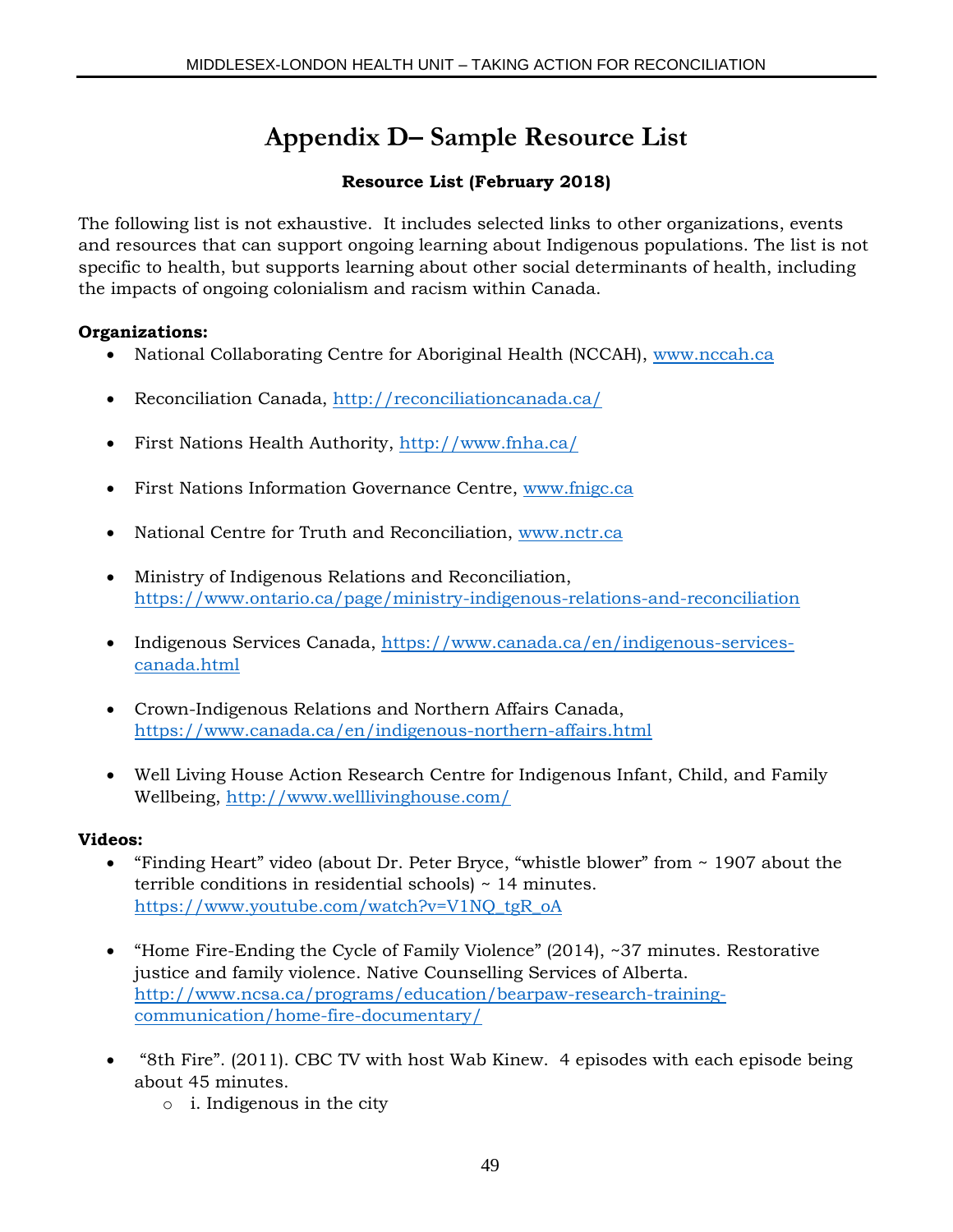# Appendix D– Sample Resource List

**Resource List (February 2018)**

The following list is not exhaustive. It includes selected links to other organizations, events and resources that can support ongoing learning about Indigenous populations. The list is not specific to health, but supports learning about other social determinants of health, including the impacts of ongoing colonialism and racism within Canada.

**Organizations:**

- National Collaborating Centre for Aboriginal Health (NCCAH), www.nccah.ca
- Reconciliation Canada, http://reconciliationcanada.ca/
- First Nations Health Authority, http://www.fnha.ca/
- First Nations Information Governance Centre, www.fnigc.ca
- National Centre for Truth and Reconciliation, www.nctr.ca
- Ministry of Indigenous Relations and Reconciliation, https://www.ontario.ca/page/ministry-indigenous-relations-and-reconciliation
- Indigenous Services Canada, https://www.canada.ca/en/indigenous-services-canada.html
- Crown-Indigenous Relations and Northern Affairs Canada, https://www.canada.ca/en/indigenous-northern-affairs.html
- Well Living House Action Research Centre for Indigenous Infant, Child, and Family Wellbeing, http://www.welllivinghouse.com/

**Videos:**

- "Finding Heart" video (about Dr. Peter Bryce, "whistle blower" from ~ 1907 about the terrible conditions in residential schools) ~ 14 minutes. https://www.youtube.com/watch?v=V1NQ_tgR_oA
- "Home Fire-Ending the Cycle of Family Violence" (2014), ~37 minutes. Restorative justice and family violence. Native Counselling Services of Alberta. http://www.ncsa.ca/programs/education/bearpaw-research-training-communication/home-fire-documentary/
- "8th Fire". (2011). CBC TV with host Wab Kinew. 4 episodes with each episode being about 45 minutes.
    - i. Indigenous in the city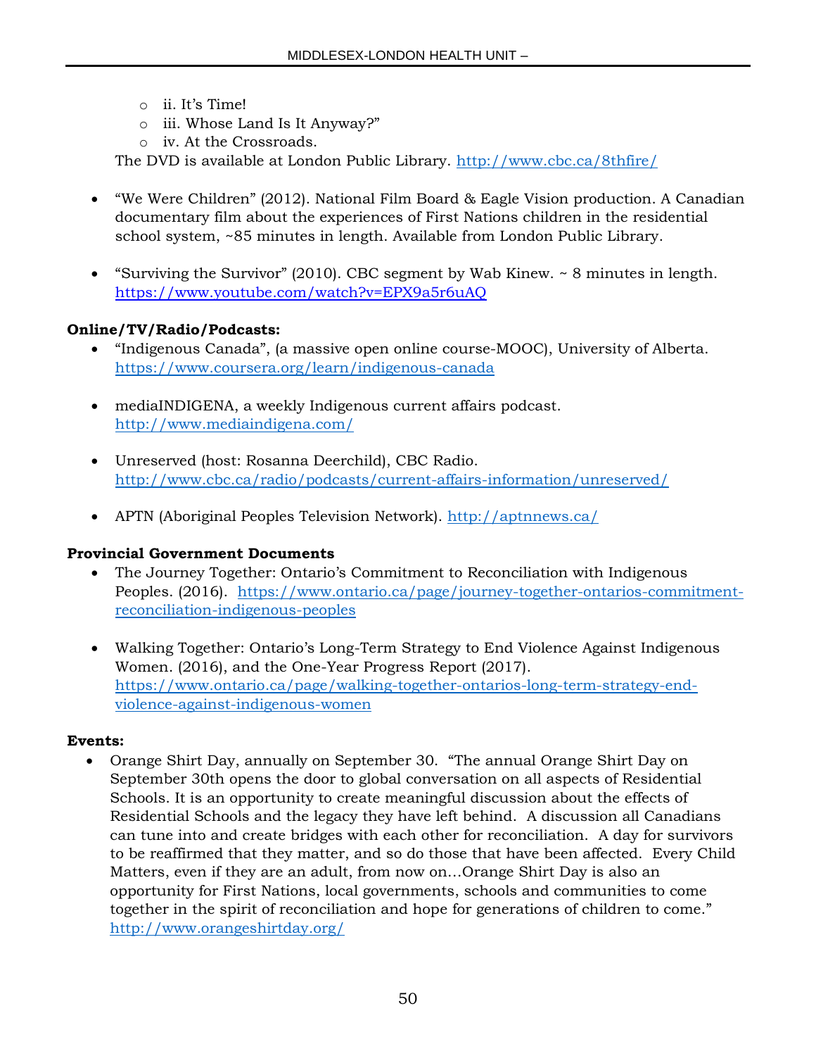- ii. It's Time!
    - iii. Whose Land Is It Anyway?"
    - iv. At the Crossroads.

  The DVD is available at London Public Library. http://www.cbc.ca/8thfire/

- "We Were Children" (2012). National Film Board & Eagle Vision production. A Canadian documentary film about the experiences of First Nations children in the residential school system, ~85 minutes in length. Available from London Public Library.

- "Surviving the Survivor" (2010). CBC segment by Wab Kinew. ~ 8 minutes in length. https://www.youtube.com/watch?v=EPX9a5r6uAQ

**Online/TV/Radio/Podcasts:**

- "Indigenous Canada", (a massive open online course-MOOC), University of Alberta. https://www.coursera.org/learn/indigenous-canada

- mediaINDIGENA, a weekly Indigenous current affairs podcast. http://www.mediaindigena.com/

- Unreserved (host: Rosanna Deerchild), CBC Radio. http://www.cbc.ca/radio/podcasts/current-affairs-information/unreserved/

- APTN (Aboriginal Peoples Television Network). http://aptnnews.ca/

**Provincial Government Documents**

- The Journey Together: Ontario's Commitment to Reconciliation with Indigenous Peoples. (2016). https://www.ontario.ca/page/journey-together-ontarios-commitment-reconciliation-indigenous-peoples

- Walking Together: Ontario's Long-Term Strategy to End Violence Against Indigenous Women. (2016), and the One-Year Progress Report (2017). https://www.ontario.ca/page/walking-together-ontarios-long-term-strategy-end-violence-against-indigenous-women

**Events:**

- Orange Shirt Day, annually on September 30. "The annual Orange Shirt Day on September 30th opens the door to global conversation on all aspects of Residential Schools. It is an opportunity to create meaningful discussion about the effects of Residential Schools and the legacy they have left behind. A discussion all Canadians can tune into and create bridges with each other for reconciliation. A day for survivors to be reaffirmed that they matter, and so do those that have been affected. Every Child Matters, even if they are an adult, from now on…Orange Shirt Day is also an opportunity for First Nations, local governments, schools and communities to come together in the spirit of reconciliation and hope for generations of children to come." http://www.orangeshirtday.org/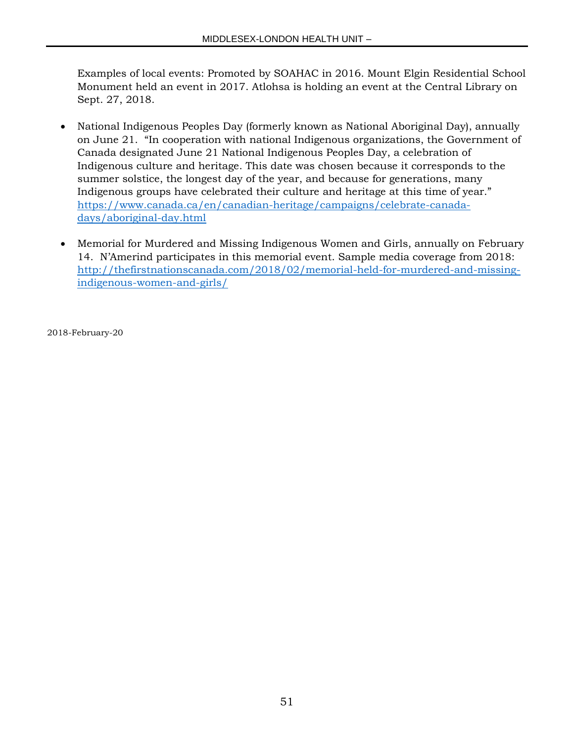Examples of local events: Promoted by SOAHAC in 2016. Mount Elgin Residential School Monument held an event in 2017. Atlohsa is holding an event at the Central Library on Sept. 27, 2018.

- National Indigenous Peoples Day (formerly known as National Aboriginal Day), annually on June 21. "In cooperation with national Indigenous organizations, the Government of Canada designated June 21 National Indigenous Peoples Day, a celebration of Indigenous culture and heritage. This date was chosen because it corresponds to the summer solstice, the longest day of the year, and because for generations, many Indigenous groups have celebrated their culture and heritage at this time of year." [https://www.canada.ca/en/canadian-heritage/campaigns/celebrate-canada-days/aboriginal-day.html](https://www.canada.ca/en/canadian-heritage/campaigns/celebrate-canada-days/aboriginal-day.html)

- Memorial for Murdered and Missing Indigenous Women and Girls, annually on February 14. N'Amerind participates in this memorial event. Sample media coverage from 2018: [http://thefirstnationscanada.com/2018/02/memorial-held-for-murdered-and-missing-indigenous-women-and-girls/](http://thefirstnationscanada.com/2018/02/memorial-held-for-murdered-and-missing-indigenous-women-and-girls/)

2018-February-20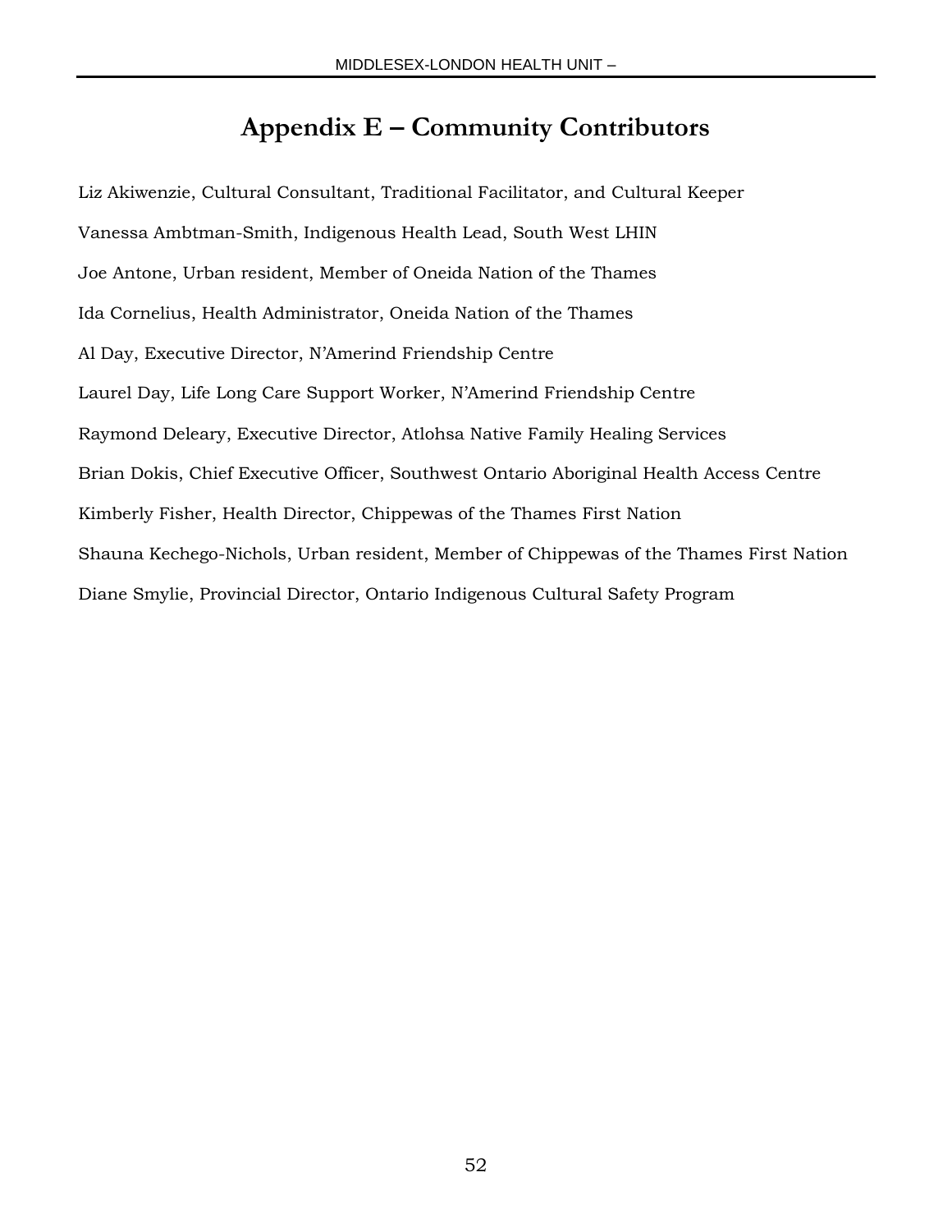# Appendix E – Community Contributors

Liz Akiwenzie, Cultural Consultant, Traditional Facilitator, and Cultural Keeper

Vanessa Ambtman-Smith, Indigenous Health Lead, South West LHIN

Joe Antone, Urban resident, Member of Oneida Nation of the Thames

Ida Cornelius, Health Administrator, Oneida Nation of the Thames

Al Day, Executive Director, N'Amerind Friendship Centre

Laurel Day, Life Long Care Support Worker, N'Amerind Friendship Centre

Raymond Deleary, Executive Director, Atlohsa Native Family Healing Services

Brian Dokis, Chief Executive Officer, Southwest Ontario Aboriginal Health Access Centre

Kimberly Fisher, Health Director, Chippewas of the Thames First Nation

Shauna Kechego-Nichols, Urban resident, Member of Chippewas of the Thames First Nation

Diane Smylie, Provincial Director, Ontario Indigenous Cultural Safety Program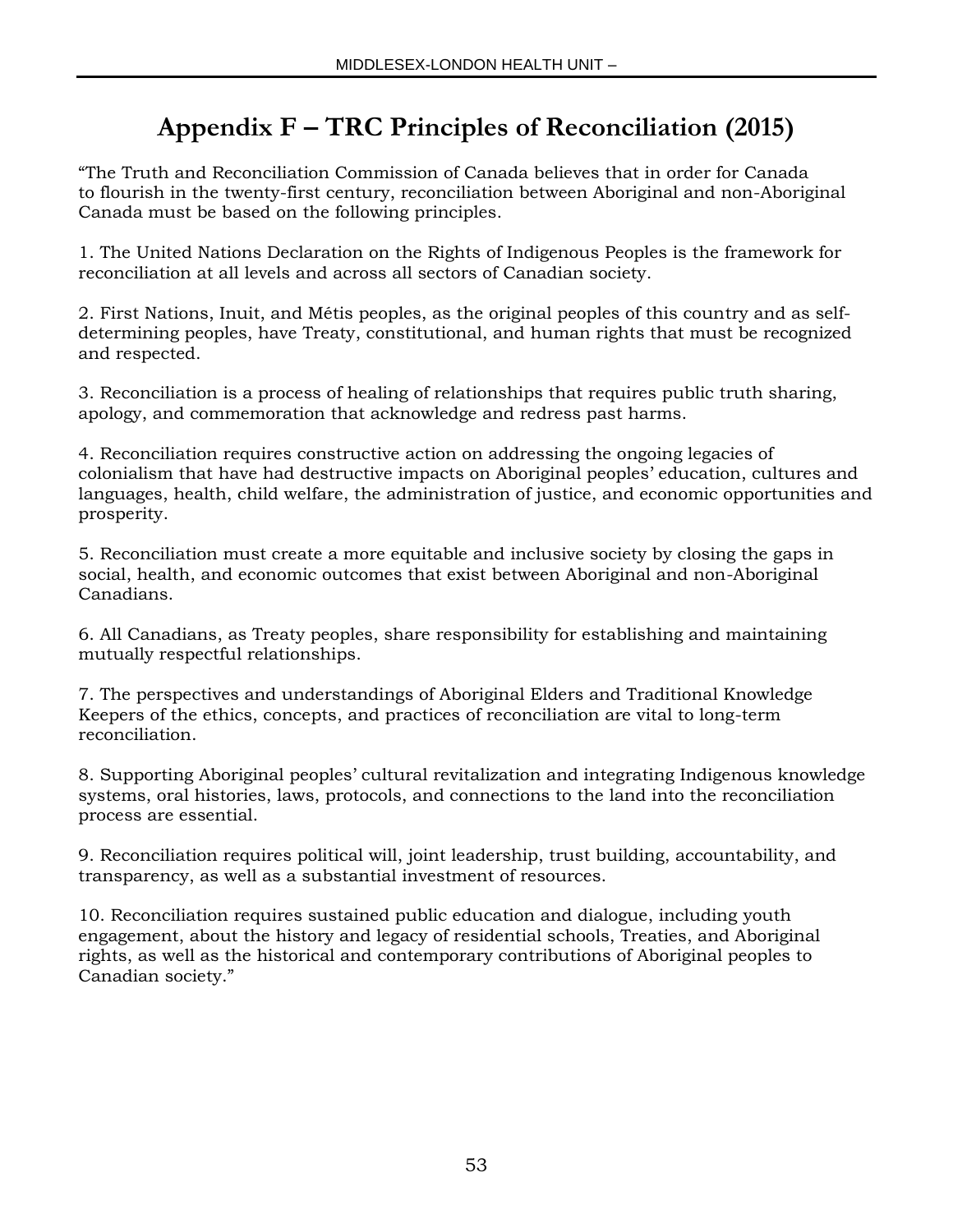# Appendix F – TRC Principles of Reconciliation (2015)

"The Truth and Reconciliation Commission of Canada believes that in order for Canada to flourish in the twenty-first century, reconciliation between Aboriginal and non-Aboriginal Canada must be based on the following principles.

1. The United Nations Declaration on the Rights of Indigenous Peoples is the framework for reconciliation at all levels and across all sectors of Canadian society.

2. First Nations, Inuit, and Métis peoples, as the original peoples of this country and as self-determining peoples, have Treaty, constitutional, and human rights that must be recognized and respected.

3. Reconciliation is a process of healing of relationships that requires public truth sharing, apology, and commemoration that acknowledge and redress past harms.

4. Reconciliation requires constructive action on addressing the ongoing legacies of colonialism that have had destructive impacts on Aboriginal peoples' education, cultures and languages, health, child welfare, the administration of justice, and economic opportunities and prosperity.

5. Reconciliation must create a more equitable and inclusive society by closing the gaps in social, health, and economic outcomes that exist between Aboriginal and non-Aboriginal Canadians.

6. All Canadians, as Treaty peoples, share responsibility for establishing and maintaining mutually respectful relationships.

7. The perspectives and understandings of Aboriginal Elders and Traditional Knowledge Keepers of the ethics, concepts, and practices of reconciliation are vital to long-term reconciliation.

8. Supporting Aboriginal peoples' cultural revitalization and integrating Indigenous knowledge systems, oral histories, laws, protocols, and connections to the land into the reconciliation process are essential.

9. Reconciliation requires political will, joint leadership, trust building, accountability, and transparency, as well as a substantial investment of resources.

10. Reconciliation requires sustained public education and dialogue, including youth engagement, about the history and legacy of residential schools, Treaties, and Aboriginal rights, as well as the historical and contemporary contributions of Aboriginal peoples to Canadian society."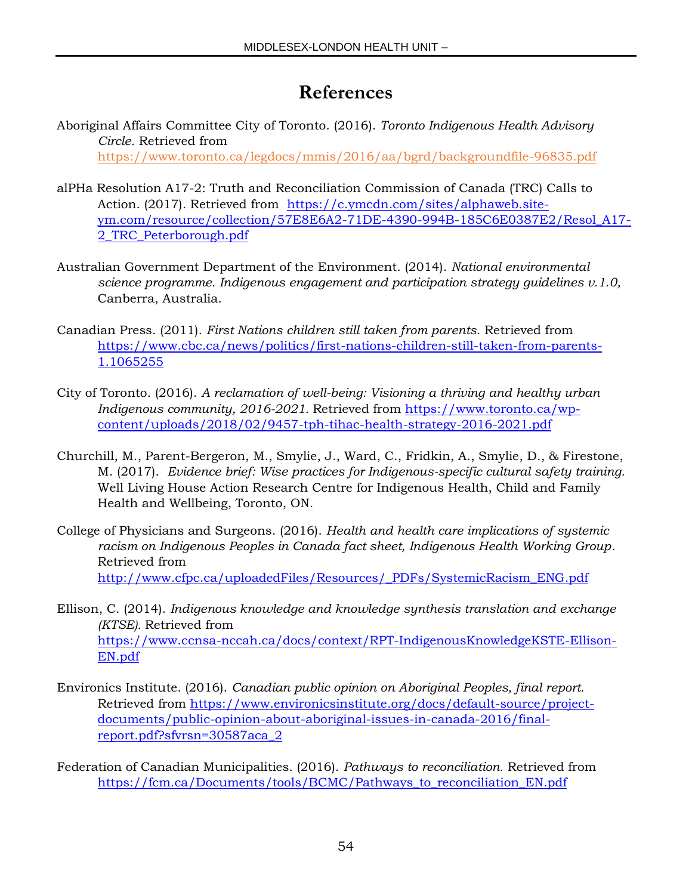# References

Aboriginal Affairs Committee City of Toronto. (2016). *Toronto Indigenous Health Advisory Circle.* Retrieved from https://www.toronto.ca/legdocs/mmis/2016/aa/bgrd/backgroundfile-96835.pdf

alPHa Resolution A17-2: Truth and Reconciliation Commission of Canada (TRC) Calls to Action. (2017). Retrieved from https://c.ymcdn.com/sites/alphaweb.site-ym.com/resource/collection/57E8E6A2-71DE-4390-994B-185C6E0387E2/Resol_A17-2_TRC_Peterborough.pdf

Australian Government Department of the Environment. (2014). *National environmental science programme. Indigenous engagement and participation strategy guidelines v.1.0,* Canberra, Australia.

Canadian Press. (2011). *First Nations children still taken from parents.* Retrieved from https://www.cbc.ca/news/politics/first-nations-children-still-taken-from-parents-1.1065255

City of Toronto. (2016). *A reclamation of well-being: Visioning a thriving and healthy urban Indigenous community, 2016-2021.* Retrieved from https://www.toronto.ca/wp-content/uploads/2018/02/9457-tph-tihac-health-strategy-2016-2021.pdf

Churchill, M., Parent-Bergeron, M., Smylie, J., Ward, C., Fridkin, A., Smylie, D., & Firestone, M. (2017). *Evidence brief: Wise practices for Indigenous-specific cultural safety training.* Well Living House Action Research Centre for Indigenous Health, Child and Family Health and Wellbeing, Toronto, ON.

College of Physicians and Surgeons. (2016). *Health and health care implications of systemic racism on Indigenous Peoples in Canada fact sheet, Indigenous Health Working Group*. Retrieved from http://www.cfpc.ca/uploadedFiles/Resources/_PDFs/SystemicRacism_ENG.pdf

Ellison, C. (2014). *Indigenous knowledge and knowledge synthesis translation and exchange (KTSE).* Retrieved from https://www.ccnsa-nccah.ca/docs/context/RPT-IndigenousKnowledgeKSTE-Ellison-EN.pdf

Environics Institute. (2016). *Canadian public opinion on Aboriginal Peoples, final report.* Retrieved from https://www.environicsinstitute.org/docs/default-source/project-documents/public-opinion-about-aboriginal-issues-in-canada-2016/final-report.pdf?sfvrsn=30587aca_2

Federation of Canadian Municipalities. (2016). *Pathways to reconciliation.* Retrieved from https://fcm.ca/Documents/tools/BCMC/Pathways_to_reconciliation_EN.pdf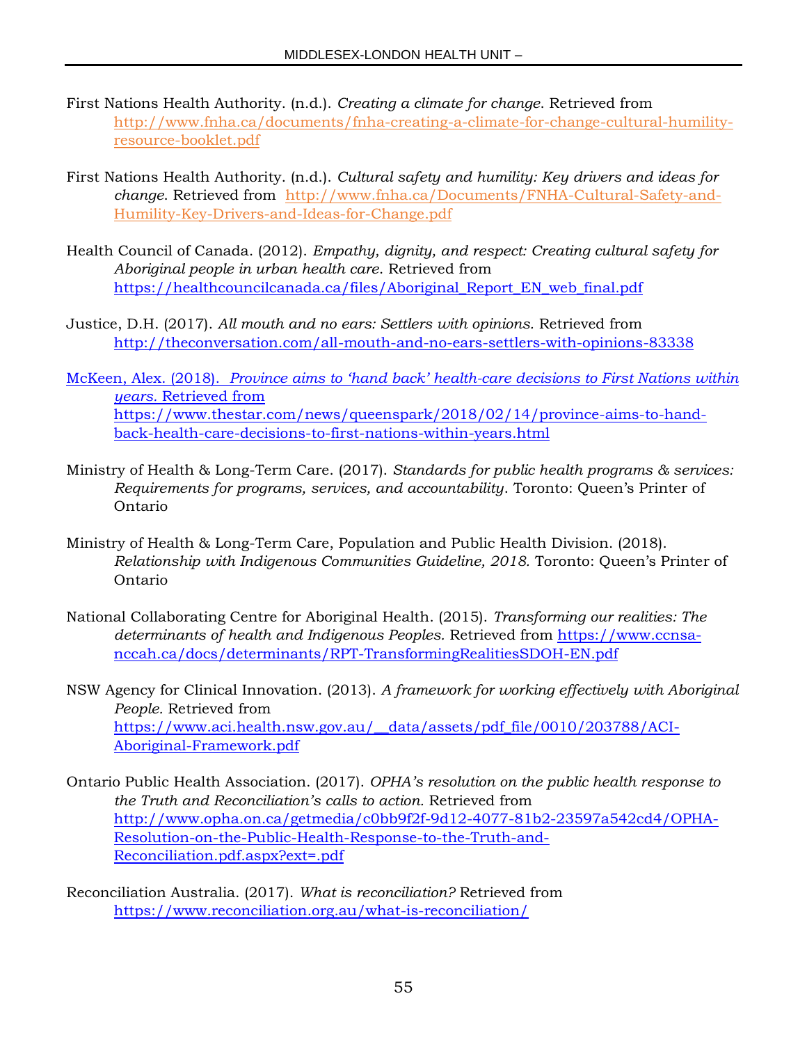First Nations Health Authority. (n.d.). *Creating a climate for change*. Retrieved from http://www.fnha.ca/documents/fnha-creating-a-climate-for-change-cultural-humility-resource-booklet.pdf

First Nations Health Authority. (n.d.). *Cultural safety and humility: Key drivers and ideas for change*. Retrieved from http://www.fnha.ca/Documents/FNHA-Cultural-Safety-and-Humility-Key-Drivers-and-Ideas-for-Change.pdf

Health Council of Canada. (2012). *Empathy, dignity, and respect: Creating cultural safety for Aboriginal people in urban health care*. Retrieved from https://healthcouncilcanada.ca/files/Aboriginal_Report_EN_web_final.pdf

Justice, D.H. (2017). *All mouth and no ears: Settlers with opinions.* Retrieved from http://theconversation.com/all-mouth-and-no-ears-settlers-with-opinions-83338

McKeen, Alex. (2018). *Province aims to 'hand back' health-care decisions to First Nations within years.* Retrieved from https://www.thestar.com/news/queenspark/2018/02/14/province-aims-to-hand-back-health-care-decisions-to-first-nations-within-years.html

Ministry of Health & Long-Term Care. (2017). *Standards for public health programs & services: Requirements for programs, services, and accountability*. Toronto: Queen's Printer of Ontario

Ministry of Health & Long-Term Care, Population and Public Health Division. (2018). *Relationship with Indigenous Communities Guideline, 2018.* Toronto: Queen's Printer of Ontario

National Collaborating Centre for Aboriginal Health. (2015). *Transforming our realities: The determinants of health and Indigenous Peoples.* Retrieved from https://www.ccnsa-nccah.ca/docs/determinants/RPT-TransformingRealitiesSDOH-EN.pdf

NSW Agency for Clinical Innovation. (2013). *A framework for working effectively with Aboriginal People.* Retrieved from https://www.aci.health.nsw.gov.au/__data/assets/pdf_file/0010/203788/ACI-Aboriginal-Framework.pdf

Ontario Public Health Association. (2017). *OPHA's resolution on the public health response to the Truth and Reconciliation's calls to action.* Retrieved from http://www.opha.on.ca/getmedia/c0bb9f2f-9d12-4077-81b2-23597a542cd4/OPHA-Resolution-on-the-Public-Health-Response-to-the-Truth-and-Reconciliation.pdf.aspx?ext=.pdf

Reconciliation Australia. (2017). *What is reconciliation?* Retrieved from https://www.reconciliation.org.au/what-is-reconciliation/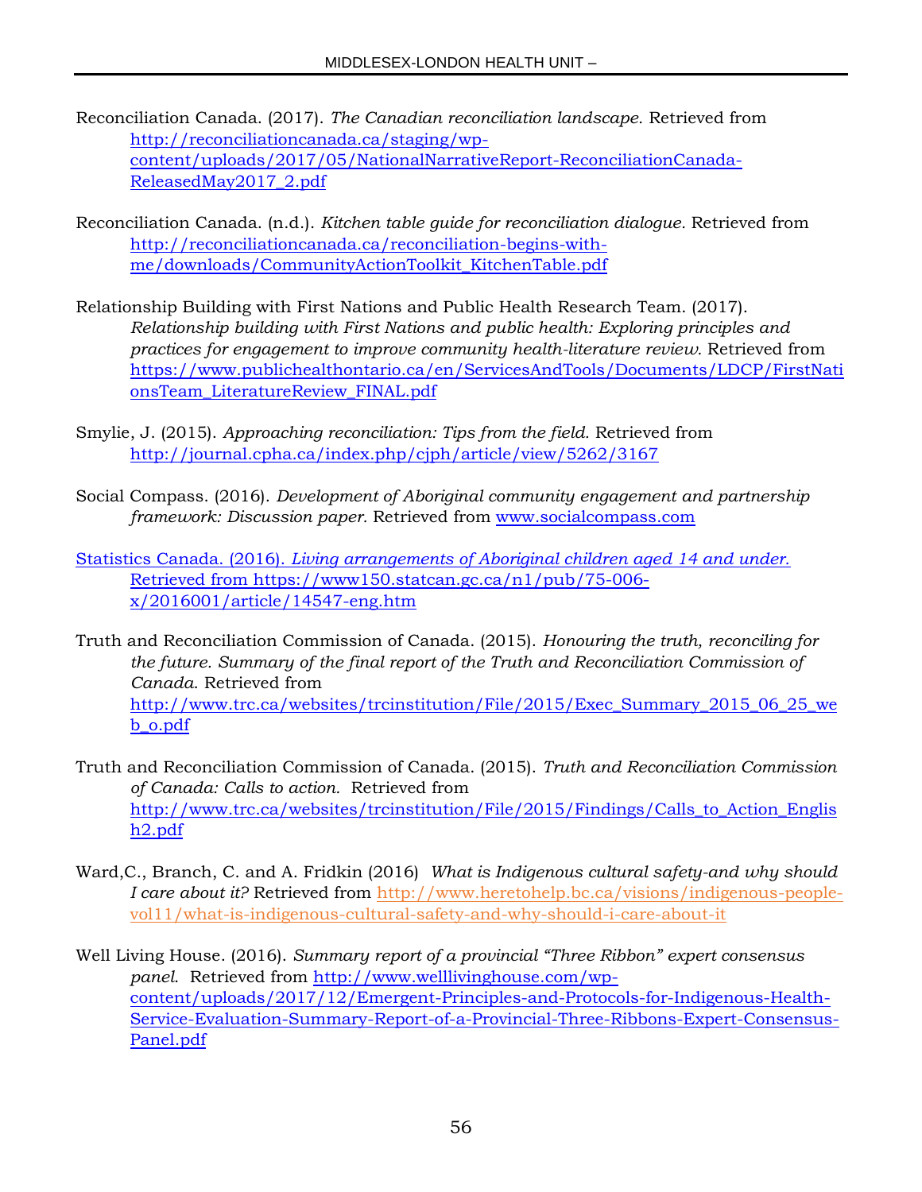Reconciliation Canada. (2017). *The Canadian reconciliation landscape.* Retrieved from http://reconciliationcanada.ca/staging/wp-content/uploads/2017/05/NationalNarrativeReport-ReconciliationCanada-ReleasedMay2017_2.pdf

Reconciliation Canada. (n.d.). *Kitchen table guide for reconciliation dialogue.* Retrieved from http://reconciliationcanada.ca/reconciliation-begins-with-me/downloads/CommunityActionToolkit_KitchenTable.pdf

Relationship Building with First Nations and Public Health Research Team. (2017). *Relationship building with First Nations and public health: Exploring principles and practices for engagement to improve community health-literature review.* Retrieved from https://www.publichealthontario.ca/en/ServicesAndTools/Documents/LDCP/FirstNationsTeam_LiteratureReview_FINAL.pdf

Smylie, J. (2015). *Approaching reconciliation: Tips from the field.* Retrieved from http://journal.cpha.ca/index.php/cjph/article/view/5262/3167

Social Compass. (2016). *Development of Aboriginal community engagement and partnership framework: Discussion paper.* Retrieved from www.socialcompass.com

Statistics Canada. (2016). *Living arrangements of Aboriginal children aged 14 and under.* Retrieved from https://www150.statcan.gc.ca/n1/pub/75-006-x/2016001/article/14547-eng.htm

Truth and Reconciliation Commission of Canada. (2015). *Honouring the truth, reconciling for the future. Summary of the final report of the Truth and Reconciliation Commission of Canada.* Retrieved from http://www.trc.ca/websites/trcinstitution/File/2015/Exec_Summary_2015_06_25_web_o.pdf

Truth and Reconciliation Commission of Canada. (2015). *Truth and Reconciliation Commission of Canada: Calls to action.* Retrieved from http://www.trc.ca/websites/trcinstitution/File/2015/Findings/Calls_to_Action_English2.pdf

Ward,C., Branch, C. and A. Fridkin (2016) *What is Indigenous cultural safety-and why should I care about it?* Retrieved from http://www.heretohelp.bc.ca/visions/indigenous-people-vol11/what-is-indigenous-cultural-safety-and-why-should-i-care-about-it

Well Living House. (2016). *Summary report of a provincial "Three Ribbon" expert consensus panel.* Retrieved from http://www.welllivinghouse.com/wp-content/uploads/2017/12/Emergent-Principles-and-Protocols-for-Indigenous-Health-Service-Evaluation-Summary-Report-of-a-Provincial-Three-Ribbons-Expert-Consensus-Panel.pdf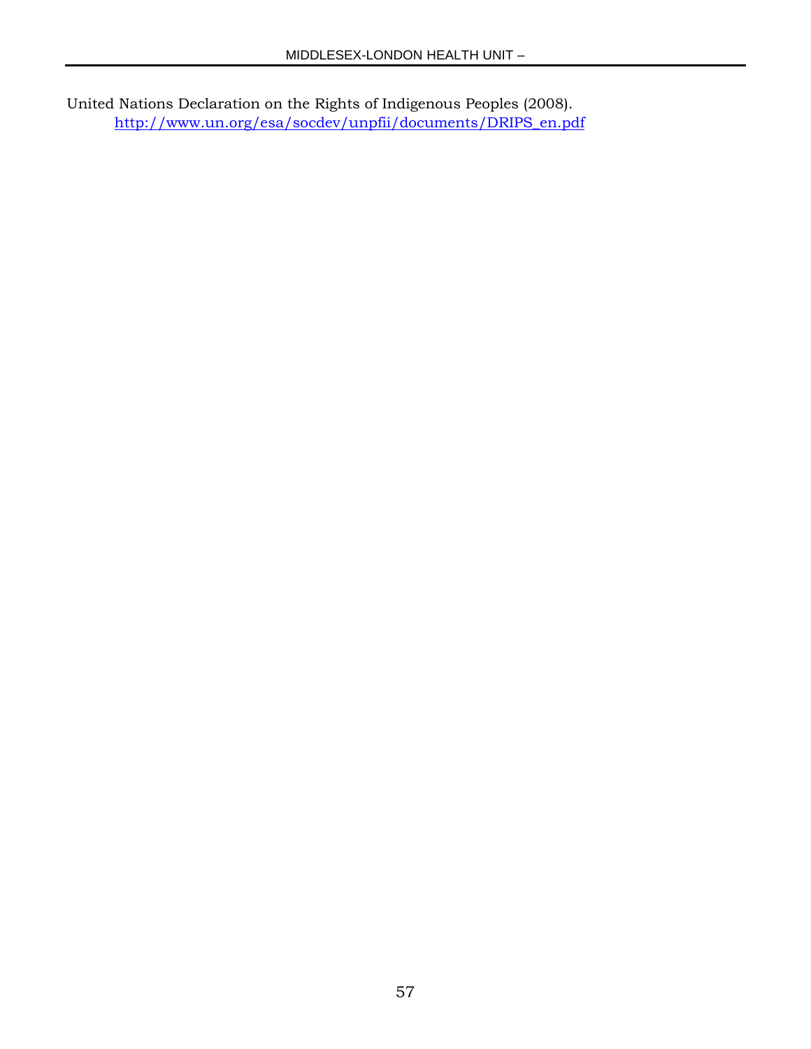United Nations Declaration on the Rights of Indigenous Peoples (2008).
    http://www.un.org/esa/socdev/unpfii/documents/DRIPS_en.pdf